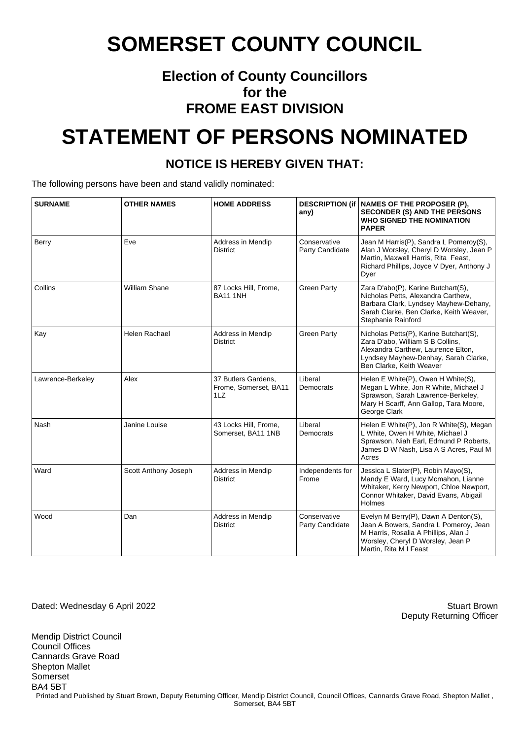# SOMERSET COUNTY COUNCIL

## Election of County Councillors for the FROME EAST DIVISION

# STATEMENT OF PERSONS NOMINATED

### NOTICE IS HEREBY GIVEN THAT:

The following persons have been and stand validly nominated:

| SURNAME | OTHER NAMES | HOME ADDRESS | DESCRIPTION (if any) | NAMES OF THE PROPOSER (P), SECONDER (S) AND THE PERSONS WHO SIGNED THE NOMINATION PAPER |
|---|---|---|---|---|
| Berry | Eve | Address in Mendip District | Conservative Party Candidate | Jean M Harris(P), Sandra L Pomeroy(S), Alan J Worsley, Cheryl D Worsley, Jean P Martin, Maxwell Harris, Rita Feast, Richard Phillips, Joyce V Dyer, Anthony J Dyer |
| Collins | William Shane | 87 Locks Hill, Frome, BA11 1NH | Green Party | Zara D'abo(P), Karine Butchart(S), Nicholas Petts, Alexandra Carthew, Barbara Clark, Lyndsey Mayhew-Dehany, Sarah Clarke, Ben Clarke, Keith Weaver, Stephanie Rainford |
| Kay | Helen Rachael | Address in Mendip District | Green Party | Nicholas Petts(P), Karine Butchart(S), Zara D'abo, William S B Collins, Alexandra Carthew, Laurence Elton, Lyndsey Mayhew-Denhay, Sarah Clarke, Ben Clarke, Keith Weaver |
| Lawrence-Berkeley | Alex | 37 Butlers Gardens, Frome, Somerset, BA11 1LZ | Liberal Democrats | Helen E White(P), Owen H White(S), Megan L White, Jon R White, Michael J Sprawson, Sarah Lawrence-Berkeley, Mary H Scarff, Ann Gallop, Tara Moore, George Clark |
| Nash | Janine Louise | 43 Locks Hill, Frome, Somerset, BA11 1NB | Liberal Democrats | Helen E White(P), Jon R White(S), Megan L White, Owen H White, Michael J Sprawson, Niah Earl, Edmund P Roberts, James D W Nash, Lisa A S Acres, Paul M Acres |
| Ward | Scott Anthony Joseph | Address in Mendip District | Independents for Frome | Jessica L Slater(P), Robin Mayo(S), Mandy E Ward, Lucy Mcmahon, Lianne Whitaker, Kerry Newport, Chloe Newport, Connor Whitaker, David Evans, Abigail Holmes |
| Wood | Dan | Address in Mendip District | Conservative Party Candidate | Evelyn M Berry(P), Dawn A Denton(S), Jean A Bowers, Sandra L Pomeroy, Jean M Harris, Rosalia A Phillips, Alan J Worsley, Cheryl D Worsley, Jean P Martin, Rita M I Feast |

Dated: Wednesday 6 April 2022

Stuart Brown
Deputy Returning Officer

Mendip District Council
Council Offices
Cannards Grave Road
Shepton Mallet
Somerset
BA4 5BT

Printed and Published by Stuart Brown, Deputy Returning Officer, Mendip District Council, Council Offices, Cannards Grave Road, Shepton Mallet , Somerset, BA4 5BT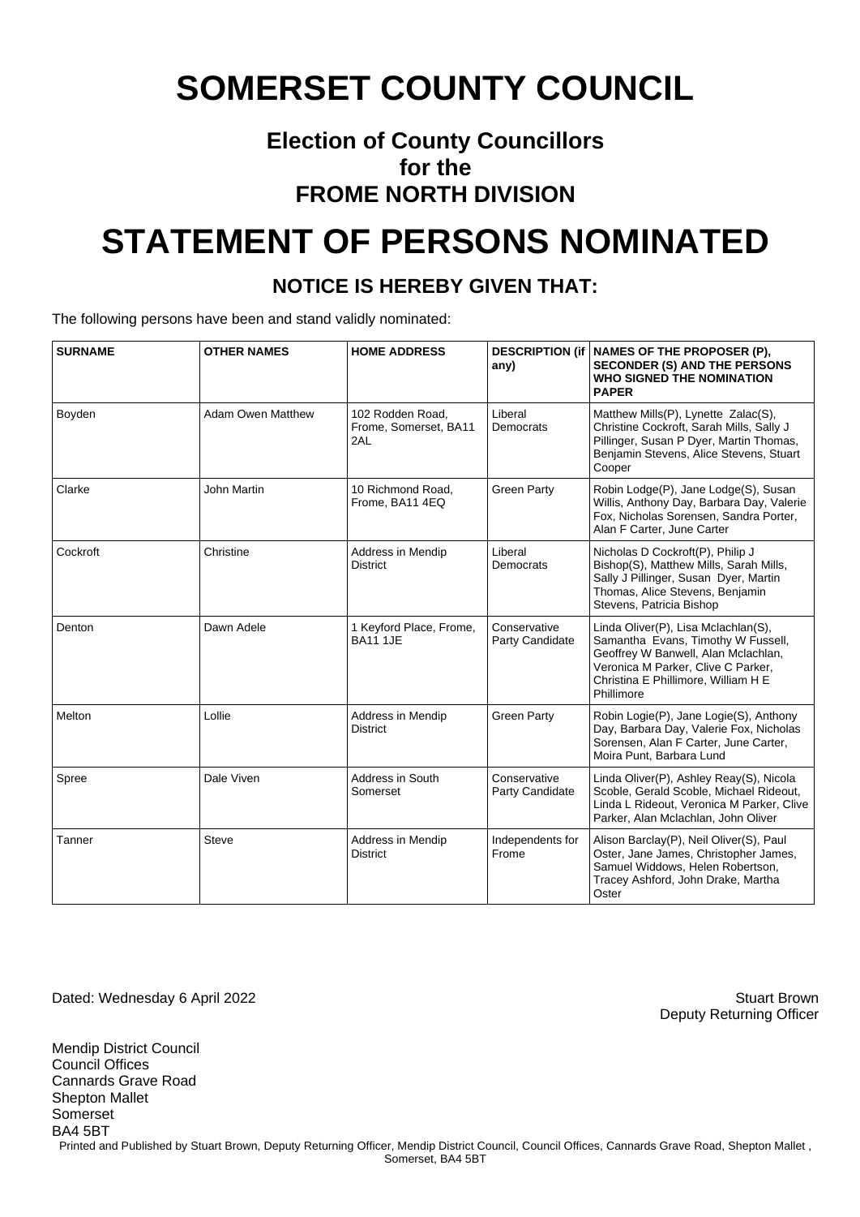# SOMERSET COUNTY COUNCIL

## Election of County Councillors for the FROME NORTH DIVISION

# STATEMENT OF PERSONS NOMINATED

### NOTICE IS HEREBY GIVEN THAT:

The following persons have been and stand validly nominated:

| SURNAME | OTHER NAMES | HOME ADDRESS | DESCRIPTION (if any) | NAMES OF THE PROPOSER (P), SECONDER (S) AND THE PERSONS WHO SIGNED THE NOMINATION PAPER |
|---|---|---|---|---|
| Boyden | Adam Owen Matthew | 102 Rodden Road, Frome, Somerset, BA11 2AL | Liberal Democrats | Matthew Mills(P), Lynette Zalac(S), Christine Cockroft, Sarah Mills, Sally J Pillinger, Susan P Dyer, Martin Thomas, Benjamin Stevens, Alice Stevens, Stuart Cooper |
| Clarke | John Martin | 10 Richmond Road, Frome, BA11 4EQ | Green Party | Robin Lodge(P), Jane Lodge(S), Susan Willis, Anthony Day, Barbara Day, Valerie Fox, Nicholas Sorensen, Sandra Porter, Alan F Carter, June Carter |
| Cockroft | Christine | Address in Mendip District | Liberal Democrats | Nicholas D Cockroft(P), Philip J Bishop(S), Matthew Mills, Sarah Mills, Sally J Pillinger, Susan Dyer, Martin Thomas, Alice Stevens, Benjamin Stevens, Patricia Bishop |
| Denton | Dawn Adele | 1 Keyford Place, Frome, BA11 1JE | Conservative Party Candidate | Linda Oliver(P), Lisa Mclachlan(S), Samantha Evans, Timothy W Fussell, Geoffrey W Banwell, Alan Mclachlan, Veronica M Parker, Clive C Parker, Christina E Phillimore, William H E Phillimore |
| Melton | Lollie | Address in Mendip District | Green Party | Robin Logie(P), Jane Logie(S), Anthony Day, Barbara Day, Valerie Fox, Nicholas Sorensen, Alan F Carter, June Carter, Moira Punt, Barbara Lund |
| Spree | Dale Viven | Address in South Somerset | Conservative Party Candidate | Linda Oliver(P), Ashley Reay(S), Nicola Scoble, Gerald Scoble, Michael Rideout, Linda L Rideout, Veronica M Parker, Clive Parker, Alan Mclachlan, John Oliver |
| Tanner | Steve | Address in Mendip District | Independents for Frome | Alison Barclay(P), Neil Oliver(S), Paul Oster, Jane James, Christopher James, Samuel Widdows, Helen Robertson, Tracey Ashford, John Drake, Martha Oster |

Dated: Wednesday 6 April 2022

Stuart Brown
Deputy Returning Officer

Mendip District Council
Council Offices
Cannards Grave Road
Shepton Mallet
Somerset
BA4 5BT

Printed and Published by Stuart Brown, Deputy Returning Officer, Mendip District Council, Council Offices, Cannards Grave Road, Shepton Mallet , Somerset, BA4 5BT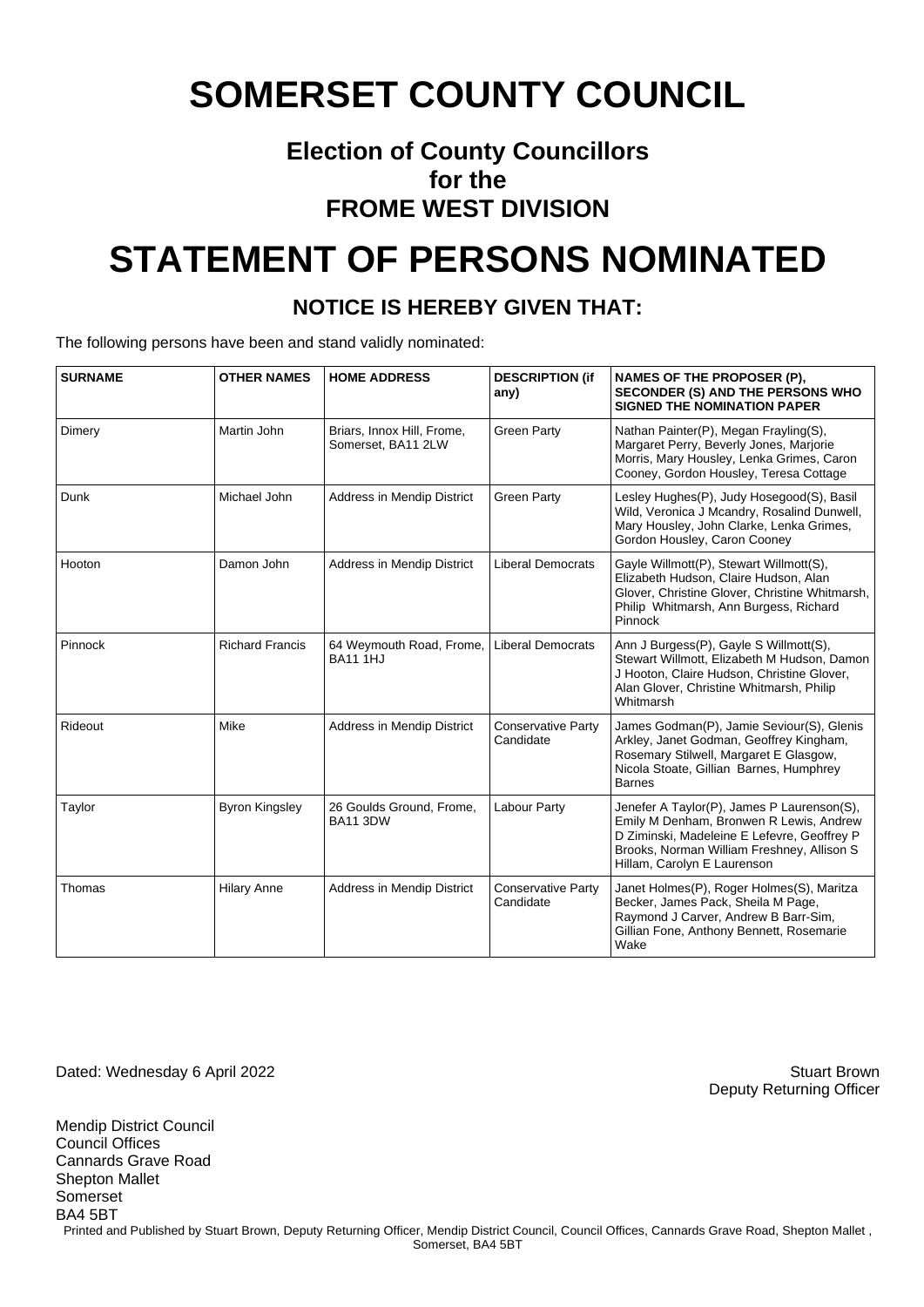# SOMERSET COUNTY COUNCIL

## Election of County Councillors
## for the
## FROME WEST DIVISION

# STATEMENT OF PERSONS NOMINATED

### NOTICE IS HEREBY GIVEN THAT:

The following persons have been and stand validly nominated:

| SURNAME | OTHER NAMES | HOME ADDRESS | DESCRIPTION (if any) | NAMES OF THE PROPOSER (P), SECONDER (S) AND THE PERSONS WHO SIGNED THE NOMINATION PAPER |
|---|---|---|---|---|
| Dimery | Martin John | Briars, Innox Hill, Frome, Somerset, BA11 2LW | Green Party | Nathan Painter(P), Megan Frayling(S), Margaret Perry, Beverly Jones, Marjorie Morris, Mary Housley, Lenka Grimes, Caron Cooney, Gordon Housley, Teresa Cottage |
| Dunk | Michael John | Address in Mendip District | Green Party | Lesley Hughes(P), Judy Hosegood(S), Basil Wild, Veronica J Mcandry, Rosalind Dunwell, Mary Housley, John Clarke, Lenka Grimes, Gordon Housley, Caron Cooney |
| Hooton | Damon John | Address in Mendip District | Liberal Democrats | Gayle Willmott(P), Stewart Willmott(S), Elizabeth Hudson, Claire Hudson, Alan Glover, Christine Glover, Christine Whitmarsh, Philip Whitmarsh, Ann Burgess, Richard Pinnock |
| Pinnock | Richard Francis | 64 Weymouth Road, Frome, BA11 1HJ | Liberal Democrats | Ann J Burgess(P), Gayle S Willmott(S), Stewart Willmott, Elizabeth M Hudson, Damon J Hooton, Claire Hudson, Christine Glover, Alan Glover, Christine Whitmarsh, Philip Whitmarsh |
| Rideout | Mike | Address in Mendip District | Conservative Party Candidate | James Godman(P), Jamie Seviour(S), Glenis Arkley, Janet Godman, Geoffrey Kingham, Rosemary Stilwell, Margaret E Glasgow, Nicola Stoate, Gillian Barnes, Humphrey Barnes |
| Taylor | Byron Kingsley | 26 Goulds Ground, Frome, BA11 3DW | Labour Party | Jenefer A Taylor(P), James P Laurenson(S), Emily M Denham, Bronwen R Lewis, Andrew D Ziminski, Madeleine E Lefevre, Geoffrey P Brooks, Norman William Freshney, Allison S Hillam, Carolyn E Laurenson |
| Thomas | Hilary Anne | Address in Mendip District | Conservative Party Candidate | Janet Holmes(P), Roger Holmes(S), Maritza Becker, James Pack, Sheila M Page, Raymond J Carver, Andrew B Barr-Sim, Gillian Fone, Anthony Bennett, Rosemarie Wake |

Dated: Wednesday 6 April 2022

Stuart Brown
Deputy Returning Officer

Mendip District Council
Council Offices
Cannards Grave Road
Shepton Mallet
Somerset
BA4 5BT

Printed and Published by Stuart Brown, Deputy Returning Officer, Mendip District Council, Council Offices, Cannards Grave Road, Shepton Mallet , Somerset, BA4 5BT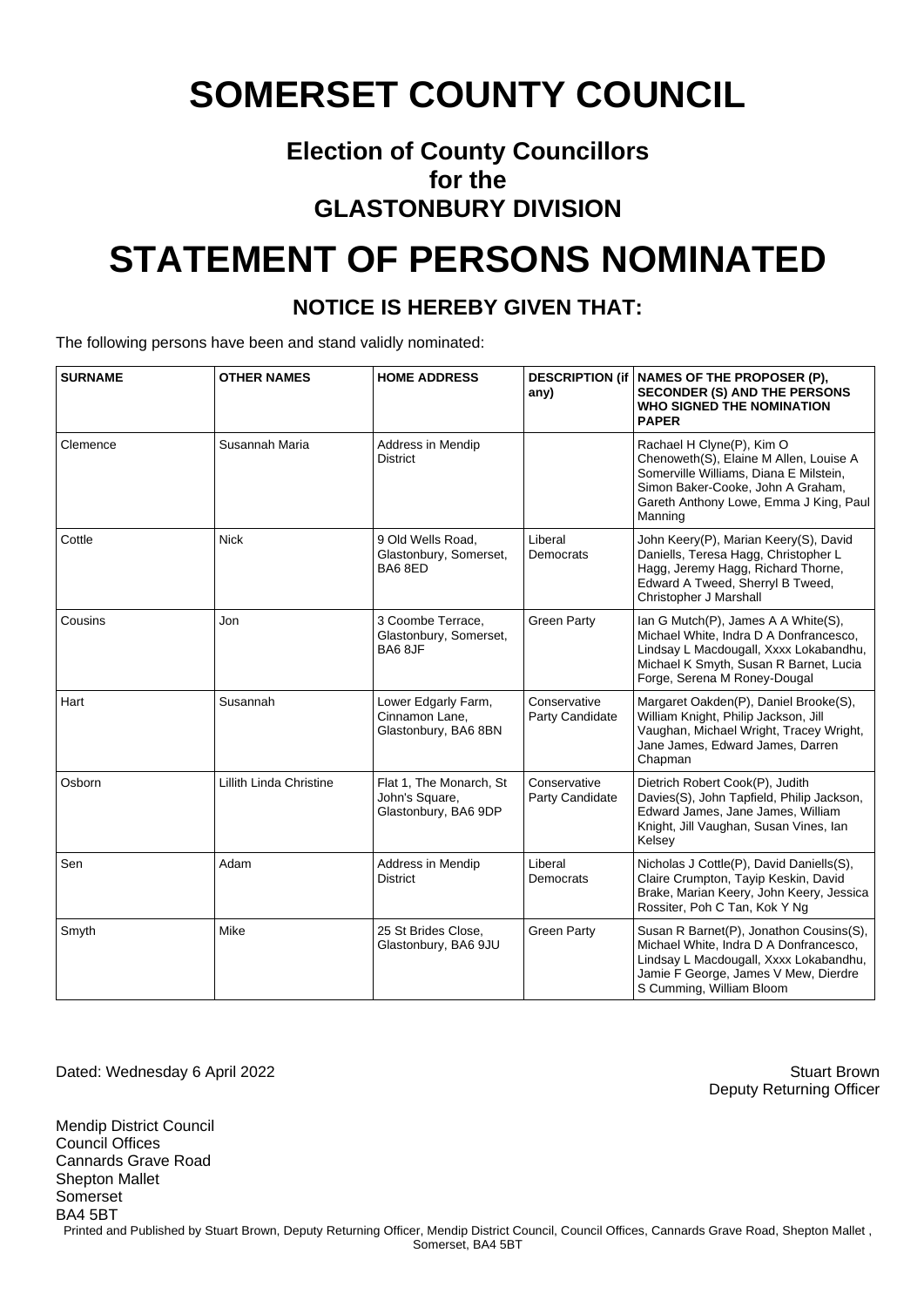# SOMERSET COUNTY COUNCIL

## Election of County Councillors for the GLASTONBURY DIVISION

# STATEMENT OF PERSONS NOMINATED

### NOTICE IS HEREBY GIVEN THAT:

The following persons have been and stand validly nominated:

| SURNAME | OTHER NAMES | HOME ADDRESS | DESCRIPTION (if any) | NAMES OF THE PROPOSER (P), SECONDER (S) AND THE PERSONS WHO SIGNED THE NOMINATION PAPER |
|---|---|---|---|---|
| Clemence | Susannah Maria | Address in Mendip District | | Rachael H Clyne(P), Kim O Chenoweth(S), Elaine M Allen, Louise A Somerville Williams, Diana E Milstein, Simon Baker-Cooke, John A Graham, Gareth Anthony Lowe, Emma J King, Paul Manning |
| Cottle | Nick | 9 Old Wells Road, Glastonbury, Somerset, BA6 8ED | Liberal Democrats | John Keery(P), Marian Keery(S), David Daniells, Teresa Hagg, Christopher L Hagg, Jeremy Hagg, Richard Thorne, Edward A Tweed, Sherryl B Tweed, Christopher J Marshall |
| Cousins | Jon | 3 Coombe Terrace, Glastonbury, Somerset, BA6 8JF | Green Party | Ian G Mutch(P), James A A White(S), Michael White, Indra D A Donfrancesco, Lindsay L Macdougall, Xxxx Lokabandhu, Michael K Smyth, Susan R Barnet, Lucia Forge, Serena M Roney-Dougal |
| Hart | Susannah | Lower Edgarly Farm, Cinnamon Lane, Glastonbury, BA6 8BN | Conservative Party Candidate | Margaret Oakden(P), Daniel Brooke(S), William Knight, Philip Jackson, Jill Vaughan, Michael Wright, Tracey Wright, Jane James, Edward James, Darren Chapman |
| Osborn | Lillith Linda Christine | Flat 1, The Monarch, St John's Square, Glastonbury, BA6 9DP | Conservative Party Candidate | Dietrich Robert Cook(P), Judith Davies(S), John Tapfield, Philip Jackson, Edward James, Jane James, William Knight, Jill Vaughan, Susan Vines, Ian Kelsey |
| Sen | Adam | Address in Mendip District | Liberal Democrats | Nicholas J Cottle(P), David Daniells(S), Claire Crumpton, Tayip Keskin, David Brake, Marian Keery, John Keery, Jessica Rossiter, Poh C Tan, Kok Y Ng |
| Smyth | Mike | 25 St Brides Close, Glastonbury, BA6 9JU | Green Party | Susan R Barnet(P), Jonathon Cousins(S), Michael White, Indra D A Donfrancesco, Lindsay L Macdougall, Xxxx Lokabandhu, Jamie F George, James V Mew, Dierdre S Cumming, William Bloom |

Dated: Wednesday 6 April 2022

Stuart Brown
Deputy Returning Officer

Mendip District Council
Council Offices
Cannards Grave Road
Shepton Mallet
Somerset
BA4 5BT

Printed and Published by Stuart Brown, Deputy Returning Officer, Mendip District Council, Council Offices, Cannards Grave Road, Shepton Mallet , Somerset, BA4 5BT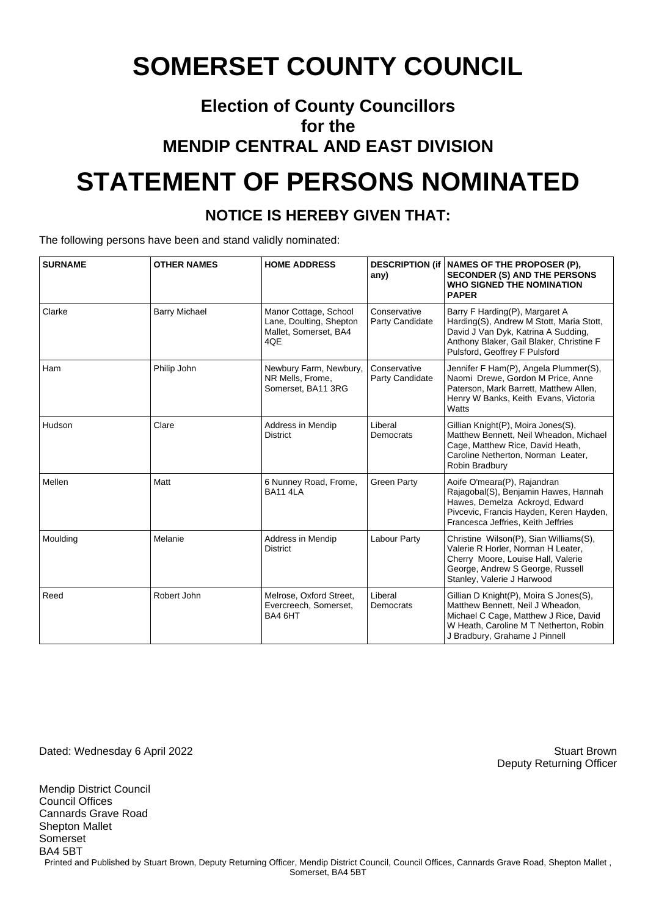# SOMERSET COUNTY COUNCIL

## Election of County Councillors for the MENDIP CENTRAL AND EAST DIVISION

# STATEMENT OF PERSONS NOMINATED

### NOTICE IS HEREBY GIVEN THAT:

The following persons have been and stand validly nominated:

| SURNAME | OTHER NAMES | HOME ADDRESS | DESCRIPTION (if any) | NAMES OF THE PROPOSER (P), SECONDER (S) AND THE PERSONS WHO SIGNED THE NOMINATION PAPER |
|---|---|---|---|---|
| Clarke | Barry Michael | Manor Cottage, School Lane, Doulting, Shepton Mallet, Somerset, BA4 4QE | Conservative Party Candidate | Barry F Harding(P), Margaret A Harding(S), Andrew M Stott, Maria Stott, David J Van Dyk, Katrina A Sudding, Anthony Blaker, Gail Blaker, Christine F Pulsford, Geoffrey F Pulsford |
| Ham | Philip John | Newbury Farm, Newbury, NR Mells, Frome, Somerset, BA11 3RG | Conservative Party Candidate | Jennifer F Ham(P), Angela Plummer(S), Naomi Drewe, Gordon M Price, Anne Paterson, Mark Barrett, Matthew Allen, Henry W Banks, Keith Evans, Victoria Watts |
| Hudson | Clare | Address in Mendip District | Liberal Democrats | Gillian Knight(P), Moira Jones(S), Matthew Bennett, Neil Wheadon, Michael Cage, Matthew Rice, David Heath, Caroline Netherton, Norman Leater, Robin Bradbury |
| Mellen | Matt | 6 Nunney Road, Frome, BA11 4LA | Green Party | Aoife O'meara(P), Rajandran Rajagobal(S), Benjamin Hawes, Hannah Hawes, Demelza Ackroyd, Edward Pivcevic, Francis Hayden, Keren Hayden, Francesca Jeffries, Keith Jeffries |
| Moulding | Melanie | Address in Mendip District | Labour Party | Christine Wilson(P), Sian Williams(S), Valerie R Horler, Norman H Leater, Cherry Moore, Louise Hall, Valerie George, Andrew S George, Russell Stanley, Valerie J Harwood |
| Reed | Robert John | Melrose, Oxford Street, Evercreech, Somerset, BA4 6HT | Liberal Democrats | Gillian D Knight(P), Moira S Jones(S), Matthew Bennett, Neil J Wheadon, Michael C Cage, Matthew J Rice, David W Heath, Caroline M T Netherton, Robin J Bradbury, Grahame J Pinnell |

Dated: Wednesday 6 April 2022

Stuart Brown
Deputy Returning Officer

Mendip District Council
Council Offices
Cannards Grave Road
Shepton Mallet
Somerset
BA4 5BT

Printed and Published by Stuart Brown, Deputy Returning Officer, Mendip District Council, Council Offices, Cannards Grave Road, Shepton Mallet , Somerset, BA4 5BT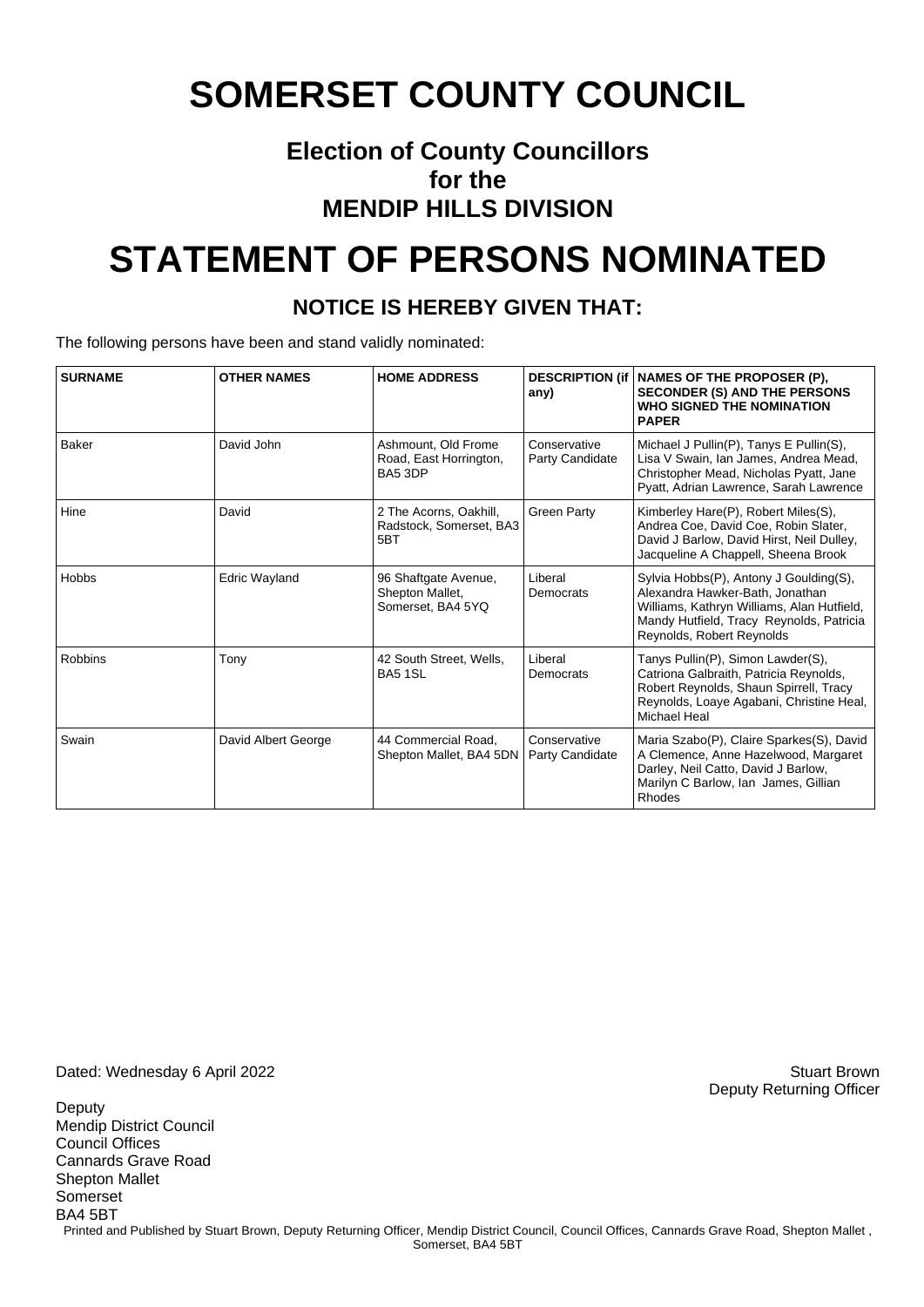# SOMERSET COUNTY COUNCIL

## Election of County Councillors for the MENDIP HILLS DIVISION

# STATEMENT OF PERSONS NOMINATED

### NOTICE IS HEREBY GIVEN THAT:

The following persons have been and stand validly nominated:

| SURNAME | OTHER NAMES | HOME ADDRESS | DESCRIPTION (if any) | NAMES OF THE PROPOSER (P), SECONDER (S) AND THE PERSONS WHO SIGNED THE NOMINATION PAPER |
|---|---|---|---|---|
| Baker | David John | Ashmount, Old Frome Road, East Horrington, BA5 3DP | Conservative Party Candidate | Michael J Pullin(P), Tanys E Pullin(S), Lisa V Swain, Ian James, Andrea Mead, Christopher Mead, Nicholas Pyatt, Jane Pyatt, Adrian Lawrence, Sarah Lawrence |
| Hine | David | 2 The Acorns, Oakhill, Radstock, Somerset, BA3 5BT | Green Party | Kimberley Hare(P), Robert Miles(S), Andrea Coe, David Coe, Robin Slater, David J Barlow, David Hirst, Neil Dulley, Jacqueline A Chappell, Sheena Brook |
| Hobbs | Edric Wayland | 96 Shaftgate Avenue, Shepton Mallet, Somerset, BA4 5YQ | Liberal Democrats | Sylvia Hobbs(P), Antony J Goulding(S), Alexandra Hawker-Bath, Jonathan Williams, Kathryn Williams, Alan Hutfield, Mandy Hutfield, Tracy Reynolds, Patricia Reynolds, Robert Reynolds |
| Robbins | Tony | 42 South Street, Wells, BA5 1SL | Liberal Democrats | Tanys Pullin(P), Simon Lawder(S), Catriona Galbraith, Patricia Reynolds, Robert Reynolds, Shaun Spirrell, Tracy Reynolds, Loaye Agabani, Christine Heal, Michael Heal |
| Swain | David Albert George | 44 Commercial Road, Shepton Mallet, BA4 5DN | Conservative Party Candidate | Maria Szabo(P), Claire Sparkes(S), David A Clemence, Anne Hazelwood, Margaret Darley, Neil Catto, David J Barlow, Marilyn C Barlow, Ian James, Gillian Rhodes |

Dated: Wednesday 6 April 2022

Stuart Brown
Deputy Returning Officer

Deputy
Mendip District Council
Council Offices
Cannards Grave Road
Shepton Mallet
Somerset
BA4 5BT

Printed and Published by Stuart Brown, Deputy Returning Officer, Mendip District Council, Council Offices, Cannards Grave Road, Shepton Mallet , Somerset, BA4 5BT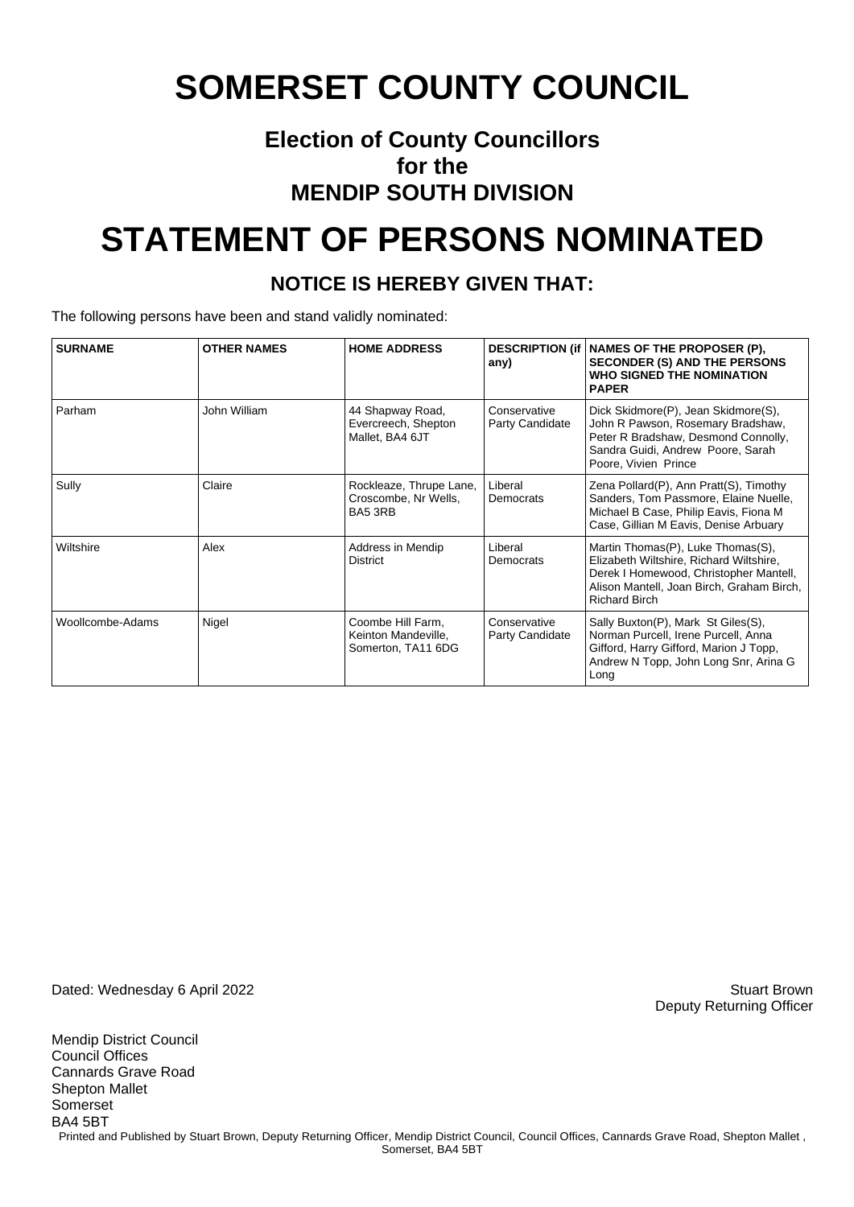# SOMERSET COUNTY COUNCIL

## Election of County Councillors for the MENDIP SOUTH DIVISION

# STATEMENT OF PERSONS NOMINATED

### NOTICE IS HEREBY GIVEN THAT:

The following persons have been and stand validly nominated:

| SURNAME | OTHER NAMES | HOME ADDRESS | DESCRIPTION (if any) | NAMES OF THE PROPOSER (P), SECONDER (S) AND THE PERSONS WHO SIGNED THE NOMINATION PAPER |
|---|---|---|---|---|
| Parham | John William | 44 Shapway Road, Evercreech, Shepton Mallet, BA4 6JT | Conservative Party Candidate | Dick Skidmore(P), Jean Skidmore(S), John R Pawson, Rosemary Bradshaw, Peter R Bradshaw, Desmond Connolly, Sandra Guidi, Andrew Poore, Sarah Poore, Vivien Prince |
| Sully | Claire | Rockleaze, Thrupe Lane, Croscombe, Nr Wells, BA5 3RB | Liberal Democrats | Zena Pollard(P), Ann Pratt(S), Timothy Sanders, Tom Passmore, Elaine Nuelle, Michael B Case, Philip Eavis, Fiona M Case, Gillian M Eavis, Denise Arbuary |
| Wiltshire | Alex | Address in Mendip District | Liberal Democrats | Martin Thomas(P), Luke Thomas(S), Elizabeth Wiltshire, Richard Wiltshire, Derek I Homewood, Christopher Mantell, Alison Mantell, Joan Birch, Graham Birch, Richard Birch |
| Woollcombe-Adams | Nigel | Coombe Hill Farm, Keinton Mandeville, Somerton, TA11 6DG | Conservative Party Candidate | Sally Buxton(P), Mark St Giles(S), Norman Purcell, Irene Purcell, Anna Gifford, Harry Gifford, Marion J Topp, Andrew N Topp, John Long Snr, Arina G Long |

Dated: Wednesday 6 April 2022

Stuart Brown
Deputy Returning Officer

Mendip District Council
Council Offices
Cannards Grave Road
Shepton Mallet
Somerset
BA4 5BT

Printed and Published by Stuart Brown, Deputy Returning Officer, Mendip District Council, Council Offices, Cannards Grave Road, Shepton Mallet , Somerset, BA4 5BT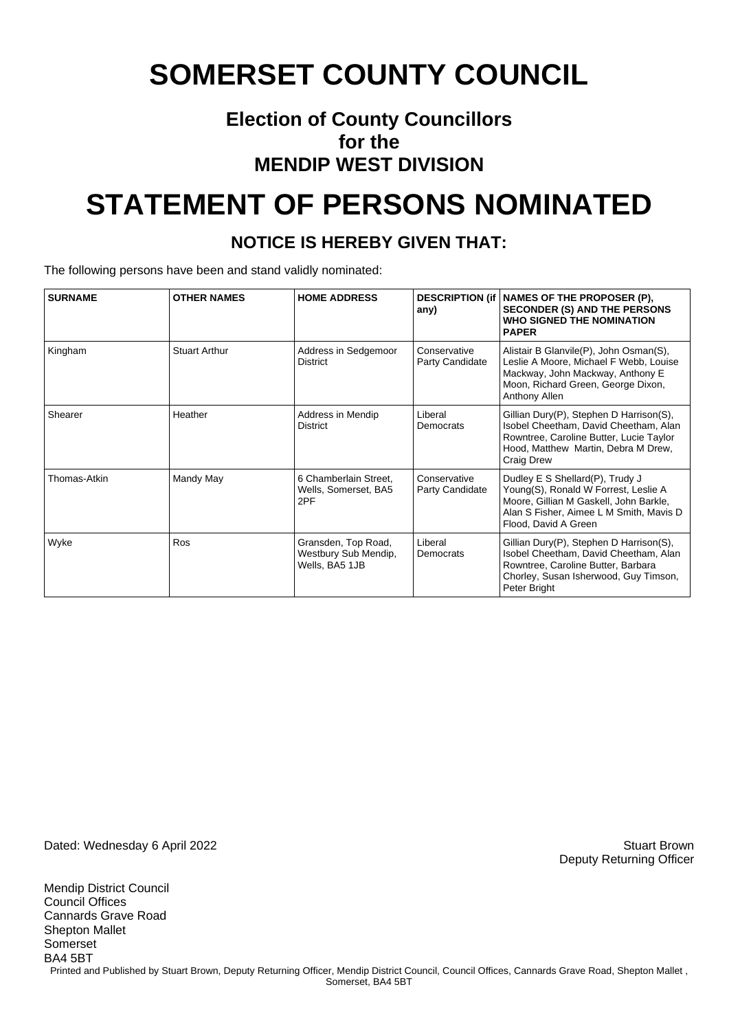# SOMERSET COUNTY COUNCIL

## Election of County Councillors
## for the
## MENDIP WEST DIVISION

# STATEMENT OF PERSONS NOMINATED

### NOTICE IS HEREBY GIVEN THAT:

The following persons have been and stand validly nominated:

| SURNAME | OTHER NAMES | HOME ADDRESS | DESCRIPTION (if any) | NAMES OF THE PROPOSER (P), SECONDER (S) AND THE PERSONS WHO SIGNED THE NOMINATION PAPER |
|---|---|---|---|---|
| Kingham | Stuart Arthur | Address in Sedgemoor District | Conservative Party Candidate | Alistair B Glanvile(P), John Osman(S), Leslie A Moore, Michael F Webb, Louise Mackway, John Mackway, Anthony E Moon, Richard Green, George Dixon, Anthony Allen |
| Shearer | Heather | Address in Mendip District | Liberal Democrats | Gillian Dury(P), Stephen D Harrison(S), Isobel Cheetham, David Cheetham, Alan Rowntree, Caroline Butter, Lucie Taylor Hood, Matthew Martin, Debra M Drew, Craig Drew |
| Thomas-Atkin | Mandy May | 6 Chamberlain Street, Wells, Somerset, BA5 2PF | Conservative Party Candidate | Dudley E S Shellard(P), Trudy J Young(S), Ronald W Forrest, Leslie A Moore, Gillian M Gaskell, John Barkle, Alan S Fisher, Aimee L M Smith, Mavis D Flood, David A Green |
| Wyke | Ros | Gransden, Top Road, Westbury Sub Mendip, Wells, BA5 1JB | Liberal Democrats | Gillian Dury(P), Stephen D Harrison(S), Isobel Cheetham, David Cheetham, Alan Rowntree, Caroline Butter, Barbara Chorley, Susan Isherwood, Guy Timson, Peter Bright |

Dated: Wednesday 6 April 2022

Stuart Brown
Deputy Returning Officer

Mendip District Council
Council Offices
Cannards Grave Road
Shepton Mallet
Somerset
BA4 5BT

Printed and Published by Stuart Brown, Deputy Returning Officer, Mendip District Council, Council Offices, Cannards Grave Road, Shepton Mallet , Somerset, BA4 5BT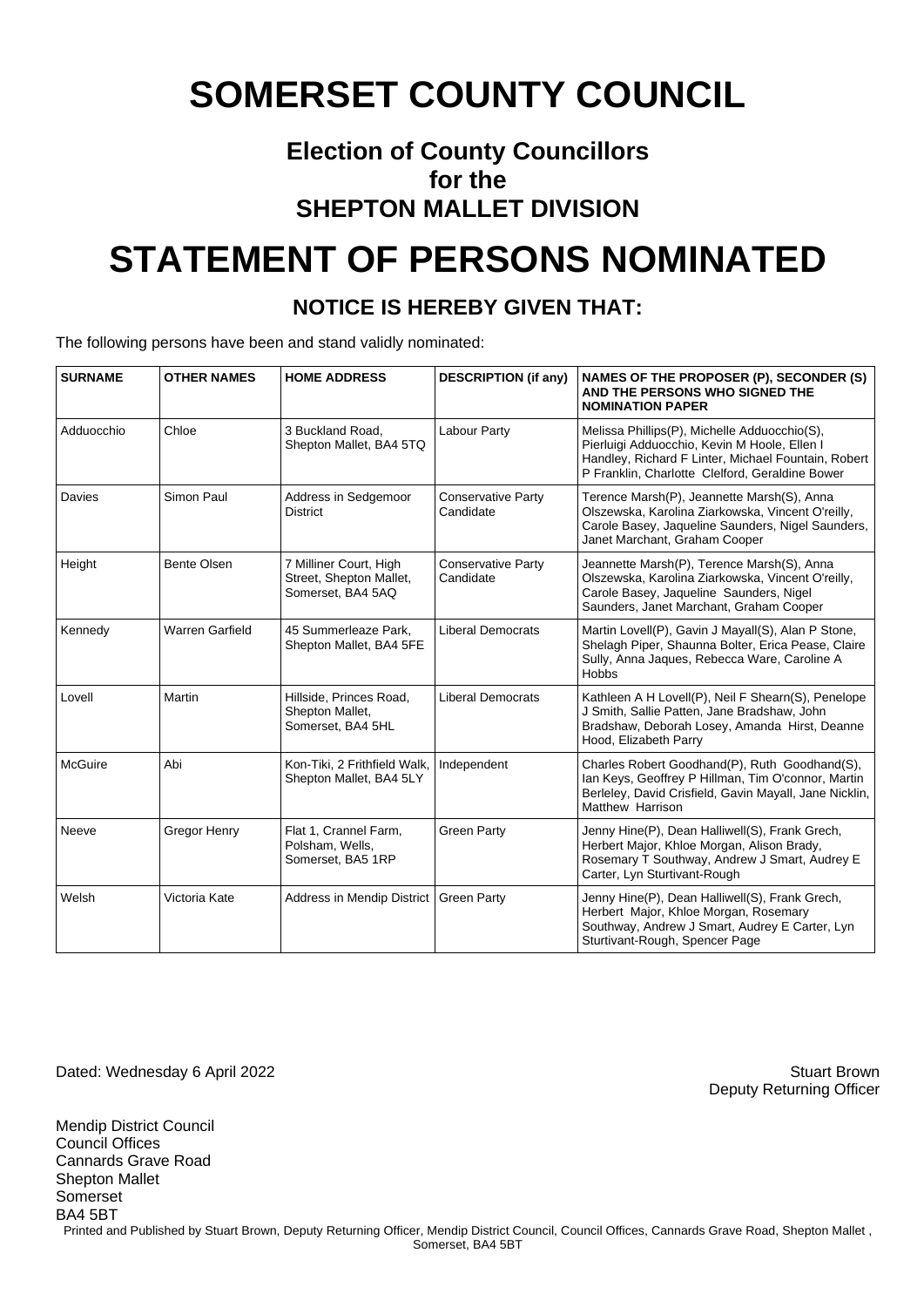# SOMERSET COUNTY COUNCIL

## Election of County Councillors for the SHEPTON MALLET DIVISION

# STATEMENT OF PERSONS NOMINATED

### NOTICE IS HEREBY GIVEN THAT:

The following persons have been and stand validly nominated:

| SURNAME | OTHER NAMES | HOME ADDRESS | DESCRIPTION (if any) | NAMES OF THE PROPOSER (P), SECONDER (S) AND THE PERSONS WHO SIGNED THE NOMINATION PAPER |
|---|---|---|---|---|
| Adduocchio | Chloe | 3 Buckland Road, Shepton Mallet, BA4 5TQ | Labour Party | Melissa Phillips(P), Michelle Adduocchio(S), Pierluigi Adduocchio, Kevin M Hoole, Ellen I Handley, Richard F Linter, Michael Fountain, Robert P Franklin, Charlotte Clelford, Geraldine Bower |
| Davies | Simon Paul | Address in Sedgemoor District | Conservative Party Candidate | Terence Marsh(P), Jeannette Marsh(S), Anna Olszewska, Karolina Ziarkowska, Vincent O'reilly, Carole Basey, Jaqueline Saunders, Nigel Saunders, Janet Marchant, Graham Cooper |
| Height | Bente Olsen | 7 Milliner Court, High Street, Shepton Mallet, Somerset, BA4 5AQ | Conservative Party Candidate | Jeannette Marsh(P), Terence Marsh(S), Anna Olszewska, Karolina Ziarkowska, Vincent O'reilly, Carole Basey, Jaqueline Saunders, Nigel Saunders, Janet Marchant, Graham Cooper |
| Kennedy | Warren Garfield | 45 Summerleaze Park, Shepton Mallet, BA4 5FE | Liberal Democrats | Martin Lovell(P), Gavin J Mayall(S), Alan P Stone, Shelagh Piper, Shaunna Bolter, Erica Pease, Claire Sully, Anna Jaques, Rebecca Ware, Caroline A Hobbs |
| Lovell | Martin | Hillside, Princes Road, Shepton Mallet, Somerset, BA4 5HL | Liberal Democrats | Kathleen A H Lovell(P), Neil F Shearn(S), Penelope J Smith, Sallie Patten, Jane Bradshaw, John Bradshaw, Deborah Losey, Amanda Hirst, Deanne Hood, Elizabeth Parry |
| McGuire | Abi | Kon-Tiki, 2 Frithfield Walk, Shepton Mallet, BA4 5LY | Independent | Charles Robert Goodhand(P), Ruth Goodhand(S), Ian Keys, Geoffrey P Hillman, Tim O'connor, Martin Berleley, David Crisfield, Gavin Mayall, Jane Nicklin, Matthew Harrison |
| Neeve | Gregor Henry | Flat 1, Crannel Farm, Polsham, Wells, Somerset, BA5 1RP | Green Party | Jenny Hine(P), Dean Halliwell(S), Frank Grech, Herbert Major, Khloe Morgan, Alison Brady, Rosemary T Southway, Andrew J Smart, Audrey E Carter, Lyn Sturtivant-Rough |
| Welsh | Victoria Kate | Address in Mendip District | Green Party | Jenny Hine(P), Dean Halliwell(S), Frank Grech, Herbert Major, Khloe Morgan, Rosemary Southway, Andrew J Smart, Audrey E Carter, Lyn Sturtivant-Rough, Spencer Page |

Dated: Wednesday 6 April 2022

Stuart Brown
Deputy Returning Officer

Mendip District Council
Council Offices
Cannards Grave Road
Shepton Mallet
Somerset
BA4 5BT

Printed and Published by Stuart Brown, Deputy Returning Officer, Mendip District Council, Council Offices, Cannards Grave Road, Shepton Mallet , Somerset, BA4 5BT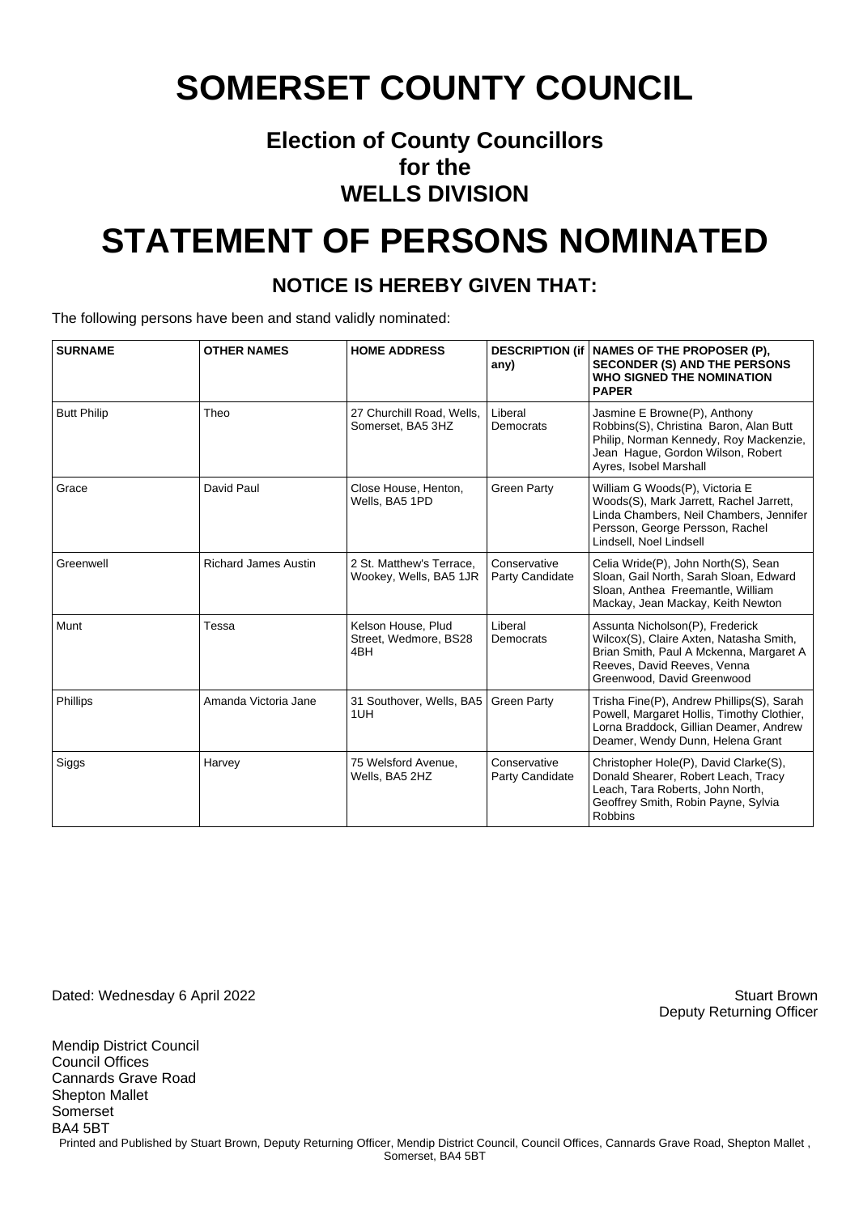# SOMERSET COUNTY COUNCIL

## Election of County Councillors for the WELLS DIVISION

# STATEMENT OF PERSONS NOMINATED

### NOTICE IS HEREBY GIVEN THAT:

The following persons have been and stand validly nominated:

| SURNAME | OTHER NAMES | HOME ADDRESS | DESCRIPTION (if any) | NAMES OF THE PROPOSER (P), SECONDER (S) AND THE PERSONS WHO SIGNED THE NOMINATION PAPER |
|---|---|---|---|---|
| Butt Philip | Theo | 27 Churchill Road, Wells, Somerset, BA5 3HZ | Liberal Democrats | Jasmine E Browne(P), Anthony Robbins(S), Christina Baron, Alan Butt Philip, Norman Kennedy, Roy Mackenzie, Jean Hague, Gordon Wilson, Robert Ayres, Isobel Marshall |
| Grace | David Paul | Close House, Henton, Wells, BA5 1PD | Green Party | William G Woods(P), Victoria E Woods(S), Mark Jarrett, Rachel Jarrett, Linda Chambers, Neil Chambers, Jennifer Persson, George Persson, Rachel Lindsell, Noel Lindsell |
| Greenwell | Richard James Austin | 2 St. Matthew's Terrace, Wookey, Wells, BA5 1JR | Conservative Party Candidate | Celia Wride(P), John North(S), Sean Sloan, Gail North, Sarah Sloan, Edward Sloan, Anthea Freemantle, William Mackay, Jean Mackay, Keith Newton |
| Munt | Tessa | Kelson House, Plud Street, Wedmore, BS28 4BH | Liberal Democrats | Assunta Nicholson(P), Frederick Wilcox(S), Claire Axten, Natasha Smith, Brian Smith, Paul A Mckenna, Margaret A Reeves, David Reeves, Venna Greenwood, David Greenwood |
| Phillips | Amanda Victoria Jane | 31 Southover, Wells, BA5 1UH | Green Party | Trisha Fine(P), Andrew Phillips(S), Sarah Powell, Margaret Hollis, Timothy Clothier, Lorna Braddock, Gillian Deamer, Andrew Deamer, Wendy Dunn, Helena Grant |
| Siggs | Harvey | 75 Welsford Avenue, Wells, BA5 2HZ | Conservative Party Candidate | Christopher Hole(P), David Clarke(S), Donald Shearer, Robert Leach, Tracy Leach, Tara Roberts, John North, Geoffrey Smith, Robin Payne, Sylvia Robbins |

Dated: Wednesday 6 April 2022

Stuart Brown
Deputy Returning Officer

Mendip District Council
Council Offices
Cannards Grave Road
Shepton Mallet
Somerset
BA4 5BT

Printed and Published by Stuart Brown, Deputy Returning Officer, Mendip District Council, Council Offices, Cannards Grave Road, Shepton Mallet , Somerset, BA4 5BT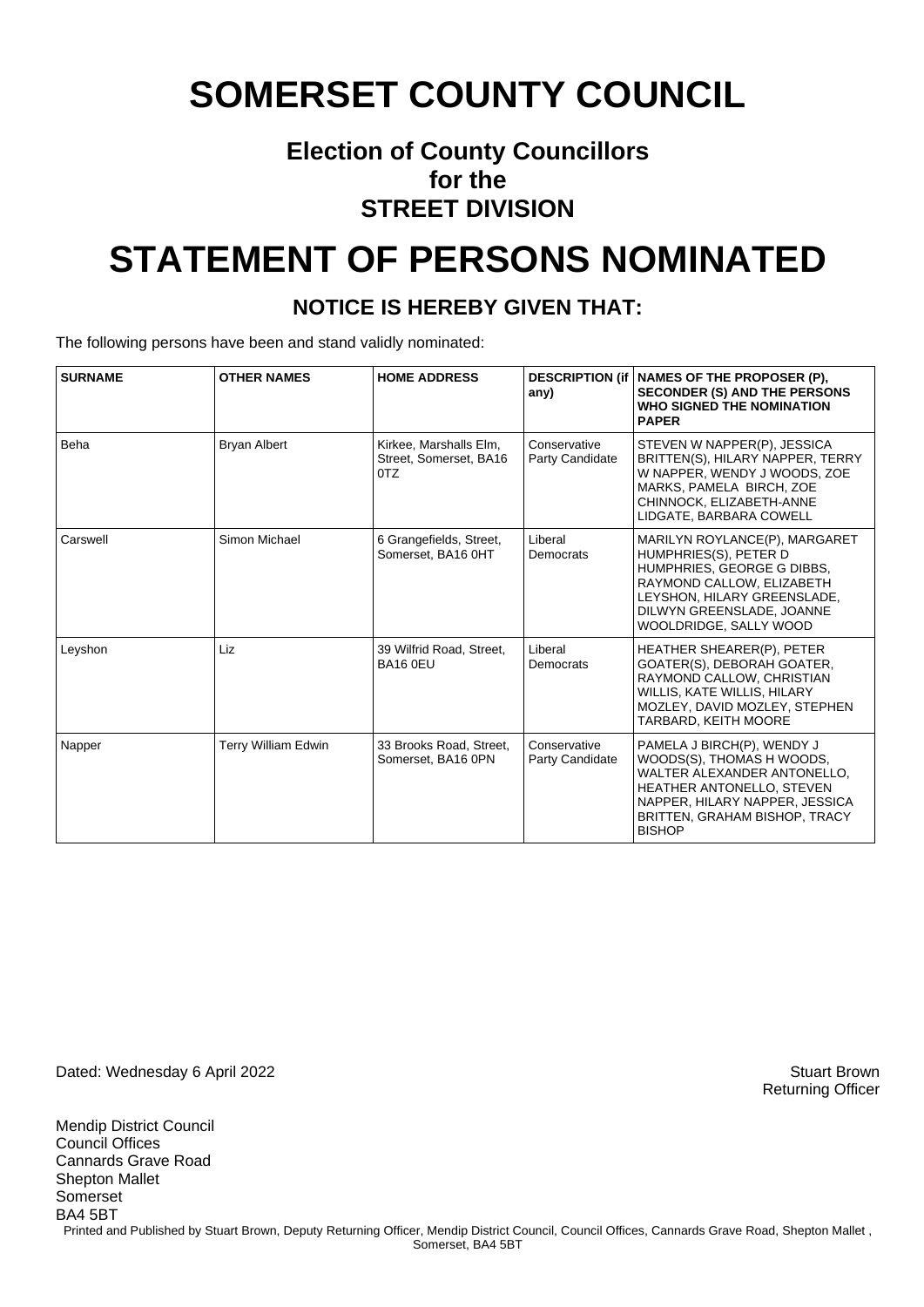# SOMERSET COUNTY COUNCIL

### Election of County Councillors
### for the
### STREET DIVISION

# STATEMENT OF PERSONS NOMINATED

### NOTICE IS HEREBY GIVEN THAT:

The following persons have been and stand validly nominated:

| SURNAME | OTHER NAMES | HOME ADDRESS | DESCRIPTION (if any) | NAMES OF THE PROPOSER (P), SECONDER (S) AND THE PERSONS WHO SIGNED THE NOMINATION PAPER |
|---|---|---|---|---|
| Beha | Bryan Albert | Kirkee, Marshalls Elm, Street, Somerset, BA16 0TZ | Conservative Party Candidate | STEVEN W NAPPER(P), JESSICA BRITTEN(S), HILARY NAPPER, TERRY W NAPPER, WENDY J WOODS, ZOE MARKS, PAMELA BIRCH, ZOE CHINNOCK, ELIZABETH-ANNE LIDGATE, BARBARA COWELL |
| Carswell | Simon Michael | 6 Grangefields, Street, Somerset, BA16 0HT | Liberal Democrats | MARILYN ROYLANCE(P), MARGARET HUMPHRIES(S), PETER D HUMPHRIES, GEORGE G DIBBS, RAYMOND CALLOW, ELIZABETH LEYSHON, HILARY GREENSLADE, DILWYN GREENSLADE, JOANNE WOOLDRIDGE, SALLY WOOD |
| Leyshon | Liz | 39 Wilfrid Road, Street, BA16 0EU | Liberal Democrats | HEATHER SHEARER(P), PETER GOATER(S), DEBORAH GOATER, RAYMOND CALLOW, CHRISTIAN WILLIS, KATE WILLIS, HILARY MOZLEY, DAVID MOZLEY, STEPHEN TARBARD, KEITH MOORE |
| Napper | Terry William Edwin | 33 Brooks Road, Street, Somerset, BA16 0PN | Conservative Party Candidate | PAMELA J BIRCH(P), WENDY J WOODS(S), THOMAS H WOODS, WALTER ALEXANDER ANTONELLO, HEATHER ANTONELLO, STEVEN NAPPER, HILARY NAPPER, JESSICA BRITTEN, GRAHAM BISHOP, TRACY BISHOP |

Dated: Wednesday 6 April 2022

Stuart Brown
Returning Officer

Mendip District Council
Council Offices
Cannards Grave Road
Shepton Mallet
Somerset
BA4 5BT

Printed and Published by Stuart Brown, Deputy Returning Officer, Mendip District Council, Council Offices, Cannards Grave Road, Shepton Mallet , Somerset, BA4 5BT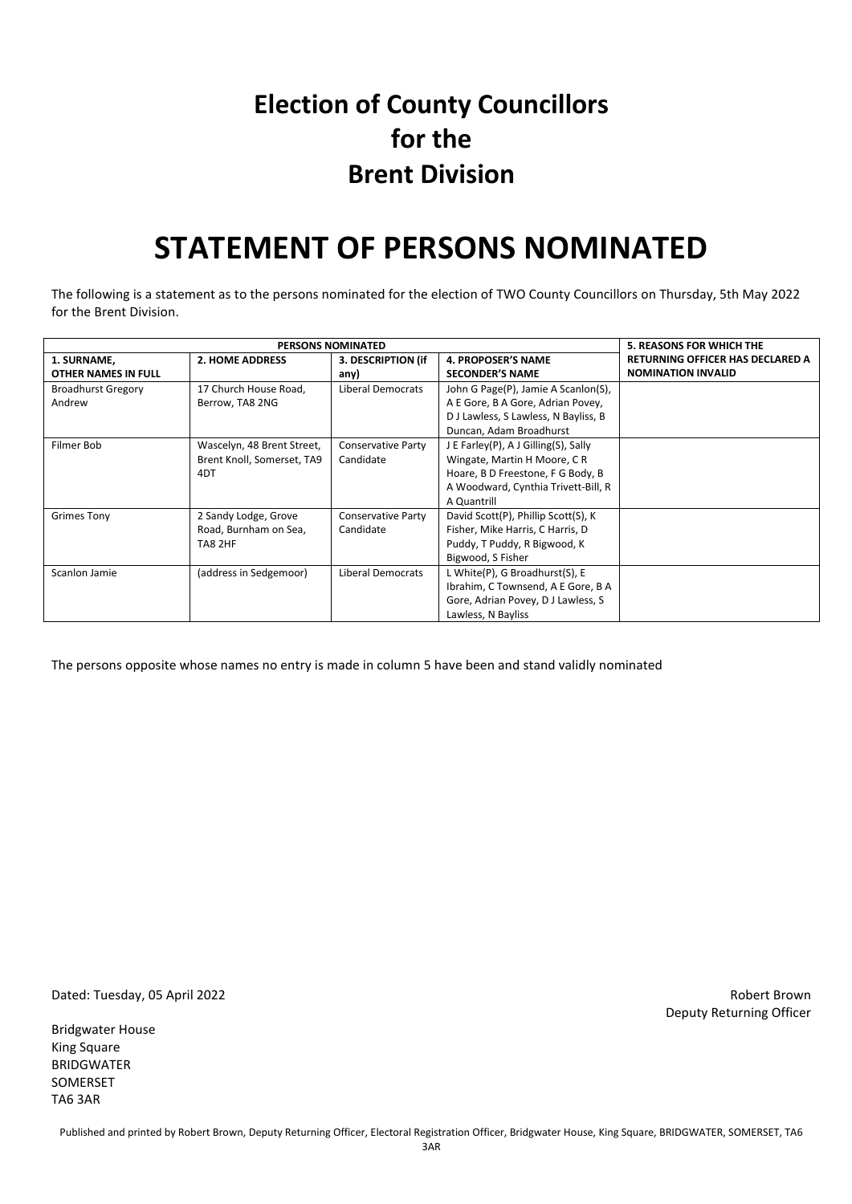# Election of County Councillors for the Brent Division

# STATEMENT OF PERSONS NOMINATED

The following is a statement as to the persons nominated for the election of TWO County Councillors on Thursday, 5th May 2022 for the Brent Division.

| PERSONS NOMINATED | | | | 5. REASONS FOR WHICH THE RETURNING OFFICER HAS DECLARED A NOMINATION INVALID |
|---|---|---|---|---|
| **1. SURNAME, OTHER NAMES IN FULL** | **2. HOME ADDRESS** | **3. DESCRIPTION (if any)** | **4. PROPOSER'S NAME SECONDER'S NAME** | |
| Broadhurst Gregory Andrew | 17 Church House Road, Berrow, TA8 2NG | Liberal Democrats | John G Page(P), Jamie A Scanlon(S), A E Gore, B A Gore, Adrian Povey, D J Lawless, S Lawless, N Bayliss, B Duncan, Adam Broadhurst | |
| Filmer Bob | Wascelyn, 48 Brent Street, Brent Knoll, Somerset, TA9 4DT | Conservative Party Candidate | J E Farley(P), A J Gilling(S), Sally Wingate, Martin H Moore, C R Hoare, B D Freestone, F G Body, B A Woodward, Cynthia Trivett-Bill, R A Quantrill | |
| Grimes Tony | 2 Sandy Lodge, Grove Road, Burnham on Sea, TA8 2HF | Conservative Party Candidate | David Scott(P), Phillip Scott(S), K Fisher, Mike Harris, C Harris, D Puddy, T Puddy, R Bigwood, K Bigwood, S Fisher | |
| Scanlon Jamie | (address in Sedgemoor) | Liberal Democrats | L White(P), G Broadhurst(S), E Ibrahim, C Townsend, A E Gore, B A Gore, Adrian Povey, D J Lawless, S Lawless, N Bayliss | |

The persons opposite whose names no entry is made in column 5 have been and stand validly nominated

Dated: Tuesday, 05 April 2022

Robert Brown
Deputy Returning Officer

Bridgwater House
King Square
BRIDGWATER
SOMERSET
TA6 3AR

Published and printed by Robert Brown, Deputy Returning Officer, Electoral Registration Officer, Bridgwater House, King Square, BRIDGWATER, SOMERSET, TA6 3AR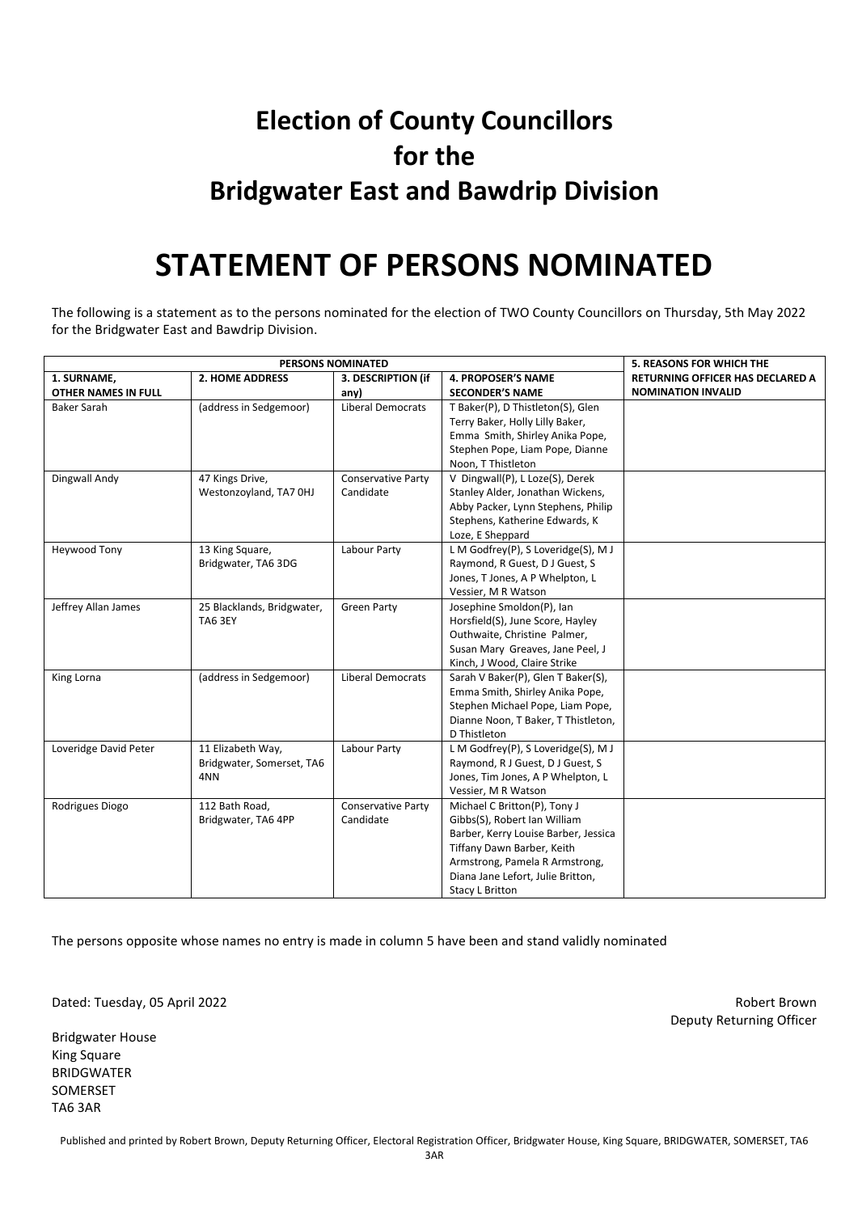# Election of County Councillors for the Bridgwater East and Bawdrip Division

# STATEMENT OF PERSONS NOMINATED

The following is a statement as to the persons nominated for the election of TWO County Councillors on Thursday, 5th May 2022 for the Bridgwater East and Bawdrip Division.

| PERSONS NOMINATED | | | | 5. REASONS FOR WHICH THE RETURNING OFFICER HAS DECLARED A NOMINATION INVALID |
|---|---|---|---|---|
| **1. SURNAME, OTHER NAMES IN FULL** | **2. HOME ADDRESS** | **3. DESCRIPTION (if any)** | **4. PROPOSER'S NAME SECONDER'S NAME** | |
| Baker Sarah | (address in Sedgemoor) | Liberal Democrats | T Baker(P), D Thistleton(S), Glen Terry Baker, Holly Lilly Baker, Emma Smith, Shirley Anika Pope, Stephen Pope, Liam Pope, Dianne Noon, T Thistleton | |
| Dingwall Andy | 47 Kings Drive, Westonzoyland, TA7 0HJ | Conservative Party Candidate | V Dingwall(P), L Loze(S), Derek Stanley Alder, Jonathan Wickens, Abby Packer, Lynn Stephens, Philip Stephens, Katherine Edwards, K Loze, E Sheppard | |
| Heywood Tony | 13 King Square, Bridgwater, TA6 3DG | Labour Party | L M Godfrey(P), S Loveridge(S), M J Raymond, R Guest, D J Guest, S Jones, T Jones, A P Whelpton, L Vessier, M R Watson | |
| Jeffrey Allan James | 25 Blacklands, Bridgwater, TA6 3EY | Green Party | Josephine Smoldon(P), Ian Horsfield(S), June Score, Hayley Outhwaite, Christine Palmer, Susan Mary Greaves, Jane Peel, J Kinch, J Wood, Claire Strike | |
| King Lorna | (address in Sedgemoor) | Liberal Democrats | Sarah V Baker(P), Glen T Baker(S), Emma Smith, Shirley Anika Pope, Stephen Michael Pope, Liam Pope, Dianne Noon, T Baker, T Thistleton, D Thistleton | |
| Loveridge David Peter | 11 Elizabeth Way, Bridgwater, Somerset, TA6 4NN | Labour Party | L M Godfrey(P), S Loveridge(S), M J Raymond, R J Guest, D J Guest, S Jones, Tim Jones, A P Whelpton, L Vessier, M R Watson | |
| Rodrigues Diogo | 112 Bath Road, Bridgwater, TA6 4PP | Conservative Party Candidate | Michael C Britton(P), Tony J Gibbs(S), Robert Ian William Barber, Kerry Louise Barber, Jessica Tiffany Dawn Barber, Keith Armstrong, Pamela R Armstrong, Diana Jane Lefort, Julie Britton, Stacy L Britton | |

The persons opposite whose names no entry is made in column 5 have been and stand validly nominated

Dated: Tuesday, 05 April 2022

Robert Brown
Deputy Returning Officer

Bridgwater House
King Square
BRIDGWATER
SOMERSET
TA6 3AR

Published and printed by Robert Brown, Deputy Returning Officer, Electoral Registration Officer, Bridgwater House, King Square, BRIDGWATER, SOMERSET, TA6 3AR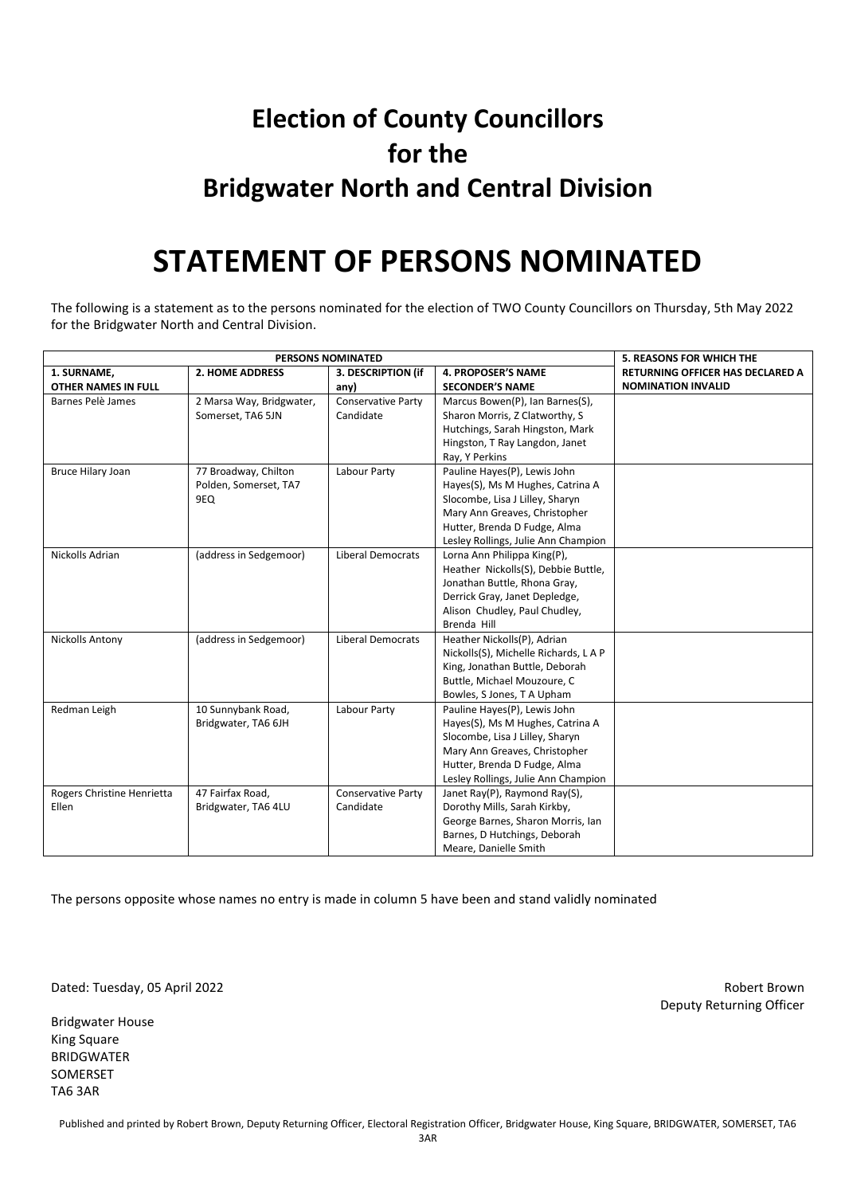# Election of County Councillors for the Bridgwater North and Central Division

# STATEMENT OF PERSONS NOMINATED

The following is a statement as to the persons nominated for the election of TWO County Councillors on Thursday, 5th May 2022 for the Bridgwater North and Central Division.

| PERSONS NOMINATED | | | | 5. REASONS FOR WHICH THE RETURNING OFFICER HAS DECLARED A NOMINATION INVALID |
|---|---|---|---|---|
| **1. SURNAME, OTHER NAMES IN FULL** | **2. HOME ADDRESS** | **3. DESCRIPTION (if any)** | **4. PROPOSER'S NAME SECONDER'S NAME** | |
| Barnes Pelè James | 2 Marsa Way, Bridgwater, Somerset, TA6 5JN | Conservative Party Candidate | Marcus Bowen(P), Ian Barnes(S), Sharon Morris, Z Clatworthy, S Hutchings, Sarah Hingston, Mark Hingston, T Ray Langdon, Janet Ray, Y Perkins | |
| Bruce Hilary Joan | 77 Broadway, Chilton Polden, Somerset, TA7 9EQ | Labour Party | Pauline Hayes(P), Lewis John Hayes(S), Ms M Hughes, Catrina A Slocombe, Lisa J Lilley, Sharyn Mary Ann Greaves, Christopher Hutter, Brenda D Fudge, Alma Lesley Rollings, Julie Ann Champion | |
| Nickolls Adrian | (address in Sedgemoor) | Liberal Democrats | Lorna Ann Philippa King(P), Heather Nickolls(S), Debbie Buttle, Jonathan Buttle, Rhona Gray, Derrick Gray, Janet Depledge, Alison Chudley, Paul Chudley, Brenda Hill | |
| Nickolls Antony | (address in Sedgemoor) | Liberal Democrats | Heather Nickolls(P), Adrian Nickolls(S), Michelle Richards, L A P King, Jonathan Buttle, Deborah Buttle, Michael Mouzoure, C Bowles, S Jones, T A Upham | |
| Redman Leigh | 10 Sunnybank Road, Bridgwater, TA6 6JH | Labour Party | Pauline Hayes(P), Lewis John Hayes(S), Ms M Hughes, Catrina A Slocombe, Lisa J Lilley, Sharyn Mary Ann Greaves, Christopher Hutter, Brenda D Fudge, Alma Lesley Rollings, Julie Ann Champion | |
| Rogers Christine Henrietta Ellen | 47 Fairfax Road, Bridgwater, TA6 4LU | Conservative Party Candidate | Janet Ray(P), Raymond Ray(S), Dorothy Mills, Sarah Kirkby, George Barnes, Sharon Morris, Ian Barnes, D Hutchings, Deborah Meare, Danielle Smith | |

The persons opposite whose names no entry is made in column 5 have been and stand validly nominated

Dated: Tuesday, 05 April 2022

Robert Brown
Deputy Returning Officer

Bridgwater House
King Square
BRIDGWATER
SOMERSET
TA6 3AR

Published and printed by Robert Brown, Deputy Returning Officer, Electoral Registration Officer, Bridgwater House, King Square, BRIDGWATER, SOMERSET, TA6 3AR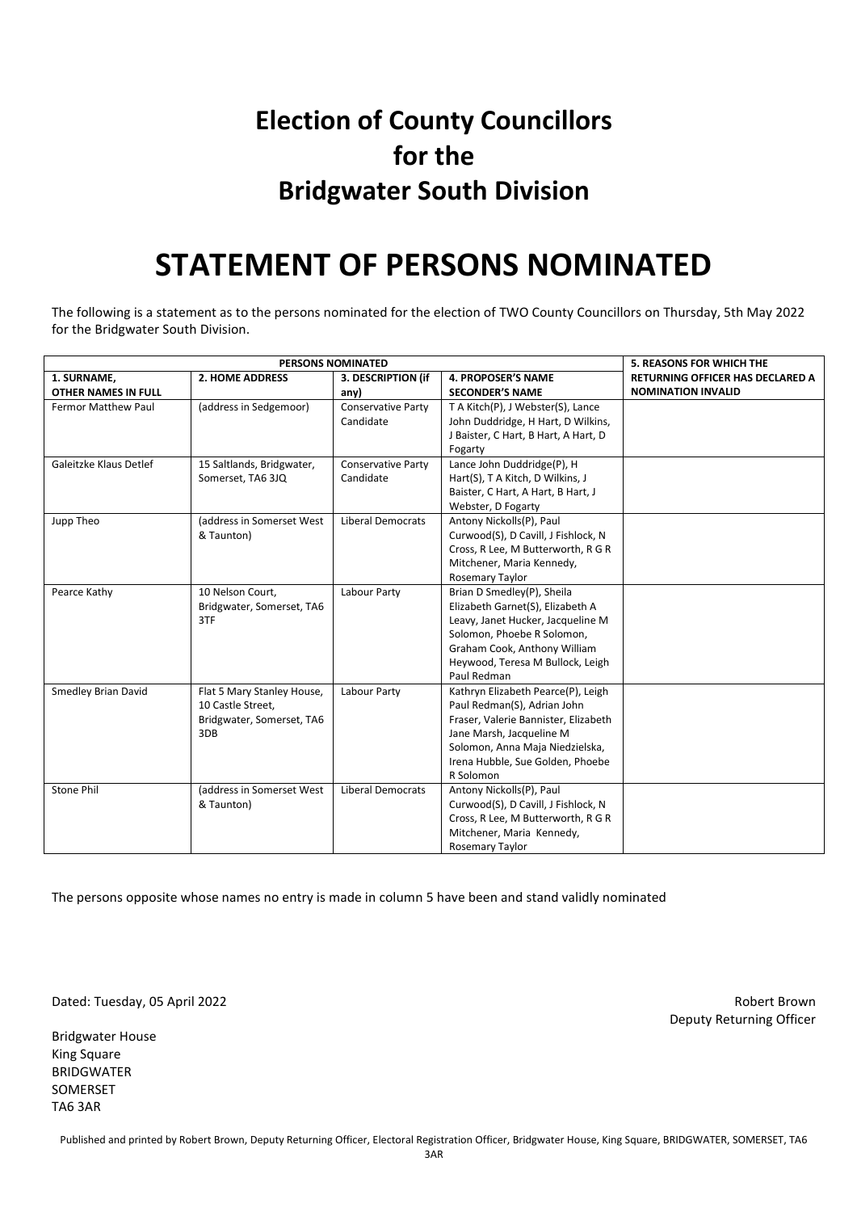# Election of County Councillors for the Bridgwater South Division

# STATEMENT OF PERSONS NOMINATED

The following is a statement as to the persons nominated for the election of TWO County Councillors on Thursday, 5th May 2022 for the Bridgwater South Division.

| PERSONS NOMINATED | | | | 5. REASONS FOR WHICH THE RETURNING OFFICER HAS DECLARED A NOMINATION INVALID |
|---|---|---|---|---|
| **1. SURNAME, OTHER NAMES IN FULL** | **2. HOME ADDRESS** | **3. DESCRIPTION (if any)** | **4. PROPOSER'S NAME SECONDER'S NAME** | |
| Fermor Matthew Paul | (address in Sedgemoor) | Conservative Party Candidate | T A Kitch(P), J Webster(S), Lance John Duddridge, H Hart, D Wilkins, J Baister, C Hart, B Hart, A Hart, D Fogarty | |
| Galeitzke Klaus Detlef | 15 Saltlands, Bridgwater, Somerset, TA6 3JQ | Conservative Party Candidate | Lance John Duddridge(P), H Hart(S), T A Kitch, D Wilkins, J Baister, C Hart, A Hart, B Hart, J Webster, D Fogarty | |
| Jupp Theo | (address in Somerset West & Taunton) | Liberal Democrats | Antony Nickolls(P), Paul Curwood(S), D Cavill, J Fishlock, N Cross, R Lee, M Butterworth, R G R Mitchener, Maria Kennedy, Rosemary Taylor | |
| Pearce Kathy | 10 Nelson Court, Bridgwater, Somerset, TA6 3TF | Labour Party | Brian D Smedley(P), Sheila Elizabeth Garnet(S), Elizabeth A Leavy, Janet Hucker, Jacqueline M Solomon, Phoebe R Solomon, Graham Cook, Anthony William Heywood, Teresa M Bullock, Leigh Paul Redman | |
| Smedley Brian David | Flat 5 Mary Stanley House, 10 Castle Street, Bridgwater, Somerset, TA6 3DB | Labour Party | Kathryn Elizabeth Pearce(P), Leigh Paul Redman(S), Adrian John Fraser, Valerie Bannister, Elizabeth Jane Marsh, Jacqueline M Solomon, Anna Maja Niedzielska, Irena Hubble, Sue Golden, Phoebe R Solomon | |
| Stone Phil | (address in Somerset West & Taunton) | Liberal Democrats | Antony Nickolls(P), Paul Curwood(S), D Cavill, J Fishlock, N Cross, R Lee, M Butterworth, R G R Mitchener, Maria Kennedy, Rosemary Taylor | |

The persons opposite whose names no entry is made in column 5 have been and stand validly nominated

Dated: Tuesday, 05 April 2022

Robert Brown
Deputy Returning Officer

Bridgwater House
King Square
BRIDGWATER
SOMERSET
TA6 3AR

Published and printed by Robert Brown, Deputy Returning Officer, Electoral Registration Officer, Bridgwater House, King Square, BRIDGWATER, SOMERSET, TA6 3AR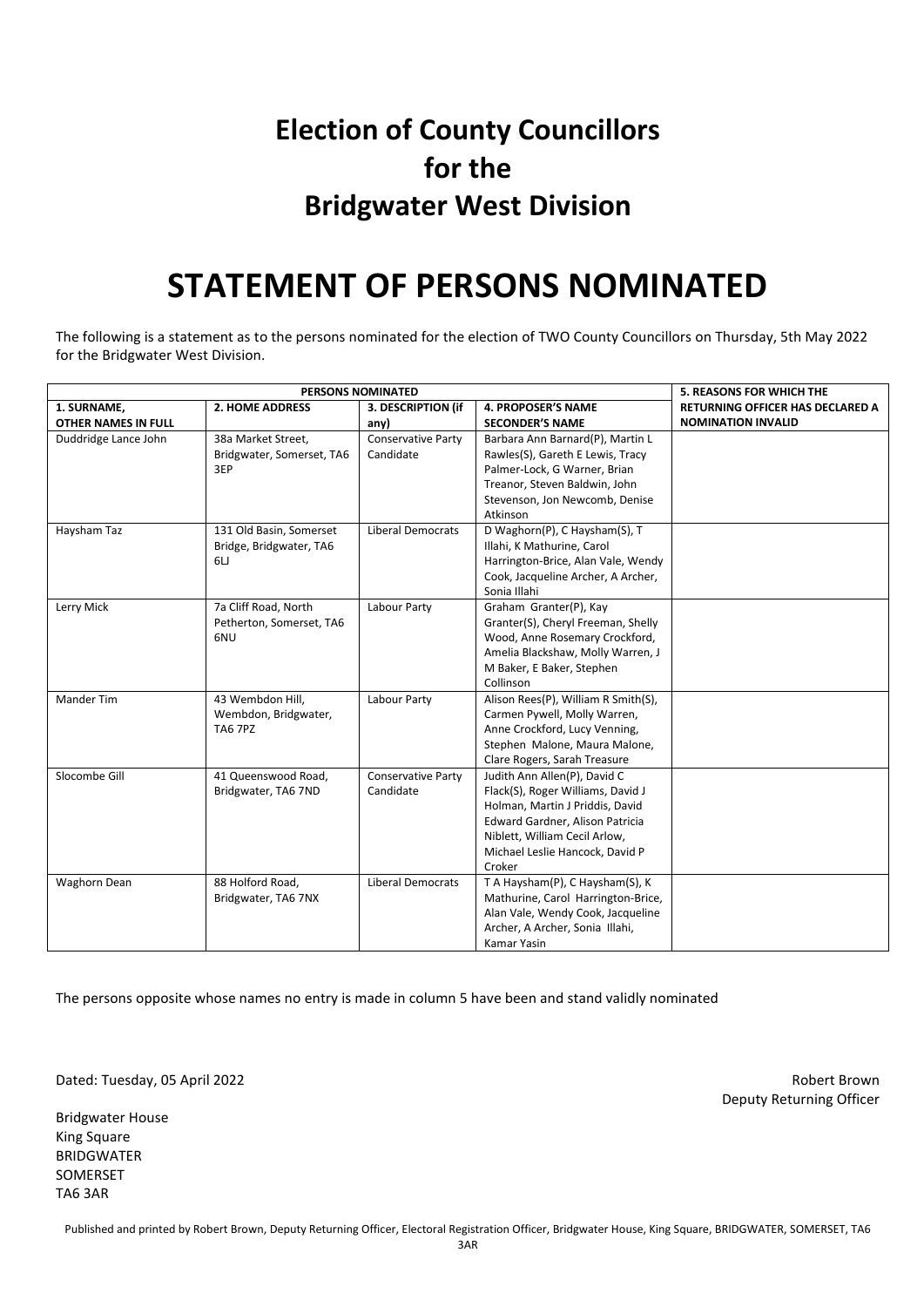# Election of County Councillors for the Bridgwater West Division

# STATEMENT OF PERSONS NOMINATED

The following is a statement as to the persons nominated for the election of TWO County Councillors on Thursday, 5th May 2022 for the Bridgwater West Division.

| PERSONS NOMINATED | | | | 5. REASONS FOR WHICH THE RETURNING OFFICER HAS DECLARED A NOMINATION INVALID |
|---|---|---|---|---|
| 1. SURNAME, OTHER NAMES IN FULL | 2. HOME ADDRESS | 3. DESCRIPTION (if any) | 4. PROPOSER'S NAME SECONDER'S NAME | |
| Duddridge Lance John | 38a Market Street, Bridgwater, Somerset, TA6 3EP | Conservative Party Candidate | Barbara Ann Barnard(P), Martin L Rawles(S), Gareth E Lewis, Tracy Palmer-Lock, G Warner, Brian Treanor, Steven Baldwin, John Stevenson, Jon Newcomb, Denise Atkinson | |
| Haysham Taz | 131 Old Basin, Somerset Bridge, Bridgwater, TA6 6LJ | Liberal Democrats | D Waghorn(P), C Haysham(S), T Illahi, K Mathurine, Carol Harrington-Brice, Alan Vale, Wendy Cook, Jacqueline Archer, A Archer, Sonia Illahi | |
| Lerry Mick | 7a Cliff Road, North Petherton, Somerset, TA6 6NU | Labour Party | Graham Granter(P), Kay Granter(S), Cheryl Freeman, Shelly Wood, Anne Rosemary Crockford, Amelia Blackshaw, Molly Warren, J M Baker, E Baker, Stephen Collinson | |
| Mander Tim | 43 Wembdon Hill, Wembdon, Bridgwater, TA6 7PZ | Labour Party | Alison Rees(P), William R Smith(S), Carmen Pywell, Molly Warren, Anne Crockford, Lucy Venning, Stephen Malone, Maura Malone, Clare Rogers, Sarah Treasure | |
| Slocombe Gill | 41 Queenswood Road, Bridgwater, TA6 7ND | Conservative Party Candidate | Judith Ann Allen(P), David C Flack(S), Roger Williams, David J Holman, Martin J Priddis, David Edward Gardner, Alison Patricia Niblett, William Cecil Arlow, Michael Leslie Hancock, David P Croker | |
| Waghorn Dean | 88 Holford Road, Bridgwater, TA6 7NX | Liberal Democrats | T A Haysham(P), C Haysham(S), K Mathurine, Carol Harrington-Brice, Alan Vale, Wendy Cook, Jacqueline Archer, A Archer, Sonia Illahi, Kamar Yasin | |

The persons opposite whose names no entry is made in column 5 have been and stand validly nominated

Dated: Tuesday, 05 April 2022

Robert Brown
Deputy Returning Officer

Bridgwater House
King Square
BRIDGWATER
SOMERSET
TA6 3AR

Published and printed by Robert Brown, Deputy Returning Officer, Electoral Registration Officer, Bridgwater House, King Square, BRIDGWATER, SOMERSET, TA6 3AR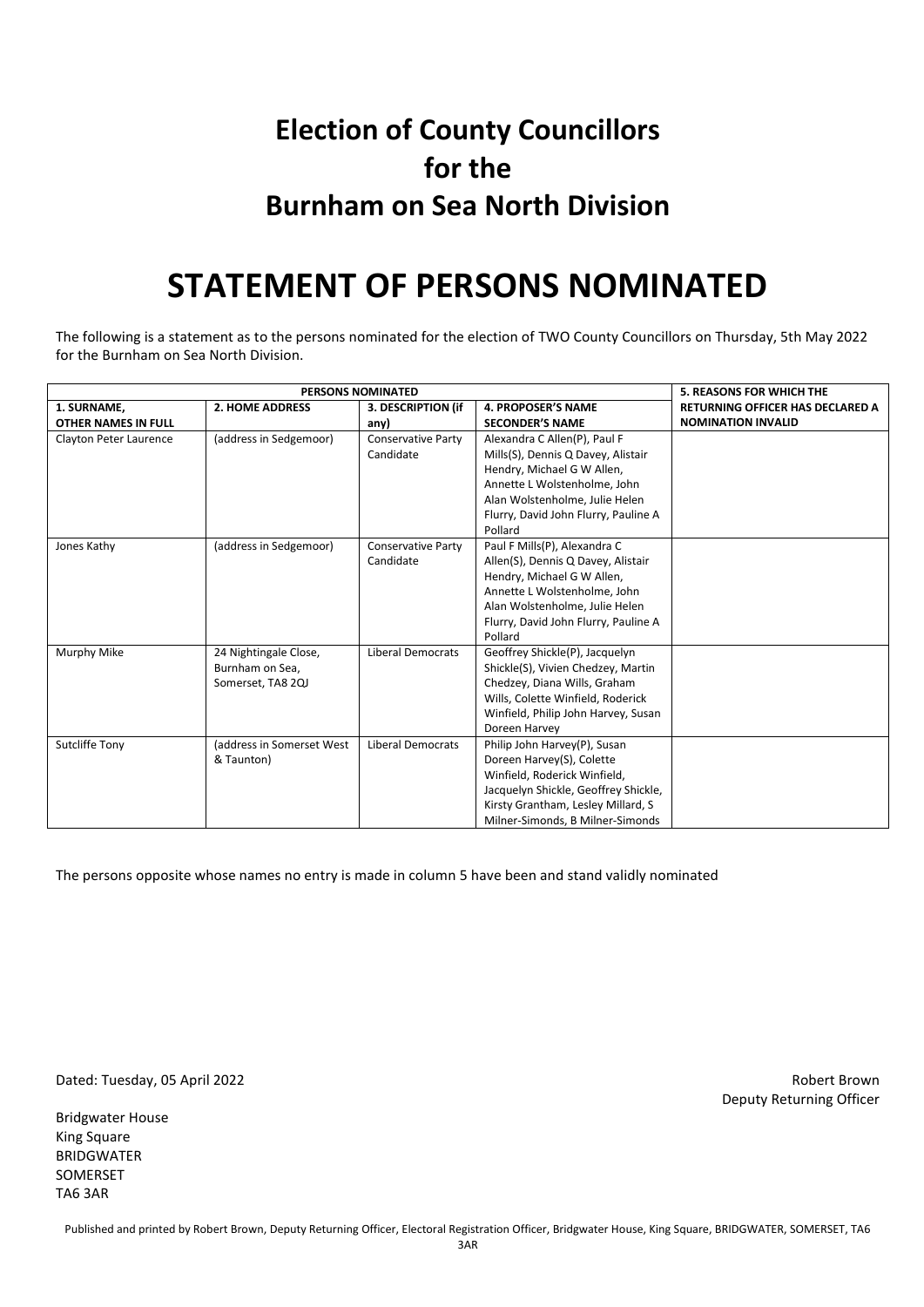# Election of County Councillors for the Burnham on Sea North Division

# STATEMENT OF PERSONS NOMINATED

The following is a statement as to the persons nominated for the election of TWO County Councillors on Thursday, 5th May 2022 for the Burnham on Sea North Division.

| PERSONS NOMINATED | | | | 5. REASONS FOR WHICH THE RETURNING OFFICER HAS DECLARED A NOMINATION INVALID |
|---|---|---|---|---|
| **1. SURNAME, OTHER NAMES IN FULL** | **2. HOME ADDRESS** | **3. DESCRIPTION (if any)** | **4. PROPOSER'S NAME SECONDER'S NAME** | |
| Clayton Peter Laurence | (address in Sedgemoor) | Conservative Party Candidate | Alexandra C Allen(P), Paul F Mills(S), Dennis Q Davey, Alistair Hendry, Michael G W Allen, Annette L Wolstenholme, John Alan Wolstenholme, Julie Helen Flurry, David John Flurry, Pauline A Pollard | |
| Jones Kathy | (address in Sedgemoor) | Conservative Party Candidate | Paul F Mills(P), Alexandra C Allen(S), Dennis Q Davey, Alistair Hendry, Michael G W Allen, Annette L Wolstenholme, John Alan Wolstenholme, Julie Helen Flurry, David John Flurry, Pauline A Pollard | |
| Murphy Mike | 24 Nightingale Close, Burnham on Sea, Somerset, TA8 2QJ | Liberal Democrats | Geoffrey Shickle(P), Jacquelyn Shickle(S), Vivien Chedzey, Martin Chedzey, Diana Wills, Graham Wills, Colette Winfield, Roderick Winfield, Philip John Harvey, Susan Doreen Harvey | |
| Sutcliffe Tony | (address in Somerset West & Taunton) | Liberal Democrats | Philip John Harvey(P), Susan Doreen Harvey(S), Colette Winfield, Roderick Winfield, Jacquelyn Shickle, Geoffrey Shickle, Kirsty Grantham, Lesley Millard, S Milner-Simonds, B Milner-Simonds | |

The persons opposite whose names no entry is made in column 5 have been and stand validly nominated

Dated: Tuesday, 05 April 2022

Robert Brown
Deputy Returning Officer

Bridgwater House
King Square
BRIDGWATER
SOMERSET
TA6 3AR

Published and printed by Robert Brown, Deputy Returning Officer, Electoral Registration Officer, Bridgwater House, King Square, BRIDGWATER, SOMERSET, TA6 3AR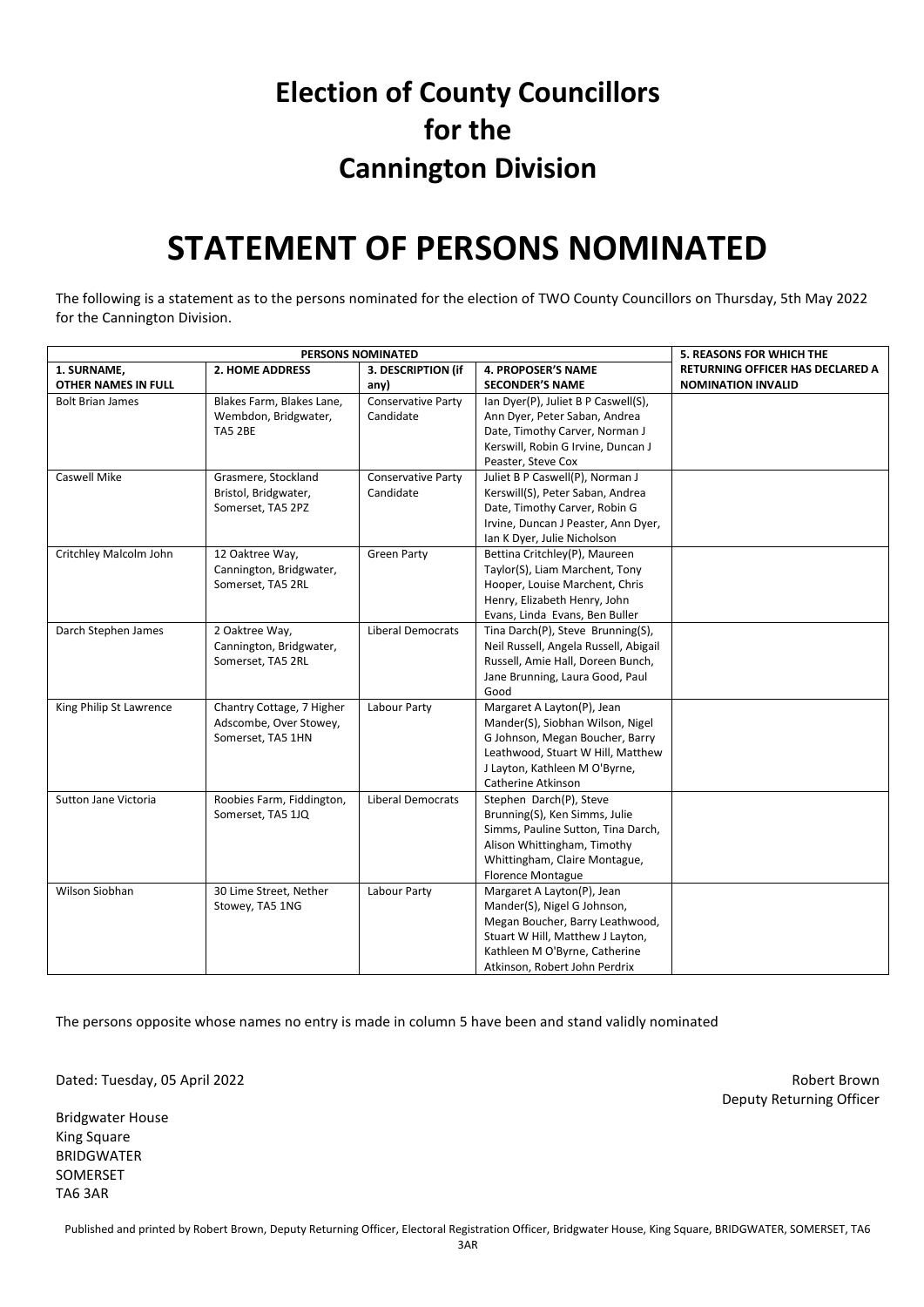# Election of County Councillors for the Cannington Division

# STATEMENT OF PERSONS NOMINATED

The following is a statement as to the persons nominated for the election of TWO County Councillors on Thursday, 5th May 2022 for the Cannington Division.

| PERSONS NOMINATED | | | | 5. REASONS FOR WHICH THE RETURNING OFFICER HAS DECLARED A NOMINATION INVALID |
|---|---|---|---|---|
| **1. SURNAME, OTHER NAMES IN FULL** | **2. HOME ADDRESS** | **3. DESCRIPTION (if any)** | **4. PROPOSER'S NAME SECONDER'S NAME** | |
| Bolt Brian James | Blakes Farm, Blakes Lane, Wembdon, Bridgwater, TA5 2BE | Conservative Party Candidate | Ian Dyer(P), Juliet B P Caswell(S), Ann Dyer, Peter Saban, Andrea Date, Timothy Carver, Norman J Kerswill, Robin G Irvine, Duncan J Peaster, Steve Cox | |
| Caswell Mike | Grasmere, Stockland Bristol, Bridgwater, Somerset, TA5 2PZ | Conservative Party Candidate | Juliet B P Caswell(P), Norman J Kerswill(S), Peter Saban, Andrea Date, Timothy Carver, Robin G Irvine, Duncan J Peaster, Ann Dyer, Ian K Dyer, Julie Nicholson | |
| Critchley Malcolm John | 12 Oaktree Way, Cannington, Bridgwater, Somerset, TA5 2RL | Green Party | Bettina Critchley(P), Maureen Taylor(S), Liam Marchent, Tony Hooper, Louise Marchent, Chris Henry, Elizabeth Henry, John Evans, Linda Evans, Ben Buller | |
| Darch Stephen James | 2 Oaktree Way, Cannington, Bridgwater, Somerset, TA5 2RL | Liberal Democrats | Tina Darch(P), Steve Brunning(S), Neil Russell, Angela Russell, Abigail Russell, Amie Hall, Doreen Bunch, Jane Brunning, Laura Good, Paul Good | |
| King Philip St Lawrence | Chantry Cottage, 7 Higher Adscombe, Over Stowey, Somerset, TA5 1HN | Labour Party | Margaret A Layton(P), Jean Mander(S), Siobhan Wilson, Nigel G Johnson, Megan Boucher, Barry Leathwood, Stuart W Hill, Matthew J Layton, Kathleen M O'Byrne, Catherine Atkinson | |
| Sutton Jane Victoria | Roobies Farm, Fiddington, Somerset, TA5 1JQ | Liberal Democrats | Stephen Darch(P), Steve Brunning(S), Ken Simms, Julie Simms, Pauline Sutton, Tina Darch, Alison Whittingham, Timothy Whittingham, Claire Montague, Florence Montague | |
| Wilson Siobhan | 30 Lime Street, Nether Stowey, TA5 1NG | Labour Party | Margaret A Layton(P), Jean Mander(S), Nigel G Johnson, Megan Boucher, Barry Leathwood, Stuart W Hill, Matthew J Layton, Kathleen M O'Byrne, Catherine Atkinson, Robert John Perdrix | |

The persons opposite whose names no entry is made in column 5 have been and stand validly nominated

Dated: Tuesday, 05 April 2022

Robert Brown
Deputy Returning Officer

Bridgwater House
King Square
BRIDGWATER
SOMERSET
TA6 3AR

Published and printed by Robert Brown, Deputy Returning Officer, Electoral Registration Officer, Bridgwater House, King Square, BRIDGWATER, SOMERSET, TA6 3AR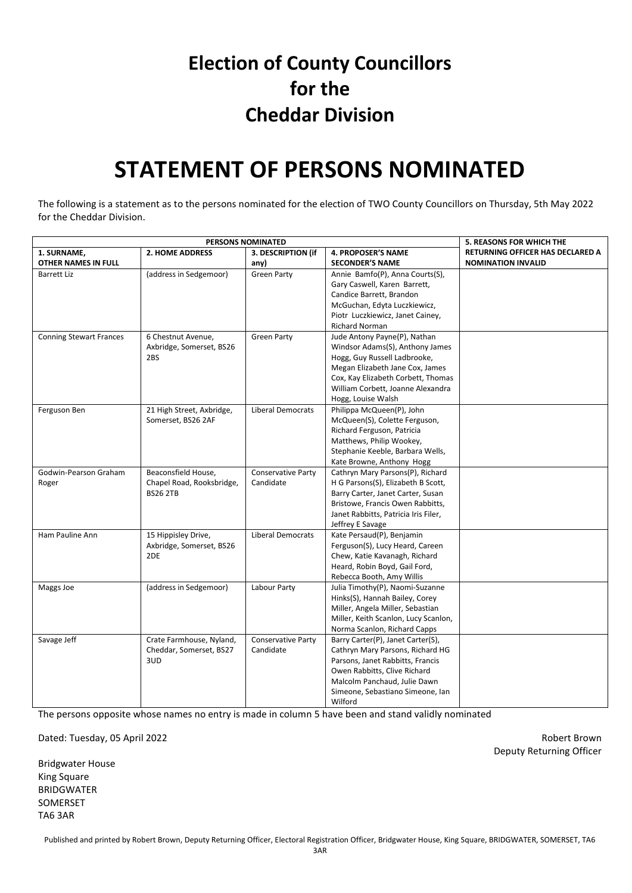# Election of County Councillors for the Cheddar Division

# STATEMENT OF PERSONS NOMINATED

The following is a statement as to the persons nominated for the election of TWO County Councillors on Thursday, 5th May 2022 for the Cheddar Division.

| PERSONS NOMINATED | | | | 5. REASONS FOR WHICH THE RETURNING OFFICER HAS DECLARED A NOMINATION INVALID |
|---|---|---|---|---|
| **1. SURNAME, OTHER NAMES IN FULL** | **2. HOME ADDRESS** | **3. DESCRIPTION (if any)** | **4. PROPOSER'S NAME SECONDER'S NAME** | |
| Barrett Liz | (address in Sedgemoor) | Green Party | Annie Bamfo(P), Anna Courts(S), Gary Caswell, Karen Barrett, Candice Barrett, Brandon McGuchan, Edyta Luczkiewicz, Piotr Luczkiewicz, Janet Cainey, Richard Norman | |
| Conning Stewart Frances | 6 Chestnut Avenue, Axbridge, Somerset, BS26 2BS | Green Party | Jude Antony Payne(P), Nathan Windsor Adams(S), Anthony James Hogg, Guy Russell Ladbrooke, Megan Elizabeth Jane Cox, James Cox, Kay Elizabeth Corbett, Thomas William Corbett, Joanne Alexandra Hogg, Louise Walsh | |
| Ferguson Ben | 21 High Street, Axbridge, Somerset, BS26 2AF | Liberal Democrats | Philippa McQueen(P), John McQueen(S), Colette Ferguson, Richard Ferguson, Patricia Matthews, Philip Wookey, Stephanie Keeble, Barbara Wells, Kate Browne, Anthony Hogg | |
| Godwin-Pearson Graham Roger | Beaconsfield House, Chapel Road, Rooksbridge, BS26 2TB | Conservative Party Candidate | Cathryn Mary Parsons(P), Richard H G Parsons(S), Elizabeth B Scott, Barry Carter, Janet Carter, Susan Bristowe, Francis Owen Rabbitts, Janet Rabbitts, Patricia Iris Filer, Jeffrey E Savage | |
| Ham Pauline Ann | 15 Hippisley Drive, Axbridge, Somerset, BS26 2DE | Liberal Democrats | Kate Persaud(P), Benjamin Ferguson(S), Lucy Heard, Careen Chew, Katie Kavanagh, Richard Heard, Robin Boyd, Gail Ford, Rebecca Booth, Amy Willis | |
| Maggs Joe | (address in Sedgemoor) | Labour Party | Julia Timothy(P), Naomi-Suzanne Hinks(S), Hannah Bailey, Corey Miller, Angela Miller, Sebastian Miller, Keith Scanlon, Lucy Scanlon, Norma Scanlon, Richard Capps | |
| Savage Jeff | Crate Farmhouse, Nyland, Cheddar, Somerset, BS27 3UD | Conservative Party Candidate | Barry Carter(P), Janet Carter(S), Cathryn Mary Parsons, Richard HG Parsons, Janet Rabbitts, Francis Owen Rabbitts, Clive Richard Malcolm Panchaud, Julie Dawn Simeone, Sebastiano Simeone, Ian Wilford | |

The persons opposite whose names no entry is made in column 5 have been and stand validly nominated

Dated: Tuesday, 05 April 2022

Robert Brown
Deputy Returning Officer

Bridgwater House
King Square
BRIDGWATER
SOMERSET
TA6 3AR

Published and printed by Robert Brown, Deputy Returning Officer, Electoral Registration Officer, Bridgwater House, King Square, BRIDGWATER, SOMERSET, TA6 3AR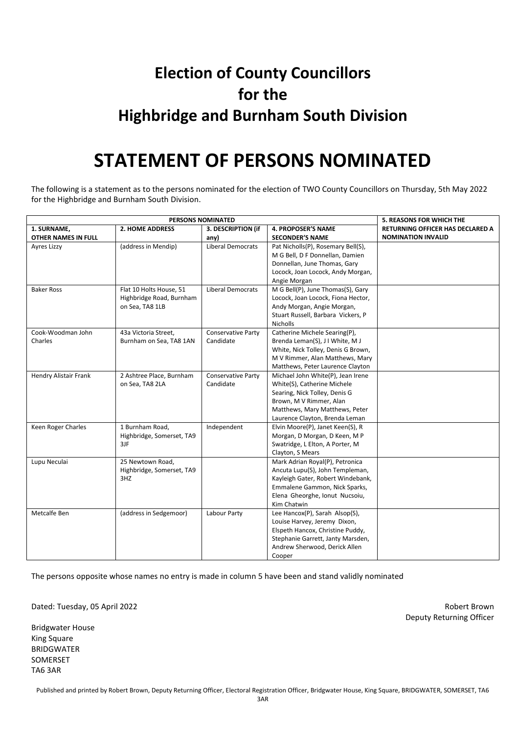# Election of County Councillors for the Highbridge and Burnham South Division

# STATEMENT OF PERSONS NOMINATED

The following is a statement as to the persons nominated for the election of TWO County Councillors on Thursday, 5th May 2022 for the Highbridge and Burnham South Division.

| PERSONS NOMINATED | | | | 5. REASONS FOR WHICH THE RETURNING OFFICER HAS DECLARED A NOMINATION INVALID |
|---|---|---|---|---|
| **1. SURNAME, OTHER NAMES IN FULL** | **2. HOME ADDRESS** | **3. DESCRIPTION (if any)** | **4. PROPOSER'S NAME SECONDER'S NAME** | |
| Ayres Lizzy | (address in Mendip) | Liberal Democrats | Pat Nicholls(P), Rosemary Bell(S), M G Bell, D F Donnellan, Damien Donnellan, June Thomas, Gary Locock, Joan Locock, Andy Morgan, Angie Morgan | |
| Baker Ross | Flat 10 Holts House, 51 Highbridge Road, Burnham on Sea, TA8 1LB | Liberal Democrats | M G Bell(P), June Thomas(S), Gary Locock, Joan Locock, Fiona Hector, Andy Morgan, Angie Morgan, Stuart Russell, Barbara Vickers, P Nicholls | |
| Cook-Woodman John Charles | 43a Victoria Street, Burnham on Sea, TA8 1AN | Conservative Party Candidate | Catherine Michele Searing(P), Brenda Leman(S), J I White, M J White, Nick Tolley, Denis G Brown, M V Rimmer, Alan Matthews, Mary Matthews, Peter Laurence Clayton | |
| Hendry Alistair Frank | 2 Ashtree Place, Burnham on Sea, TA8 2LA | Conservative Party Candidate | Michael John White(P), Jean Irene White(S), Catherine Michele Searing, Nick Tolley, Denis G Brown, M V Rimmer, Alan Matthews, Mary Matthews, Peter Laurence Clayton, Brenda Leman | |
| Keen Roger Charles | 1 Burnham Road, Highbridge, Somerset, TA9 3JF | Independent | Elvin Moore(P), Janet Keen(S), R Morgan, D Morgan, D Keen, M P Swatridge, L Elton, A Porter, M Clayton, S Mears | |
| Lupu Neculai | 25 Newtown Road, Highbridge, Somerset, TA9 3HZ | | Mark Adrian Royal(P), Petronica Ancuta Lupu(S), John Templeman, Kayleigh Gater, Robert Windebank, Emmalene Gammon, Nick Sparks, Elena Gheorghe, Ionut Nucsoiu, Kim Chatwin | |
| Metcalfe Ben | (address in Sedgemoor) | Labour Party | Lee Hancox(P), Sarah Alsop(S), Louise Harvey, Jeremy Dixon, Elspeth Hancox, Christine Puddy, Stephanie Garrett, Janty Marsden, Andrew Sherwood, Derick Allen Cooper | |

The persons opposite whose names no entry is made in column 5 have been and stand validly nominated

Dated: Tuesday, 05 April 2022

Robert Brown
Deputy Returning Officer

Bridgwater House
King Square
BRIDGWATER
SOMERSET
TA6 3AR

Published and printed by Robert Brown, Deputy Returning Officer, Electoral Registration Officer, Bridgwater House, King Square, BRIDGWATER, SOMERSET, TA6 3AR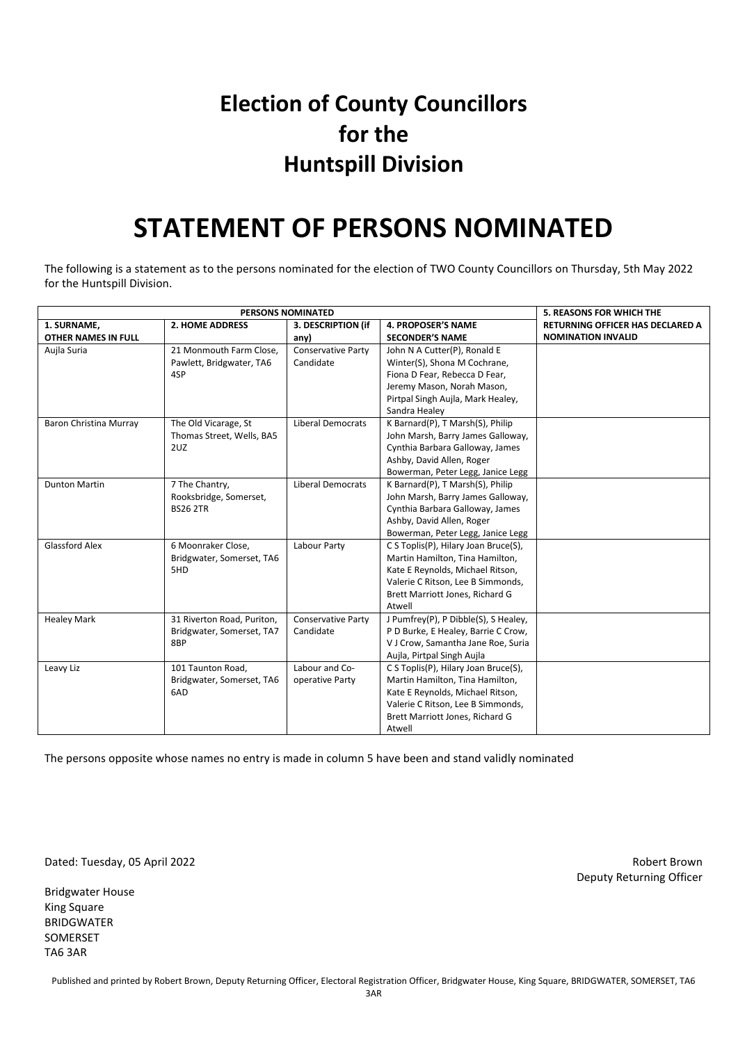# Election of County Councillors for the Huntspill Division

# STATEMENT OF PERSONS NOMINATED

The following is a statement as to the persons nominated for the election of TWO County Councillors on Thursday, 5th May 2022 for the Huntspill Division.

| PERSONS NOMINATED | | | | 5. REASONS FOR WHICH THE RETURNING OFFICER HAS DECLARED A NOMINATION INVALID |
|---|---|---|---|---|
| **1. SURNAME, OTHER NAMES IN FULL** | **2. HOME ADDRESS** | **3. DESCRIPTION (if any)** | **4. PROPOSER'S NAME SECONDER'S NAME** | |
| Aujla Suria | 21 Monmouth Farm Close, Pawlett, Bridgwater, TA6 4SP | Conservative Party Candidate | John N A Cutter(P), Ronald E Winter(S), Shona M Cochrane, Fiona D Fear, Rebecca D Fear, Jeremy Mason, Norah Mason, Pirtpal Singh Aujla, Mark Healey, Sandra Healey | |
| Baron Christina Murray | The Old Vicarage, St Thomas Street, Wells, BA5 2UZ | Liberal Democrats | K Barnard(P), T Marsh(S), Philip John Marsh, Barry James Galloway, Cynthia Barbara Galloway, James Ashby, David Allen, Roger Bowerman, Peter Legg, Janice Legg | |
| Dunton Martin | 7 The Chantry, Rooksbridge, Somerset, BS26 2TR | Liberal Democrats | K Barnard(P), T Marsh(S), Philip John Marsh, Barry James Galloway, Cynthia Barbara Galloway, James Ashby, David Allen, Roger Bowerman, Peter Legg, Janice Legg | |
| Glassford Alex | 6 Moonraker Close, Bridgwater, Somerset, TA6 5HD | Labour Party | C S Toplis(P), Hilary Joan Bruce(S), Martin Hamilton, Tina Hamilton, Kate E Reynolds, Michael Ritson, Valerie C Ritson, Lee B Simmonds, Brett Marriott Jones, Richard G Atwell | |
| Healey Mark | 31 Riverton Road, Puriton, Bridgwater, Somerset, TA7 8BP | Conservative Party Candidate | J Pumfrey(P), P Dibble(S), S Healey, P D Burke, E Healey, Barrie C Crow, V J Crow, Samantha Jane Roe, Suria Aujla, Pirtpal Singh Aujla | |
| Leavy Liz | 101 Taunton Road, Bridgwater, Somerset, TA6 6AD | Labour and Co-operative Party | C S Toplis(P), Hilary Joan Bruce(S), Martin Hamilton, Tina Hamilton, Kate E Reynolds, Michael Ritson, Valerie C Ritson, Lee B Simmonds, Brett Marriott Jones, Richard G Atwell | |

The persons opposite whose names no entry is made in column 5 have been and stand validly nominated

Dated: Tuesday, 05 April 2022

Robert Brown
Deputy Returning Officer

Bridgwater House
King Square
BRIDGWATER
SOMERSET
TA6 3AR

Published and printed by Robert Brown, Deputy Returning Officer, Electoral Registration Officer, Bridgwater House, King Square, BRIDGWATER, SOMERSET, TA6 3AR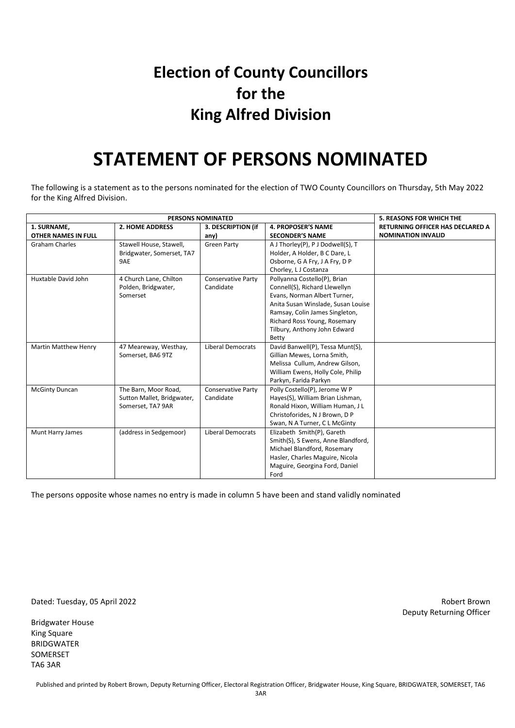# Election of County Councillors for the King Alfred Division

# STATEMENT OF PERSONS NOMINATED

The following is a statement as to the persons nominated for the election of TWO County Councillors on Thursday, 5th May 2022 for the King Alfred Division.

| PERSONS NOMINATED | | | | 5. REASONS FOR WHICH THE RETURNING OFFICER HAS DECLARED A NOMINATION INVALID |
|---|---|---|---|---|
| **1. SURNAME, OTHER NAMES IN FULL** | **2. HOME ADDRESS** | **3. DESCRIPTION (if any)** | **4. PROPOSER'S NAME SECONDER'S NAME** | |
| Graham Charles | Stawell House, Stawell, Bridgwater, Somerset, TA7 9AE | Green Party | A J Thorley(P), P J Dodwell(S), T Holder, A Holder, B C Dare, L Osborne, G A Fry, J A Fry, D P Chorley, L J Costanza | |
| Huxtable David John | 4 Church Lane, Chilton Polden, Bridgwater, Somerset | Conservative Party Candidate | Pollyanna Costello(P), Brian Connell(S), Richard Llewellyn Evans, Norman Albert Turner, Anita Susan Winslade, Susan Louise Ramsay, Colin James Singleton, Richard Ross Young, Rosemary Tilbury, Anthony John Edward Betty | |
| Martin Matthew Henry | 47 Meareway, Westhay, Somerset, BA6 9TZ | Liberal Democrats | David Banwell(P), Tessa Munt(S), Gillian Mewes, Lorna Smith, Melissa Cullum, Andrew Gilson, William Ewens, Holly Cole, Philip Parkyn, Farida Parkyn | |
| McGinty Duncan | The Barn, Moor Road, Sutton Mallet, Bridgwater, Somerset, TA7 9AR | Conservative Party Candidate | Polly Costello(P), Jerome W P Hayes(S), William Brian Lishman, Ronald Hixon, William Human, J L Christoforides, N J Brown, D P Swan, N A Turner, C L McGinty | |
| Munt Harry James | (address in Sedgemoor) | Liberal Democrats | Elizabeth Smith(P), Gareth Smith(S), S Ewens, Anne Blandford, Michael Blandford, Rosemary Hasler, Charles Maguire, Nicola Maguire, Georgina Ford, Daniel Ford | |

The persons opposite whose names no entry is made in column 5 have been and stand validly nominated

Dated: Tuesday, 05 April 2022

Robert Brown
Deputy Returning Officer

Bridgwater House
King Square
BRIDGWATER
SOMERSET
TA6 3AR

Published and printed by Robert Brown, Deputy Returning Officer, Electoral Registration Officer, Bridgwater House, King Square, BRIDGWATER, SOMERSET, TA6 3AR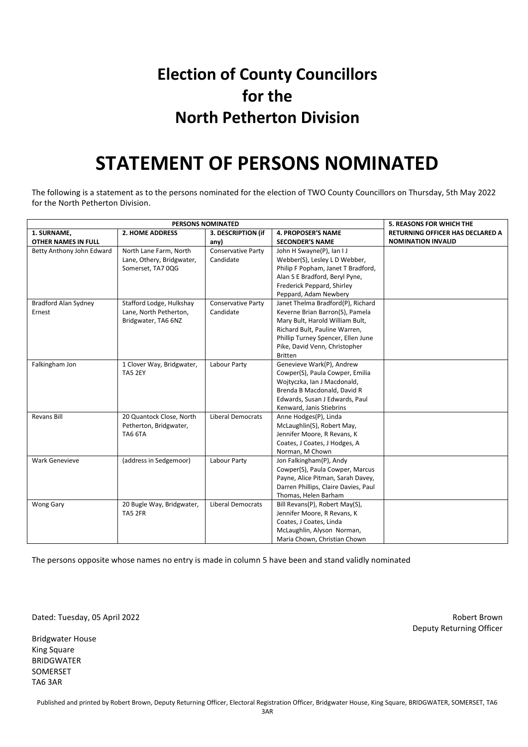# Election of County Councillors for the North Petherton Division

# STATEMENT OF PERSONS NOMINATED

The following is a statement as to the persons nominated for the election of TWO County Councillors on Thursday, 5th May 2022 for the North Petherton Division.

| PERSONS NOMINATED | | | | 5. REASONS FOR WHICH THE RETURNING OFFICER HAS DECLARED A NOMINATION INVALID |
|---|---|---|---|---|
| 1. SURNAME, OTHER NAMES IN FULL | 2. HOME ADDRESS | 3. DESCRIPTION (if any) | 4. PROPOSER'S NAME SECONDER'S NAME | |
| Betty Anthony John Edward | North Lane Farm, North Lane, Othery, Bridgwater, Somerset, TA7 0QG | Conservative Party Candidate | John H Swayne(P), Ian I J Webber(S), Lesley L D Webber, Philip F Popham, Janet T Bradford, Alan S E Bradford, Beryl Pyne, Frederick Peppard, Shirley Peppard, Adam Newbery | |
| Bradford Alan Sydney Ernest | Stafford Lodge, Hulkshay Lane, North Petherton, Bridgwater, TA6 6NZ | Conservative Party Candidate | Janet Thelma Bradford(P), Richard Keverne Brian Barron(S), Pamela Mary Bult, Harold William Bult, Richard Bult, Pauline Warren, Phillip Turney Spencer, Ellen June Pike, David Venn, Christopher Britten | |
| Falkingham Jon | 1 Clover Way, Bridgwater, TA5 2EY | Labour Party | Genevieve Wark(P), Andrew Cowper(S), Paula Cowper, Emilia Wojtyczka, Ian J Macdonald, Brenda B Macdonald, David R Edwards, Susan J Edwards, Paul Kenward, Janis Stiebrins | |
| Revans Bill | 20 Quantock Close, North Petherton, Bridgwater, TA6 6TA | Liberal Democrats | Anne Hodges(P), Linda McLaughlin(S), Robert May, Jennifer Moore, R Revans, K Coates, J Coates, J Hodges, A Norman, M Chown | |
| Wark Genevieve | (address in Sedgemoor) | Labour Party | Jon Falkingham(P), Andy Cowper(S), Paula Cowper, Marcus Payne, Alice Pitman, Sarah Davey, Darren Phillips, Claire Davies, Paul Thomas, Helen Barham | |
| Wong Gary | 20 Bugle Way, Bridgwater, TA5 2FR | Liberal Democrats | Bill Revans(P), Robert May(S), Jennifer Moore, R Revans, K Coates, J Coates, Linda McLaughlin, Alyson Norman, Maria Chown, Christian Chown | |

The persons opposite whose names no entry is made in column 5 have been and stand validly nominated

Dated: Tuesday, 05 April 2022

Robert Brown
Deputy Returning Officer

Bridgwater House
King Square
BRIDGWATER
SOMERSET
TA6 3AR

Published and printed by Robert Brown, Deputy Returning Officer, Electoral Registration Officer, Bridgwater House, King Square, BRIDGWATER, SOMERSET, TA6 3AR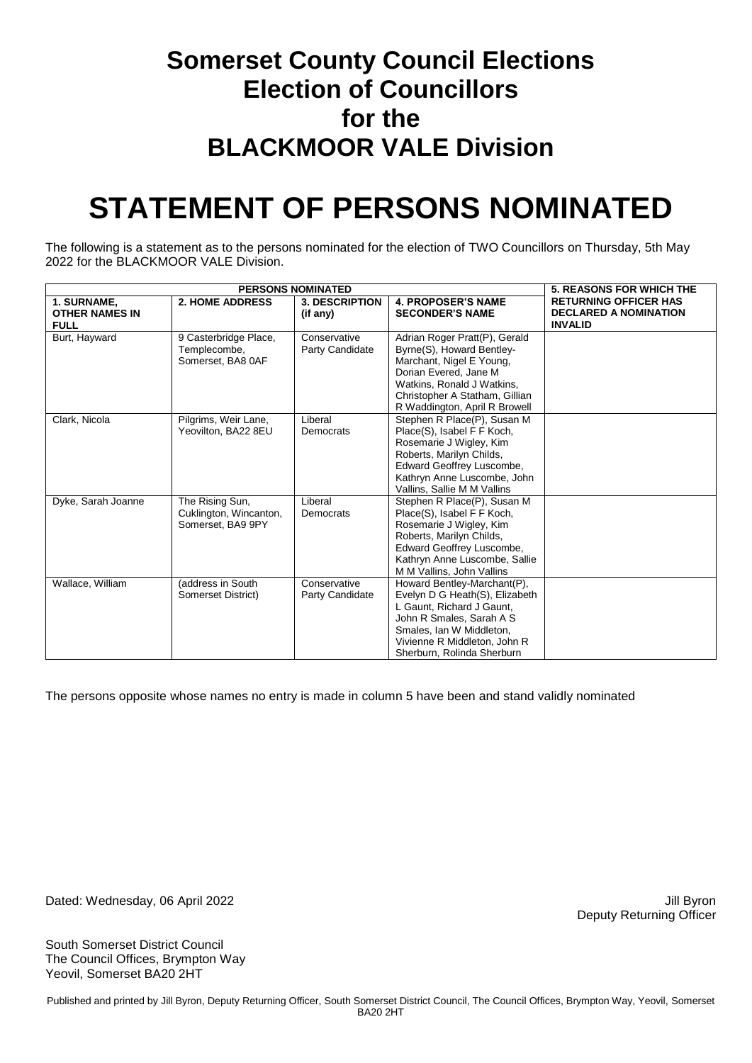# Somerset County Council Elections
# Election of Councillors
# for the
# BLACKMOOR VALE Division

# STATEMENT OF PERSONS NOMINATED

The following is a statement as to the persons nominated for the election of TWO Councillors on Thursday, 5th May 2022 for the BLACKMOOR VALE Division.

| PERSONS NOMINATED | | | | 5. REASONS FOR WHICH THE RETURNING OFFICER HAS DECLARED A NOMINATION INVALID |
|---|---|---|---|---|
| **1. SURNAME, OTHER NAMES IN FULL** | **2. HOME ADDRESS** | **3. DESCRIPTION (if any)** | **4. PROPOSER'S NAME SECONDER'S NAME** | |
| Burt, Hayward | 9 Casterbridge Place, Templecombe, Somerset, BA8 0AF | Conservative Party Candidate | Adrian Roger Pratt(P), Gerald Byrne(S), Howard Bentley-Marchant, Nigel E Young, Dorian Evered, Jane M Watkins, Ronald J Watkins, Christopher A Statham, Gillian R Waddington, April R Browell | |
| Clark, Nicola | Pilgrims, Weir Lane, Yeovilton, BA22 8EU | Liberal Democrats | Stephen R Place(P), Susan M Place(S), Isabel F F Koch, Rosemarie J Wigley, Kim Roberts, Marilyn Childs, Edward Geoffrey Luscombe, Kathryn Anne Luscombe, John Vallins, Sallie M M Vallins | |
| Dyke, Sarah Joanne | The Rising Sun, Cuklington, Wincanton, Somerset, BA9 9PY | Liberal Democrats | Stephen R Place(P), Susan M Place(S), Isabel F F Koch, Rosemarie J Wigley, Kim Roberts, Marilyn Childs, Edward Geoffrey Luscombe, Kathryn Anne Luscombe, Sallie M M Vallins, John Vallins | |
| Wallace, William | (address in South Somerset District) | Conservative Party Candidate | Howard Bentley-Marchant(P), Evelyn D G Heath(S), Elizabeth L Gaunt, Richard J Gaunt, John R Smales, Sarah A S Smales, Ian W Middleton, Vivienne R Middleton, John R Sherburn, Rolinda Sherburn | |

The persons opposite whose names no entry is made in column 5 have been and stand validly nominated

Dated: Wednesday, 06 April 2022

Jill Byron
Deputy Returning Officer

South Somerset District Council
The Council Offices, Brympton Way
Yeovil, Somerset BA20 2HT

Published and printed by Jill Byron, Deputy Returning Officer, South Somerset District Council, The Council Offices, Brympton Way, Yeovil, Somerset BA20 2HT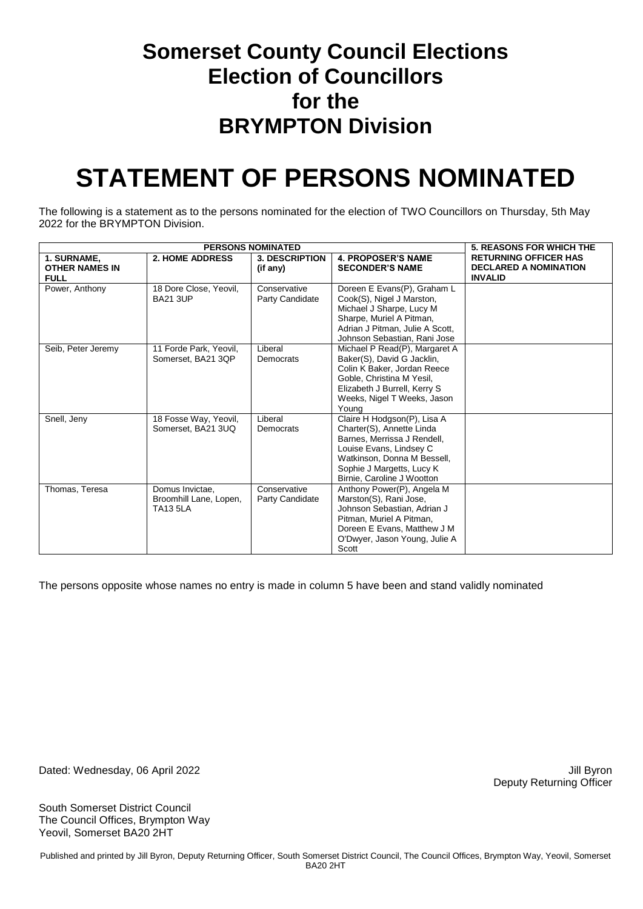# Somerset County Council Elections
# Election of Councillors
# for the
# BRYMPTON Division

# STATEMENT OF PERSONS NOMINATED

The following is a statement as to the persons nominated for the election of TWO Councillors on Thursday, 5th May 2022 for the BRYMPTON Division.

| PERSONS NOMINATED | | | | 5. REASONS FOR WHICH THE RETURNING OFFICER HAS DECLARED A NOMINATION INVALID |
|---|---|---|---|---|
| **1. SURNAME, OTHER NAMES IN FULL** | **2. HOME ADDRESS** | **3. DESCRIPTION (if any)** | **4. PROPOSER'S NAME SECONDER'S NAME** | |
| Power, Anthony | 18 Dore Close, Yeovil, BA21 3UP | Conservative Party Candidate | Doreen E Evans(P), Graham L Cook(S), Nigel J Marston, Michael J Sharpe, Lucy M Sharpe, Muriel A Pitman, Adrian J Pitman, Julie A Scott, Johnson Sebastian, Rani Jose | |
| Seib, Peter Jeremy | 11 Forde Park, Yeovil, Somerset, BA21 3QP | Liberal Democrats | Michael P Read(P), Margaret A Baker(S), David G Jacklin, Colin K Baker, Jordan Reece Goble, Christina M Yesil, Elizabeth J Burrell, Kerry S Weeks, Nigel T Weeks, Jason Young | |
| Snell, Jeny | 18 Fosse Way, Yeovil, Somerset, BA21 3UQ | Liberal Democrats | Claire H Hodgson(P), Lisa A Charter(S), Annette Linda Barnes, Merrissa J Rendell, Louise Evans, Lindsey C Watkinson, Donna M Bessell, Sophie J Margetts, Lucy K Birnie, Caroline J Wootton | |
| Thomas, Teresa | Domus Invictae, Broomhill Lane, Lopen, TA13 5LA | Conservative Party Candidate | Anthony Power(P), Angela M Marston(S), Rani Jose, Johnson Sebastian, Adrian J Pitman, Muriel A Pitman, Doreen E Evans, Matthew J M O'Dwyer, Jason Young, Julie A Scott | |

The persons opposite whose names no entry is made in column 5 have been and stand validly nominated

Dated: Wednesday, 06 April 2022

Jill Byron
Deputy Returning Officer

South Somerset District Council
The Council Offices, Brympton Way
Yeovil, Somerset BA20 2HT

Published and printed by Jill Byron, Deputy Returning Officer, South Somerset District Council, The Council Offices, Brympton Way, Yeovil, Somerset BA20 2HT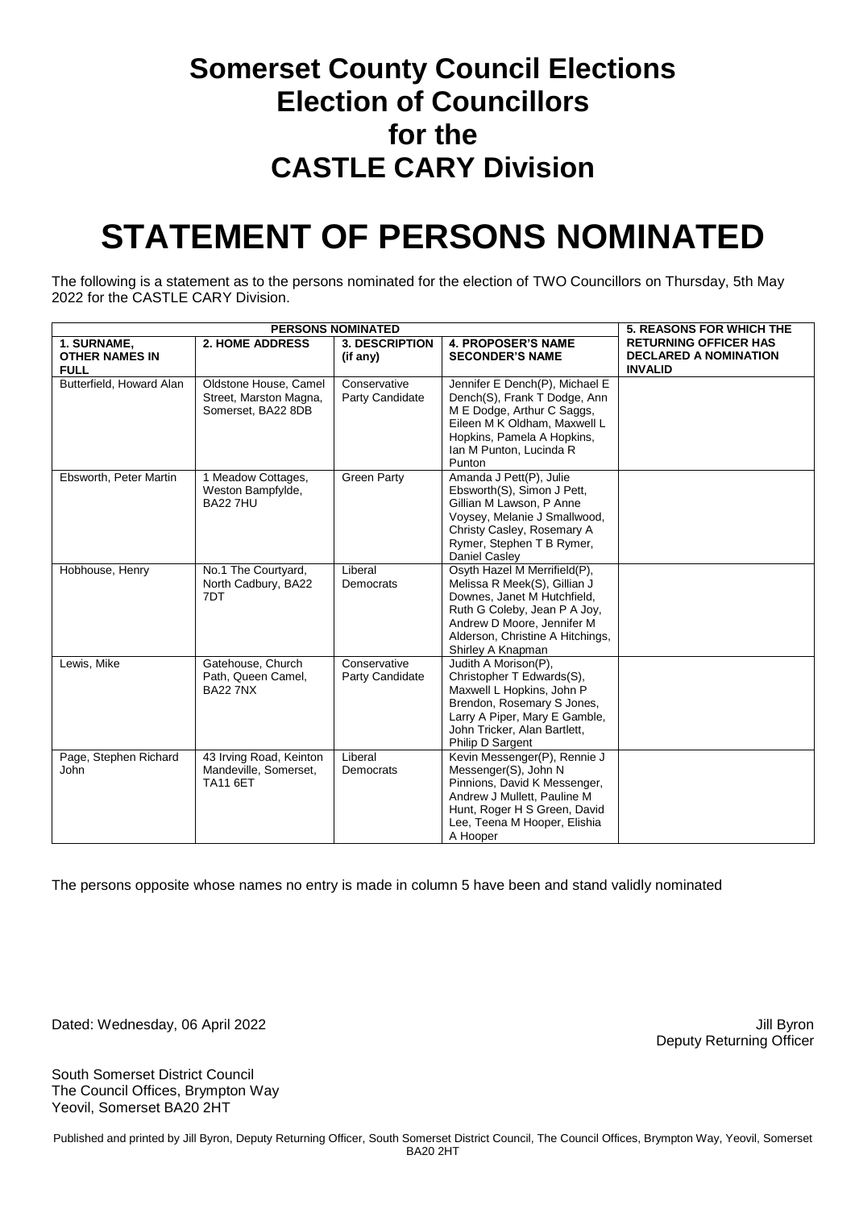# Somerset County Council Elections
# Election of Councillors
# for the
# CASTLE CARY Division

# STATEMENT OF PERSONS NOMINATED

The following is a statement as to the persons nominated for the election of TWO Councillors on Thursday, 5th May 2022 for the CASTLE CARY Division.

| PERSONS NOMINATED | | | | 5. REASONS FOR WHICH THE RETURNING OFFICER HAS DECLARED A NOMINATION INVALID |
|---|---|---|---|---|
| **1. SURNAME, OTHER NAMES IN FULL** | **2. HOME ADDRESS** | **3. DESCRIPTION (if any)** | **4. PROPOSER'S NAME SECONDER'S NAME** | |
| Butterfield, Howard Alan | Oldstone House, Camel Street, Marston Magna, Somerset, BA22 8DB | Conservative Party Candidate | Jennifer E Dench(P), Michael E Dench(S), Frank T Dodge, Ann M E Dodge, Arthur C Saggs, Eileen M K Oldham, Maxwell L Hopkins, Pamela A Hopkins, Ian M Punton, Lucinda R Punton | |
| Ebsworth, Peter Martin | 1 Meadow Cottages, Weston Bampfylde, BA22 7HU | Green Party | Amanda J Pett(P), Julie Ebsworth(S), Simon J Pett, Gillian M Lawson, P Anne Voysey, Melanie J Smallwood, Christy Casley, Rosemary A Rymer, Stephen T B Rymer, Daniel Casley | |
| Hobhouse, Henry | No.1 The Courtyard, North Cadbury, BA22 7DT | Liberal Democrats | Osyth Hazel M Merrifield(P), Melissa R Meek(S), Gillian J Downes, Janet M Hutchfield, Ruth G Coleby, Jean P A Joy, Andrew D Moore, Jennifer M Alderson, Christine A Hitchings, Shirley A Knapman | |
| Lewis, Mike | Gatehouse, Church Path, Queen Camel, BA22 7NX | Conservative Party Candidate | Judith A Morison(P), Christopher T Edwards(S), Maxwell L Hopkins, John P Brendon, Rosemary S Jones, Larry A Piper, Mary E Gamble, John Tricker, Alan Bartlett, Philip D Sargent | |
| Page, Stephen Richard John | 43 Irving Road, Keinton Mandeville, Somerset, TA11 6ET | Liberal Democrats | Kevin Messenger(P), Rennie J Messenger(S), John N Pinnions, David K Messenger, Andrew J Mullett, Pauline M Hunt, Roger H S Green, David Lee, Teena M Hooper, Elishia A Hooper | |

The persons opposite whose names no entry is made in column 5 have been and stand validly nominated

Dated: Wednesday, 06 April 2022

Jill Byron
Deputy Returning Officer

South Somerset District Council
The Council Offices, Brympton Way
Yeovil, Somerset BA20 2HT

Published and printed by Jill Byron, Deputy Returning Officer, South Somerset District Council, The Council Offices, Brympton Way, Yeovil, Somerset BA20 2HT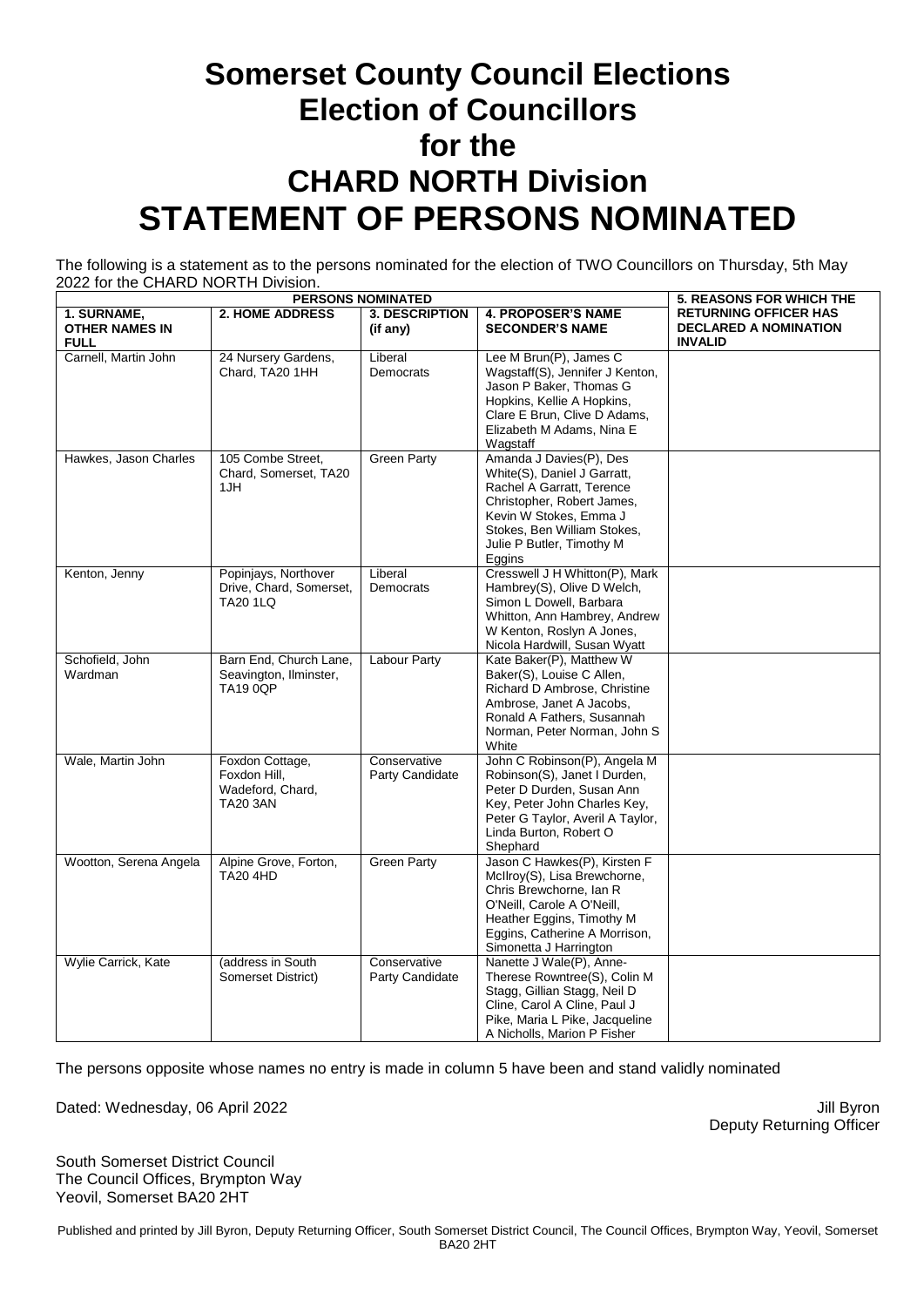# Somerset County Council Elections
# Election of Councillors
# for the
# CHARD NORTH Division
# STATEMENT OF PERSONS NOMINATED

The following is a statement as to the persons nominated for the election of TWO Councillors on Thursday, 5th May 2022 for the CHARD NORTH Division.

| PERSONS NOMINATED | | | | 5. REASONS FOR WHICH THE RETURNING OFFICER HAS DECLARED A NOMINATION INVALID |
|---|---|---|---|---|
| 1. SURNAME, OTHER NAMES IN FULL | 2. HOME ADDRESS | 3. DESCRIPTION (if any) | 4. PROPOSER'S NAME SECONDER'S NAME | |
| Carnell, Martin John | 24 Nursery Gardens, Chard, TA20 1HH | Liberal Democrats | Lee M Brun(P), James C Wagstaff(S), Jennifer J Kenton, Jason P Baker, Thomas G Hopkins, Kellie A Hopkins, Clare E Brun, Clive D Adams, Elizabeth M Adams, Nina E Wagstaff | |
| Hawkes, Jason Charles | 105 Combe Street, Chard, Somerset, TA20 1JH | Green Party | Amanda J Davies(P), Des White(S), Daniel J Garratt, Rachel A Garratt, Terence Christopher, Robert James, Kevin W Stokes, Emma J Stokes, Ben William Stokes, Julie P Butler, Timothy M Eggins | |
| Kenton, Jenny | Popinjays, Northover Drive, Chard, Somerset, TA20 1LQ | Liberal Democrats | Cresswell J H Whitton(P), Mark Hambrey(S), Olive D Welch, Simon L Dowell, Barbara Whitton, Ann Hambrey, Andrew W Kenton, Roslyn A Jones, Nicola Hardwill, Susan Wyatt | |
| Schofield, John Wardman | Barn End, Church Lane, Seavington, Ilminster, TA19 0QP | Labour Party | Kate Baker(P), Matthew W Baker(S), Louise C Allen, Richard D Ambrose, Christine Ambrose, Janet A Jacobs, Ronald A Fathers, Susannah Norman, Peter Norman, John S White | |
| Wale, Martin John | Foxdon Cottage, Foxdon Hill, Wadeford, Chard, TA20 3AN | Conservative Party Candidate | John C Robinson(P), Angela M Robinson(S), Janet I Durden, Peter D Durden, Susan Ann Key, Peter John Charles Key, Peter G Taylor, Averil A Taylor, Linda Burton, Robert O Shephard | |
| Wootton, Serena Angela | Alpine Grove, Forton, TA20 4HD | Green Party | Jason C Hawkes(P), Kirsten F McIlroy(S), Lisa Brewchorne, Chris Brewchorne, Ian R O'Neill, Carole A O'Neill, Heather Eggins, Timothy M Eggins, Catherine A Morrison, Simonetta J Harrington | |
| Wylie Carrick, Kate | (address in South Somerset District) | Conservative Party Candidate | Nanette J Wale(P), Anne-Therese Rowntree(S), Colin M Stagg, Gillian Stagg, Neil D Cline, Carol A Cline, Paul J Pike, Maria L Pike, Jacqueline A Nicholls, Marion P Fisher | |

The persons opposite whose names no entry is made in column 5 have been and stand validly nominated

Dated: Wednesday, 06 April 2022

Jill Byron
Deputy Returning Officer

South Somerset District Council
The Council Offices, Brympton Way
Yeovil, Somerset BA20 2HT

Published and printed by Jill Byron, Deputy Returning Officer, South Somerset District Council, The Council Offices, Brympton Way, Yeovil, Somerset BA20 2HT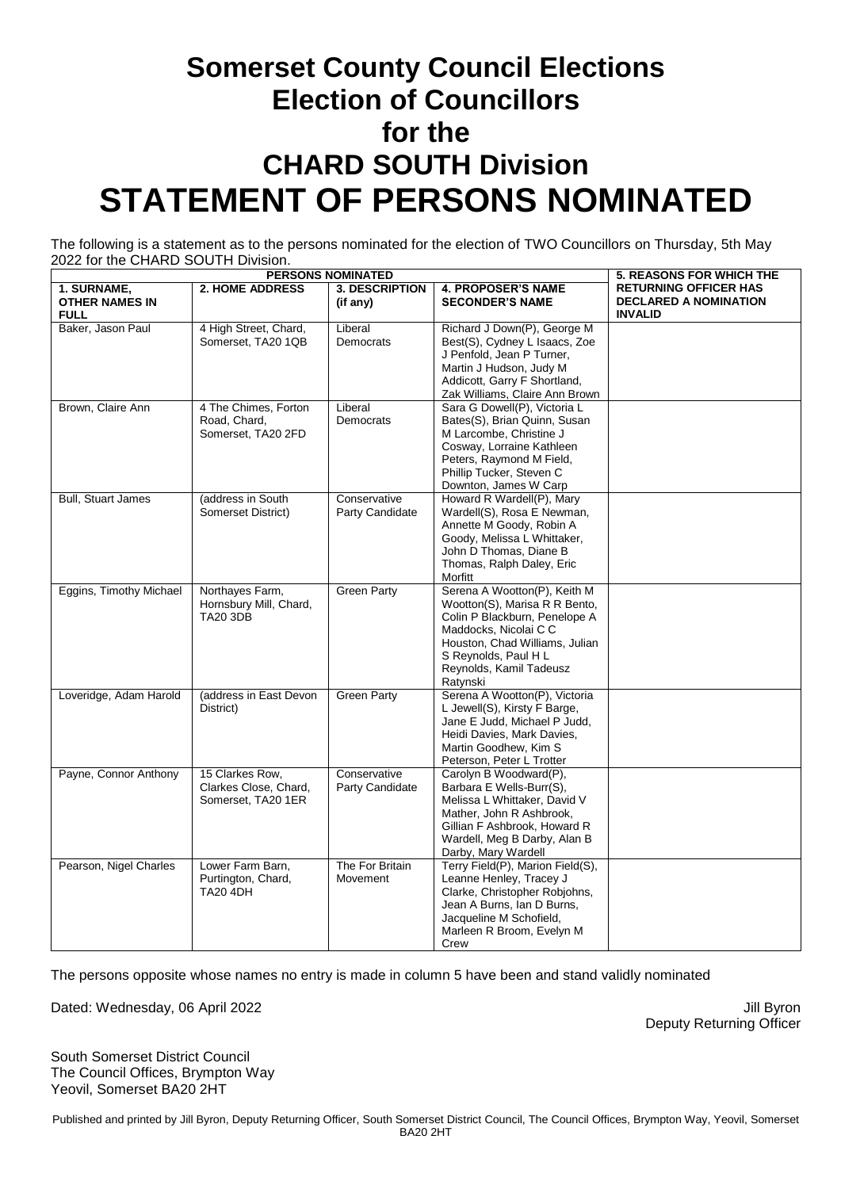# Somerset County Council Elections
# Election of Councillors
# for the
# CHARD SOUTH Division
# STATEMENT OF PERSONS NOMINATED

The following is a statement as to the persons nominated for the election of TWO Councillors on Thursday, 5th May 2022 for the CHARD SOUTH Division.

| PERSONS NOMINATED | | | | 5. REASONS FOR WHICH THE RETURNING OFFICER HAS DECLARED A NOMINATION INVALID |
|---|---|---|---|---|
| **1. SURNAME, OTHER NAMES IN FULL** | **2. HOME ADDRESS** | **3. DESCRIPTION (if any)** | **4. PROPOSER'S NAME SECONDER'S NAME** | |
| Baker, Jason Paul | 4 High Street, Chard, Somerset, TA20 1QB | Liberal Democrats | Richard J Down(P), George M Best(S), Cydney L Isaacs, Zoe J Penfold, Jean P Turner, Martin J Hudson, Judy M Addicott, Garry F Shortland, Zak Williams, Claire Ann Brown | |
| Brown, Claire Ann | 4 The Chimes, Forton Road, Chard, Somerset, TA20 2FD | Liberal Democrats | Sara G Dowell(P), Victoria L Bates(S), Brian Quinn, Susan M Larcombe, Christine J Cosway, Lorraine Kathleen Peters, Raymond M Field, Phillip Tucker, Steven C Downton, James W Carp | |
| Bull, Stuart James | (address in South Somerset District) | Conservative Party Candidate | Howard R Wardell(P), Mary Wardell(S), Rosa E Newman, Annette M Goody, Robin A Goody, Melissa L Whittaker, John D Thomas, Diane B Thomas, Ralph Daley, Eric Morfitt | |
| Eggins, Timothy Michael | Northayes Farm, Hornsbury Mill, Chard, TA20 3DB | Green Party | Serena A Wootton(P), Keith M Wootton(S), Marisa R R Bento, Colin P Blackburn, Penelope A Maddocks, Nicolai C C Houston, Chad Williams, Julian S Reynolds, Paul H L Reynolds, Kamil Tadeusz Ratynski | |
| Loveridge, Adam Harold | (address in East Devon District) | Green Party | Serena A Wootton(P), Victoria L Jewell(S), Kirsty F Barge, Jane E Judd, Michael P Judd, Heidi Davies, Mark Davies, Martin Goodhew, Kim S Peterson, Peter L Trotter | |
| Payne, Connor Anthony | 15 Clarkes Row, Clarkes Close, Chard, Somerset, TA20 1ER | Conservative Party Candidate | Carolyn B Woodward(P), Barbara E Wells-Burr(S), Melissa L Whittaker, David V Mather, John R Ashbrook, Gillian F Ashbrook, Howard R Wardell, Meg B Darby, Alan B Darby, Mary Wardell | |
| Pearson, Nigel Charles | Lower Farm Barn, Purtington, Chard, TA20 4DH | The For Britain Movement | Terry Field(P), Marion Field(S), Leanne Henley, Tracey J Clarke, Christopher Robjohns, Jean A Burns, Ian D Burns, Jacqueline M Schofield, Marleen R Broom, Evelyn M Crew | |

The persons opposite whose names no entry is made in column 5 have been and stand validly nominated

Dated: Wednesday, 06 April 2022

Jill Byron
Deputy Returning Officer

South Somerset District Council
The Council Offices, Brympton Way
Yeovil, Somerset BA20 2HT

Published and printed by Jill Byron, Deputy Returning Officer, South Somerset District Council, The Council Offices, Brympton Way, Yeovil, Somerset BA20 2HT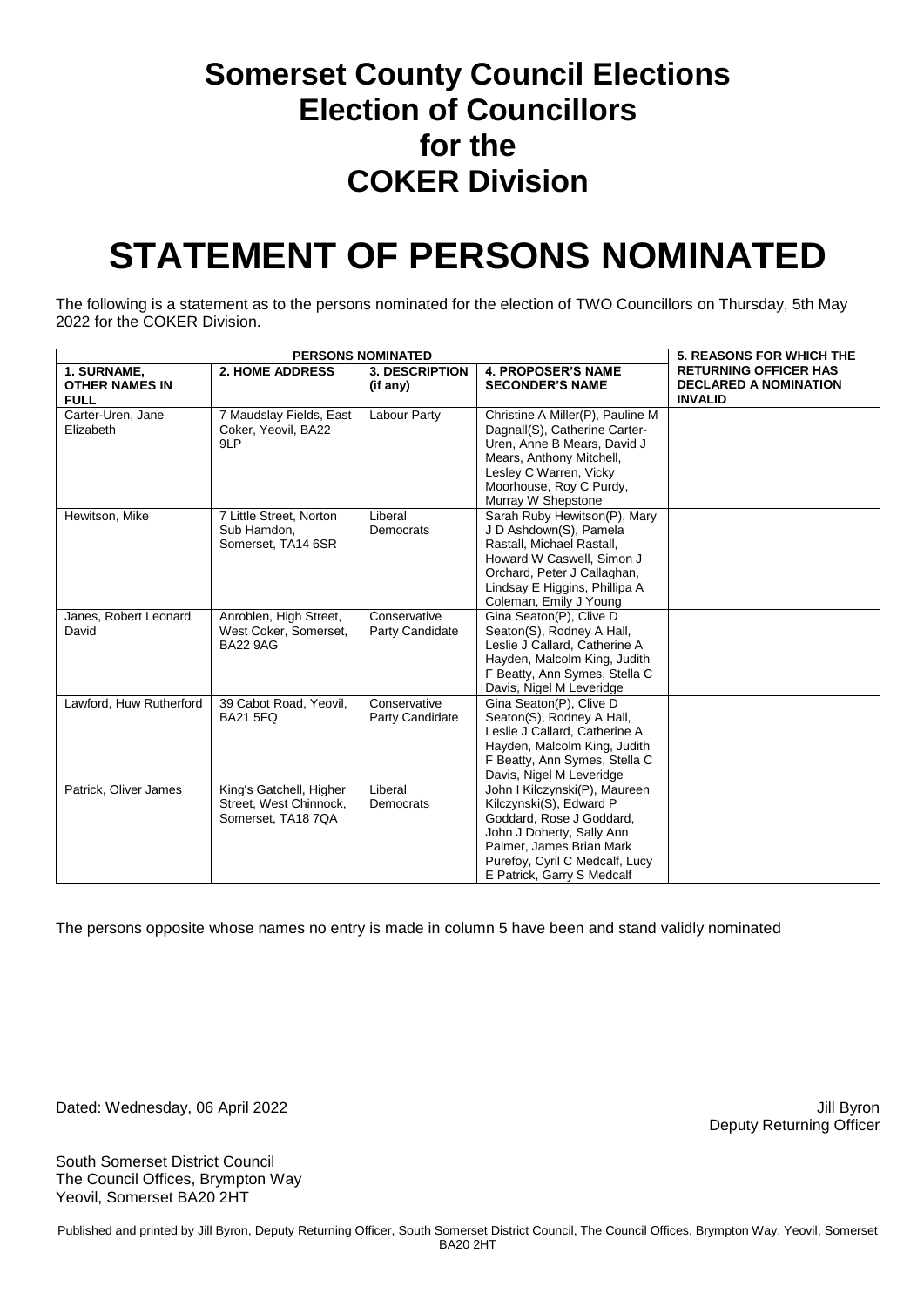# Somerset County Council Elections
# Election of Councillors
# for the
# COKER Division

# STATEMENT OF PERSONS NOMINATED

The following is a statement as to the persons nominated for the election of TWO Councillors on Thursday, 5th May 2022 for the COKER Division.

| PERSONS NOMINATED | | | | 5. REASONS FOR WHICH THE RETURNING OFFICER HAS DECLARED A NOMINATION INVALID |
|---|---|---|---|---|
| **1. SURNAME, OTHER NAMES IN FULL** | **2. HOME ADDRESS** | **3. DESCRIPTION (if any)** | **4. PROPOSER'S NAME SECONDER'S NAME** | |
| Carter-Uren, Jane Elizabeth | 7 Maudslay Fields, East Coker, Yeovil, BA22 9LP | Labour Party | Christine A Miller(P), Pauline M Dagnall(S), Catherine Carter-Uren, Anne B Mears, David J Mears, Anthony Mitchell, Lesley C Warren, Vicky Moorhouse, Roy C Purdy, Murray W Shepstone | |
| Hewitson, Mike | 7 Little Street, Norton Sub Hamdon, Somerset, TA14 6SR | Liberal Democrats | Sarah Ruby Hewitson(P), Mary J D Ashdown(S), Pamela Rastall, Michael Rastall, Howard W Caswell, Simon J Orchard, Peter J Callaghan, Lindsay E Higgins, Phillipa A Coleman, Emily J Young | |
| Janes, Robert Leonard David | Anroblen, High Street, West Coker, Somerset, BA22 9AG | Conservative Party Candidate | Gina Seaton(P), Clive D Seaton(S), Rodney A Hall, Leslie J Callard, Catherine A Hayden, Malcolm King, Judith F Beatty, Ann Symes, Stella C Davis, Nigel M Leveridge | |
| Lawford, Huw Rutherford | 39 Cabot Road, Yeovil, BA21 5FQ | Conservative Party Candidate | Gina Seaton(P), Clive D Seaton(S), Rodney A Hall, Leslie J Callard, Catherine A Hayden, Malcolm King, Judith F Beatty, Ann Symes, Stella C Davis, Nigel M Leveridge | |
| Patrick, Oliver James | King's Gatchell, Higher Street, West Chinnock, Somerset, TA18 7QA | Liberal Democrats | John I Kilczynski(P), Maureen Kilczynski(S), Edward P Goddard, Rose J Goddard, John J Doherty, Sally Ann Palmer, James Brian Mark Purefoy, Cyril C Medcalf, Lucy E Patrick, Garry S Medcalf | |

The persons opposite whose names no entry is made in column 5 have been and stand validly nominated

Dated: Wednesday, 06 April 2022

Jill Byron
Deputy Returning Officer

South Somerset District Council
The Council Offices, Brympton Way
Yeovil, Somerset BA20 2HT

Published and printed by Jill Byron, Deputy Returning Officer, South Somerset District Council, The Council Offices, Brympton Way, Yeovil, Somerset BA20 2HT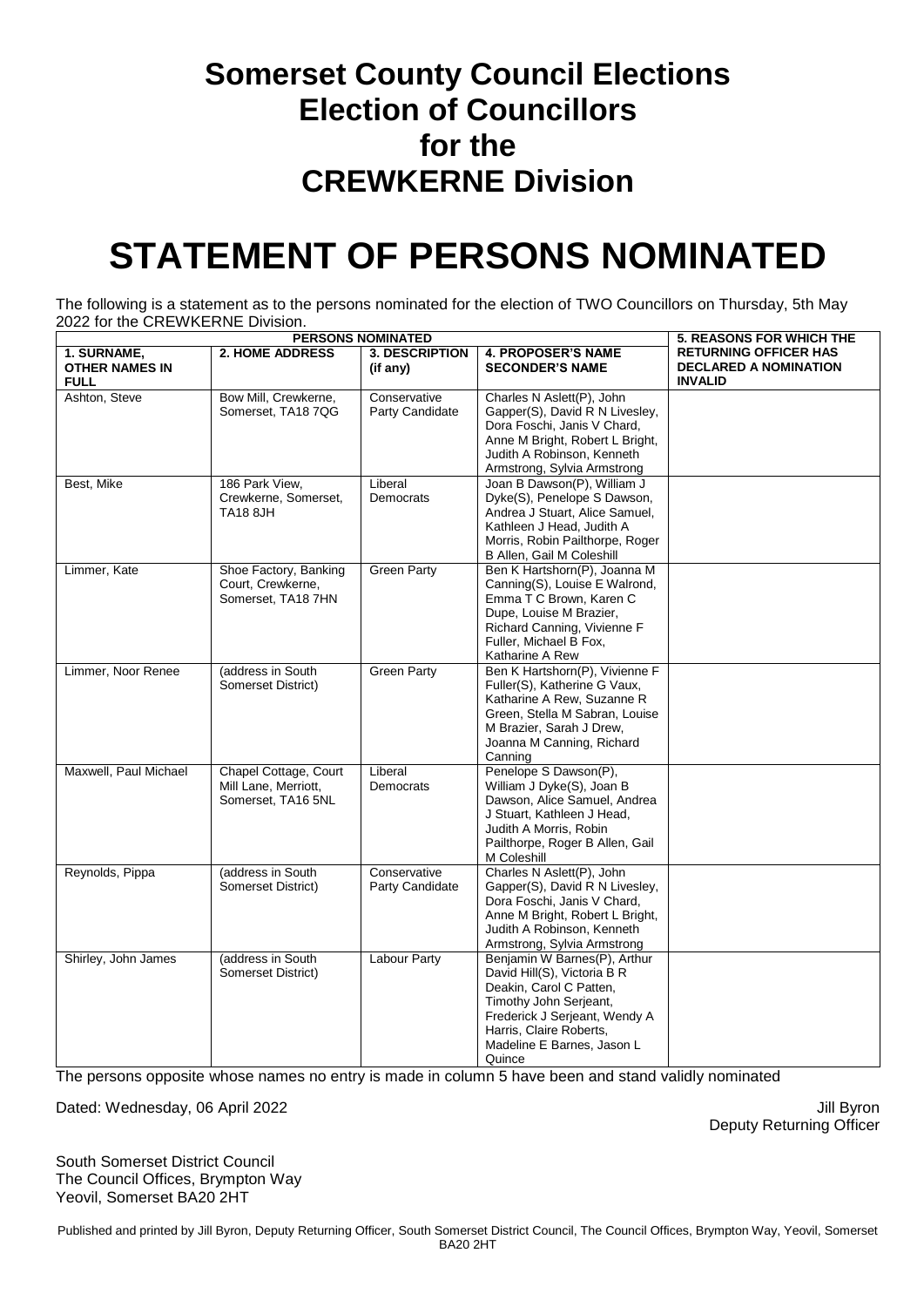# Somerset County Council Elections
# Election of Councillors
# for the
# CREWKERNE Division

# STATEMENT OF PERSONS NOMINATED

The following is a statement as to the persons nominated for the election of TWO Councillors on Thursday, 5th May 2022 for the CREWKERNE Division.

| PERSONS NOMINATED | | | | 5. REASONS FOR WHICH THE RETURNING OFFICER HAS DECLARED A NOMINATION INVALID |
|---|---|---|---|---|
| **1. SURNAME, OTHER NAMES IN FULL** | **2. HOME ADDRESS** | **3. DESCRIPTION (if any)** | **4. PROPOSER'S NAME SECONDER'S NAME** | |
| Ashton, Steve | Bow Mill, Crewkerne, Somerset, TA18 7QG | Conservative Party Candidate | Charles N Aslett(P), John Gapper(S), David R N Livesley, Dora Foschi, Janis V Chard, Anne M Bright, Robert L Bright, Judith A Robinson, Kenneth Armstrong, Sylvia Armstrong | |
| Best, Mike | 186 Park View, Crewkerne, Somerset, TA18 8JH | Liberal Democrats | Joan B Dawson(P), William J Dyke(S), Penelope S Dawson, Andrea J Stuart, Alice Samuel, Kathleen J Head, Judith A Morris, Robin Pailthorpe, Roger B Allen, Gail M Coleshill | |
| Limmer, Kate | Shoe Factory, Banking Court, Crewkerne, Somerset, TA18 7HN | Green Party | Ben K Hartshorn(P), Joanna M Canning(S), Louise E Walrond, Emma T C Brown, Karen C Dupe, Louise M Brazier, Richard Canning, Vivienne F Fuller, Michael B Fox, Katharine A Rew | |
| Limmer, Noor Renee | (address in South Somerset District) | Green Party | Ben K Hartshorn(P), Vivienne F Fuller(S), Katharine G Vaux, Katharine A Rew, Suzanne R Green, Stella M Sabran, Louise M Brazier, Sarah J Drew, Joanna M Canning, Richard Canning | |
| Maxwell, Paul Michael | Chapel Cottage, Court Mill Lane, Merriott, Somerset, TA16 5NL | Liberal Democrats | Penelope S Dawson(P), William J Dyke(S), Joan B Dawson, Alice Samuel, Andrea J Stuart, Kathleen J Head, Judith A Morris, Robin Pailthorpe, Roger B Allen, Gail M Coleshill | |
| Reynolds, Pippa | (address in South Somerset District) | Conservative Party Candidate | Charles N Aslett(P), John Gapper(S), David R N Livesley, Dora Foschi, Janis V Chard, Anne M Bright, Robert L Bright, Judith A Robinson, Kenneth Armstrong, Sylvia Armstrong | |
| Shirley, John James | (address in South Somerset District) | Labour Party | Benjamin W Barnes(P), Arthur David Hill(S), Victoria B R Deakin, Carol C Patten, Timothy John Serjeant, Frederick J Serjeant, Wendy A Harris, Claire Roberts, Madeline E Barnes, Jason L Quince | |

The persons opposite whose names no entry is made in column 5 have been and stand validly nominated

Dated: Wednesday, 06 April 2022

Jill Byron
Deputy Returning Officer

South Somerset District Council
The Council Offices, Brympton Way
Yeovil, Somerset BA20 2HT

Published and printed by Jill Byron, Deputy Returning Officer, South Somerset District Council, The Council Offices, Brympton Way, Yeovil, Somerset BA20 2HT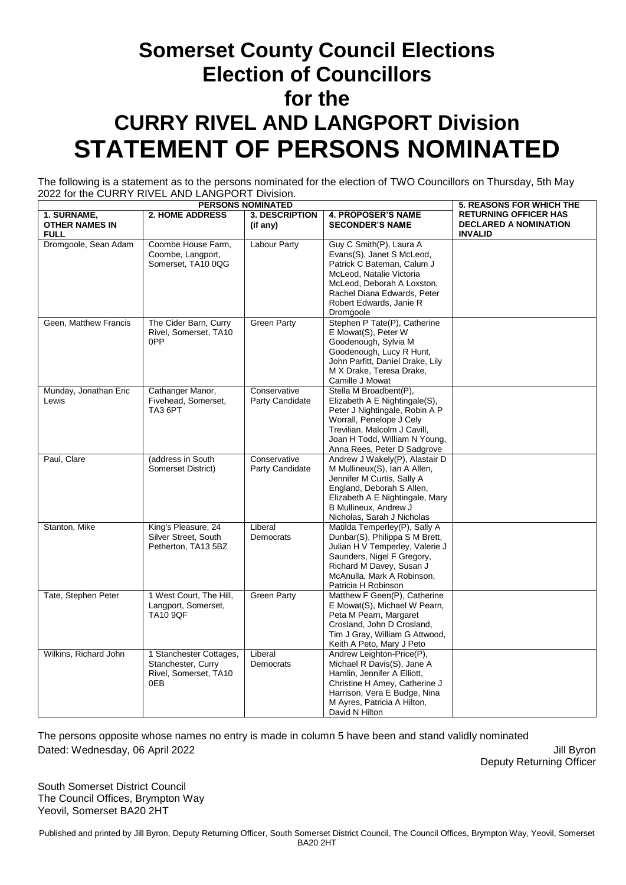# Somerset County Council Elections
# Election of Councillors
# for the
# CURRY RIVEL AND LANGPORT Division
# STATEMENT OF PERSONS NOMINATED

The following is a statement as to the persons nominated for the election of TWO Councillors on Thursday, 5th May 2022 for the CURRY RIVEL AND LANGPORT Division.

| PERSONS NOMINATED | | | | 5. REASONS FOR WHICH THE RETURNING OFFICER HAS DECLARED A NOMINATION INVALID |
|---|---|---|---|---|
| **1. SURNAME, OTHER NAMES IN FULL** | **2. HOME ADDRESS** | **3. DESCRIPTION (if any)** | **4. PROPOSER'S NAME SECONDER'S NAME** | |
| Dromgoole, Sean Adam | Coombe House Farm, Coombe, Langport, Somerset, TA10 0QG | Labour Party | Guy C Smith(P), Laura A Evans(S), Janet S McLeod, Patrick C Bateman, Calum J McLeod, Natalie Victoria McLeod, Deborah A Loxston, Rachel Diana Edwards, Peter Robert Edwards, Janie R Dromgoole | |
| Geen, Matthew Francis | The Cider Barn, Curry Rivel, Somerset, TA10 0PP | Green Party | Stephen P Tate(P), Catherine E Mowat(S), Peter W Goodenough, Sylvia M Goodenough, Lucy R Hunt, John Parfitt, Daniel Drake, Lily M X Drake, Teresa Drake, Camille J Mowat | |
| Munday, Jonathan Eric Lewis | Cathanger Manor, Fivehead, Somerset, TA3 6PT | Conservative Party Candidate | Stella M Broadbent(P), Elizabeth A E Nightingale(S), Peter J Nightingale, Robin A P Worrall, Penelope J Cely Trevilian, Malcolm J Cavill, Joan H Todd, William N Young, Anna Rees, Peter D Sadgrove | |
| Paul, Clare | (address in South Somerset District) | Conservative Party Candidate | Andrew J Wakely(P), Alastair D M Mullineux(S), Ian A Allen, Jennifer M Curtis, Sally A England, Deborah S Allen, Elizabeth A E Nightingale, Mary B Mullineux, Andrew J Nicholas, Sarah J Nicholas | |
| Stanton, Mike | King's Pleasure, 24 Silver Street, South Petherton, TA13 5BZ | Liberal Democrats | Matilda Temperley(P), Sally A Dunbar(S), Philippa S M Brett, Julian H V Temperley, Valerie J Saunders, Nigel F Gregory, Richard M Davey, Susan J McAnulla, Mark A Robinson, Patricia H Robinson | |
| Tate, Stephen Peter | 1 West Court, The Hill, Langport, Somerset, TA10 9QF | Green Party | Matthew F Geen(P), Catherine E Mowat(S), Michael W Pearn, Peta M Pearn, Margaret Crosland, John D Crosland, Tim J Gray, William G Attwood, Keith A Peto, Mary J Peto | |
| Wilkins, Richard John | 1 Stanchester Cottages, Stanchester, Curry Rivel, Somerset, TA10 0EB | Liberal Democrats | Andrew Leighton-Price(P), Michael R Davis(S), Jane A Hamlin, Jennifer A Elliott, Christine H Amey, Catherine J Harrison, Vera E Budge, Nina M Ayres, Patricia A Hilton, David N Hilton | |

The persons opposite whose names no entry is made in column 5 have been and stand validly nominated

Dated: Wednesday, 06 April 2022

Jill Byron
Deputy Returning Officer

South Somerset District Council
The Council Offices, Brympton Way
Yeovil, Somerset BA20 2HT

Published and printed by Jill Byron, Deputy Returning Officer, South Somerset District Council, The Council Offices, Brympton Way, Yeovil, Somerset BA20 2HT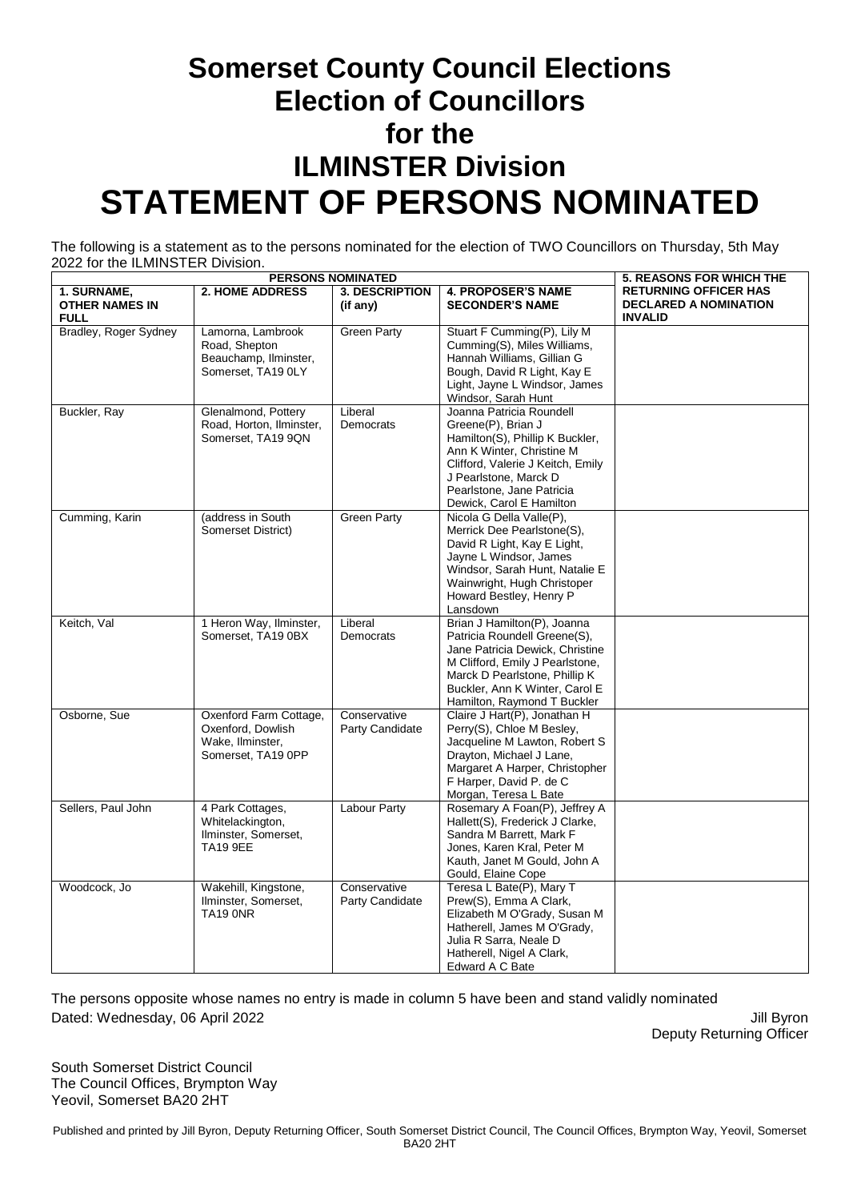# Somerset County Council Elections
# Election of Councillors
# for the
# ILMINSTER Division
# STATEMENT OF PERSONS NOMINATED

The following is a statement as to the persons nominated for the election of TWO Councillors on Thursday, 5th May 2022 for the ILMINSTER Division.

| PERSONS NOMINATED | | | | 5. REASONS FOR WHICH THE RETURNING OFFICER HAS DECLARED A NOMINATION INVALID |
|---|---|---|---|---|
| **1. SURNAME, OTHER NAMES IN FULL** | **2. HOME ADDRESS** | **3. DESCRIPTION (if any)** | **4. PROPOSER'S NAME SECONDER'S NAME** | |
| Bradley, Roger Sydney | Lamorna, Lambrook Road, Shepton Beauchamp, Ilminster, Somerset, TA19 0LY | Green Party | Stuart F Cumming(P), Lily M Cumming(S), Miles Williams, Hannah Williams, Gillian G Bough, David R Light, Kay E Light, Jayne L Windsor, James Windsor, Sarah Hunt | |
| Buckler, Ray | Glenalmond, Pottery Road, Horton, Ilminster, Somerset, TA19 9QN | Liberal Democrats | Joanna Patricia Roundell Greene(P), Brian J Hamilton(S), Phillip K Buckler, Ann K Winter, Christine M Clifford, Valerie J Keitch, Emily J Pearlstone, Marck D Pearlstone, Jane Patricia Dewick, Carol E Hamilton | |
| Cumming, Karin | (address in South Somerset District) | Green Party | Nicola G Della Valle(P), Merrick Dee Pearlstone(S), David R Light, Kay E Light, Jayne L Windsor, James Windsor, Sarah Hunt, Natalie E Wainwright, Hugh Christoper Howard Bestley, Henry P Lansdown | |
| Keitch, Val | 1 Heron Way, Ilminster, Somerset, TA19 0BX | Liberal Democrats | Brian J Hamilton(P), Joanna Patricia Roundell Greene(S), Jane Patricia Dewick, Christine M Clifford, Emily J Pearlstone, Marck D Pearlstone, Phillip K Buckler, Ann K Winter, Carol E Hamilton, Raymond T Buckler | |
| Osborne, Sue | Oxenford Farm Cottage, Oxenford, Dowlish Wake, Ilminster, Somerset, TA19 0PP | Conservative Party Candidate | Claire J Hart(P), Jonathan H Perry(S), Chloe M Besley, Jacqueline M Lawton, Robert S Drayton, Michael J Lane, Margaret A Harper, Christopher F Harper, David P. de C Morgan, Teresa L Bate | |
| Sellers, Paul John | 4 Park Cottages, Whitelackington, Ilminster, Somerset, TA19 9EE | Labour Party | Rosemary A Foan(P), Jeffrey A Hallett(S), Frederick J Clarke, Sandra M Barrett, Mark F Jones, Karen Kral, Peter M Kauth, Janet M Gould, John A Gould, Elaine Cope | |
| Woodcock, Jo | Wakehill, Kingstone, Ilminster, Somerset, TA19 0NR | Conservative Party Candidate | Teresa L Bate(P), Mary T Prew(S), Emma A Clark, Elizabeth M O'Grady, Susan M Hatherell, James M O'Grady, Julia R Sarra, Neale D Hatherell, Nigel A Clark, Edward A C Bate | |

The persons opposite whose names no entry is made in column 5 have been and stand validly nominated

Dated: Wednesday, 06 April 2022

Jill Byron
Deputy Returning Officer

South Somerset District Council
The Council Offices, Brympton Way
Yeovil, Somerset BA20 2HT

Published and printed by Jill Byron, Deputy Returning Officer, South Somerset District Council, The Council Offices, Brympton Way, Yeovil, Somerset BA20 2HT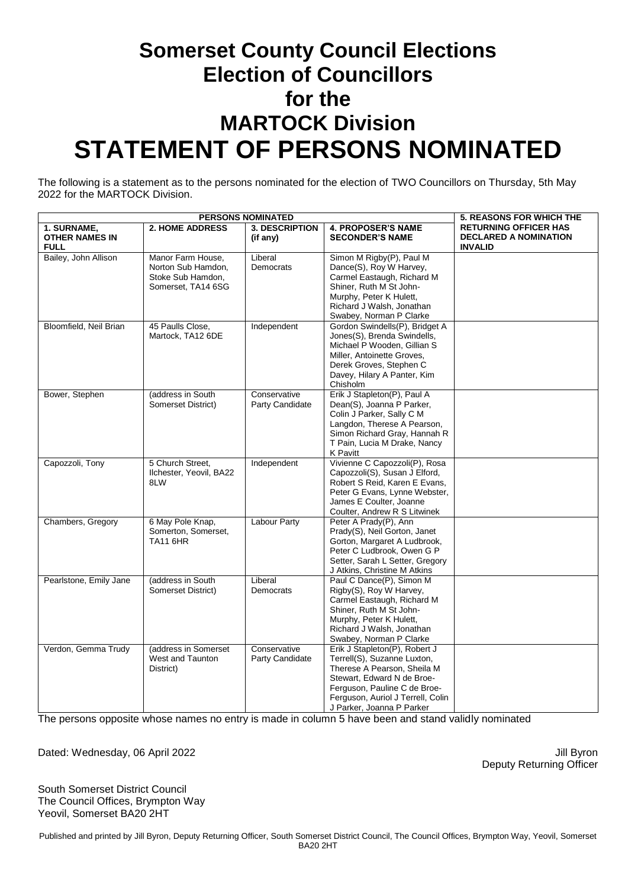# Somerset County Council Elections
# Election of Councillors
# for the
# MARTOCK Division
# STATEMENT OF PERSONS NOMINATED

The following is a statement as to the persons nominated for the election of TWO Councillors on Thursday, 5th May 2022 for the MARTOCK Division.

| PERSONS NOMINATED | | | | 5. REASONS FOR WHICH THE RETURNING OFFICER HAS DECLARED A NOMINATION INVALID |
|---|---|---|---|---|
| **1. SURNAME, OTHER NAMES IN FULL** | **2. HOME ADDRESS** | **3. DESCRIPTION (if any)** | **4. PROPOSER'S NAME SECONDER'S NAME** | |
| Bailey, John Allison | Manor Farm House, Norton Sub Hamdon, Stoke Sub Hamdon, Somerset, TA14 6SG | Liberal Democrats | Simon M Rigby(P), Paul M Dance(S), Roy W Harvey, Carmel Eastaugh, Richard M Shiner, Ruth M St John-Murphy, Peter K Hulett, Richard J Walsh, Jonathan Swabey, Norman P Clarke | |
| Bloomfield, Neil Brian | 45 Paulls Close, Martock, TA12 6DE | Independent | Gordon Swindells(P), Bridget A Jones(S), Brenda Swindells, Michael P Wooden, Gillian S Miller, Antoinette Groves, Derek Groves, Stephen C Davey, Hilary A Panter, Kim Chisholm | |
| Bower, Stephen | (address in South Somerset District) | Conservative Party Candidate | Erik J Stapleton(P), Paul A Dean(S), Joanna P Parker, Colin J Parker, Sally C M Langdon, Therese A Pearson, Simon Richard Gray, Hannah R T Pain, Lucia M Drake, Nancy K Pavitt | |
| Capozzoli, Tony | 5 Church Street, Ilchester, Yeovil, BA22 8LW | Independent | Vivienne C Capozzoli(P), Rosa Capozzoli(S), Susan J Elford, Robert S Reid, Karen E Evans, Peter G Evans, Lynne Webster, James E Coulter, Joanne Coulter, Andrew R S Litwinek | |
| Chambers, Gregory | 6 May Pole Knap, Somerton, Somerset, TA11 6HR | Labour Party | Peter A Prady(P), Ann Prady(S), Neil Gorton, Janet Gorton, Margaret A Ludbrook, Peter C Ludbrook, Owen G P Setter, Sarah L Setter, Gregory J Atkins, Christine M Atkins | |
| Pearlstone, Emily Jane | (address in South Somerset District) | Liberal Democrats | Paul C Dance(P), Simon M Rigby(S), Roy W Harvey, Carmel Eastaugh, Richard M Shiner, Ruth M St John-Murphy, Peter K Hulett, Richard J Walsh, Jonathan Swabey, Norman P Clarke | |
| Verdon, Gemma Trudy | (address in Somerset West and Taunton District) | Conservative Party Candidate | Erik J Stapleton(P), Robert J Terrell(S), Suzanne Luxton, Therese A Pearson, Sheila M Stewart, Edward N de Broe-Ferguson, Pauline C de Broe-Ferguson, Auriol J Terrell, Colin J Parker, Joanna P Parker | |

The persons opposite whose names no entry is made in column 5 have been and stand validly nominated

Dated: Wednesday, 06 April 2022

Jill Byron
Deputy Returning Officer

South Somerset District Council
The Council Offices, Brympton Way
Yeovil, Somerset BA20 2HT

Published and printed by Jill Byron, Deputy Returning Officer, South Somerset District Council, The Council Offices, Brympton Way, Yeovil, Somerset BA20 2HT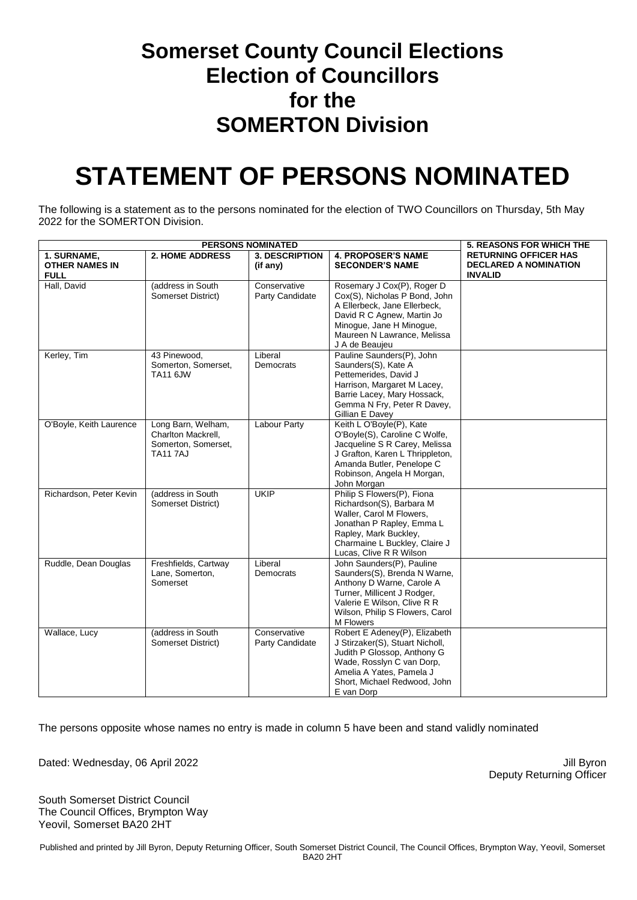# Somerset County Council Elections
# Election of Councillors
# for the
# SOMERTON Division

# STATEMENT OF PERSONS NOMINATED

The following is a statement as to the persons nominated for the election of TWO Councillors on Thursday, 5th May 2022 for the SOMERTON Division.

| PERSONS NOMINATED | | | | 5. REASONS FOR WHICH THE RETURNING OFFICER HAS DECLARED A NOMINATION INVALID |
|---|---|---|---|---|
| **1. SURNAME, OTHER NAMES IN FULL** | **2. HOME ADDRESS** | **3. DESCRIPTION (if any)** | **4. PROPOSER'S NAME SECONDER'S NAME** | |
| Hall, David | (address in South Somerset District) | Conservative Party Candidate | Rosemary J Cox(P), Roger D Cox(S), Nicholas P Bond, John A Ellerbeck, Jane Ellerbeck, David R C Agnew, Martin Jo Minogue, Jane H Minogue, Maureen N Lawrance, Melissa J A de Beaujeu | |
| Kerley, Tim | 43 Pinewood, Somerton, Somerset, TA11 6JW | Liberal Democrats | Pauline Saunders(P), John Saunders(S), Kate A Pettemerides, David J Harrison, Margaret M Lacey, Barrie Lacey, Mary Hossack, Gemma N Fry, Peter R Davey, Gillian E Davey | |
| O'Boyle, Keith Laurence | Long Barn, Welham, Charlton Mackrell, Somerton, Somerset, TA11 7AJ | Labour Party | Keith L O'Boyle(P), Kate O'Boyle(S), Caroline C Wolfe, Jacqueline S R Carey, Melissa J Grafton, Karen L Thrippleton, Amanda Butler, Penelope C Robinson, Angela H Morgan, John Morgan | |
| Richardson, Peter Kevin | (address in South Somerset District) | UKIP | Philip S Flowers(P), Fiona Richardson(S), Barbara M Waller, Carol M Flowers, Jonathan P Rapley, Emma L Rapley, Mark Buckley, Charmaine L Buckley, Claire J Lucas, Clive R R Wilson | |
| Ruddle, Dean Douglas | Freshfields, Cartway Lane, Somerton, Somerset | Liberal Democrats | John Saunders(P), Pauline Saunders(S), Brenda N Warne, Anthony D Warne, Carole A Turner, Millicent J Rodger, Valerie E Wilson, Clive R R Wilson, Philip S Flowers, Carol M Flowers | |
| Wallace, Lucy | (address in South Somerset District) | Conservative Party Candidate | Robert E Adeney(P), Elizabeth J Stirzaker(S), Stuart Nicholl, Judith P Glossop, Anthony G Wade, Rosslyn C van Dorp, Amelia A Yates, Pamela J Short, Michael Redwood, John E van Dorp | |

The persons opposite whose names no entry is made in column 5 have been and stand validly nominated

Dated: Wednesday, 06 April 2022

Jill Byron
Deputy Returning Officer

South Somerset District Council
The Council Offices, Brympton Way
Yeovil, Somerset BA20 2HT

Published and printed by Jill Byron, Deputy Returning Officer, South Somerset District Council, The Council Offices, Brympton Way, Yeovil, Somerset BA20 2HT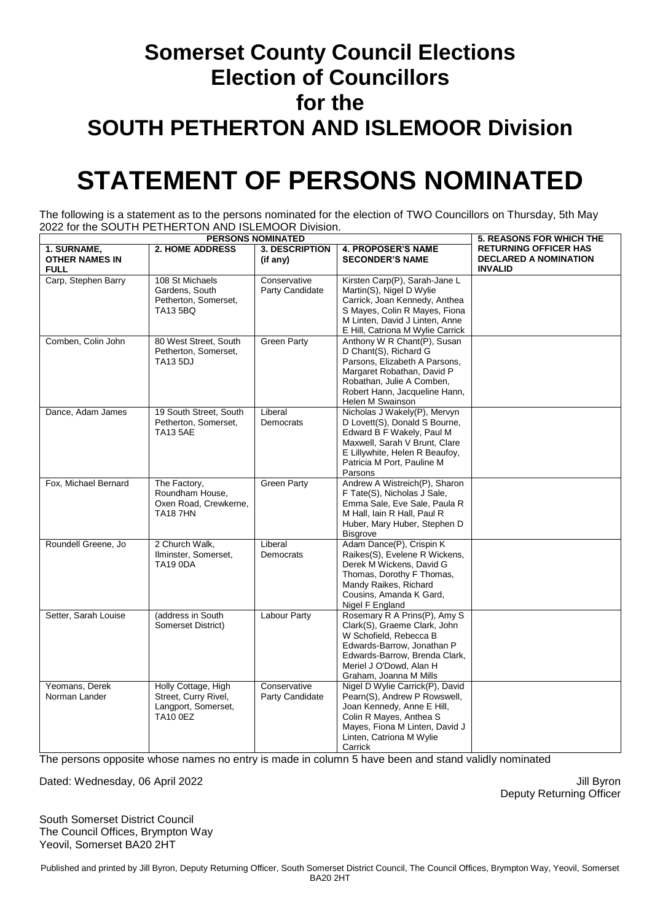# Somerset County Council Elections
# Election of Councillors
# for the
# SOUTH PETHERTON AND ISLEMOOR Division

# STATEMENT OF PERSONS NOMINATED

The following is a statement as to the persons nominated for the election of TWO Councillors on Thursday, 5th May 2022 for the SOUTH PETHERTON AND ISLEMOOR Division.

| PERSONS NOMINATED | | | | 5. REASONS FOR WHICH THE RETURNING OFFICER HAS DECLARED AN NOMINATION INVALID |
|---|---|---|---|---|
| 1. SURNAME, OTHER NAMES IN FULL | 2. HOME ADDRESS | 3. DESCRIPTION (if any) | 4. PROPOSER'S NAME SECONDER'S NAME | |
| Carp, Stephen Barry | 108 St Michaels Gardens, South Petherton, Somerset, TA13 5BQ | Conservative Party Candidate | Kirsten Carp(P), Sarah-Jane L Martin(S), Nigel D Wylie Carrick, Joan Kennedy, Anthea S Mayes, Colin R Mayes, Fiona M Linten, David J Linten, Anne E Hill, Catriona M Wylie Carrick | |
| Comben, Colin John | 80 West Street, South Petherton, Somerset, TA13 5DJ | Green Party | Anthony W R Chant(P), Susan D Chant(S), Richard G Parsons, Elizabeth A Parsons, Margaret Robathan, David P Robathan, Julie A Comben, Robert Hann, Jacqueline Hann, Helen M Swainson | |
| Dance, Adam James | 19 South Street, South Petherton, Somerset, TA13 5AE | Liberal Democrats | Nicholas J Wakely(P), Mervyn D Lovett(S), Donald S Bourne, Edward B F Wakely, Paul M Maxwell, Sarah V Brunt, Clare E Lillywhite, Helen R Beaufoy, Patricia M Port, Pauline M Parsons | |
| Fox, Michael Bernard | The Factory, Roundham House, Oxen Road, Crewkerne, TA18 7HN | Green Party | Andrew A Wistreich(P), Sharon F Tate(S), Nicholas J Sale, Emma Sale, Eve Sale, Paula R M Hall, Iain R Hall, Paul R Huber, Mary Huber, Stephen D Bisgrove | |
| Roundell Greene, Jo | 2 Church Walk, Ilminster, Somerset, TA19 0DA | Liberal Democrats | Adam Dance(P), Crispin K Raikes(S), Evelene R Wickens, Derek M Wickens, David G Thomas, Dorothy F Thomas, Mandy Raikes, Richard Cousins, Amanda K Gard, Nigel F England | |
| Setter, Sarah Louise | (address in South Somerset District) | Labour Party | Rosemary R A Prins(P), Amy S Clark(S), Graeme Clark, John W Schofield, Rebecca B Edwards-Barrow, Jonathan P Edwards-Barrow, Brenda Clark, Meriel J O'Dowd, Alan H Graham, Joanna M Mills | |
| Yeomans, Derek Norman Lander | Holly Cottage, High Street, Curry Rivel, Langport, Somerset, TA10 0EZ | Conservative Party Candidate | Nigel D Wylie Carrick(P), David Pearn(S), Andrew P Rowswell, Joan Kennedy, Anne E Hill, Colin R Mayes, Anthea S Mayes, Fiona M Linten, David J Linten, Catriona M Wylie Carrick | |

The persons opposite whose names no entry is made in column 5 have been and stand validly nominated

Dated: Wednesday, 06 April 2022

Jill Byron
Deputy Returning Officer

South Somerset District Council
The Council Offices, Brympton Way
Yeovil, Somerset BA20 2HT

Published and printed by Jill Byron, Deputy Returning Officer, South Somerset District Council, The Council Offices, Brympton Way, Yeovil, Somerset BA20 2HT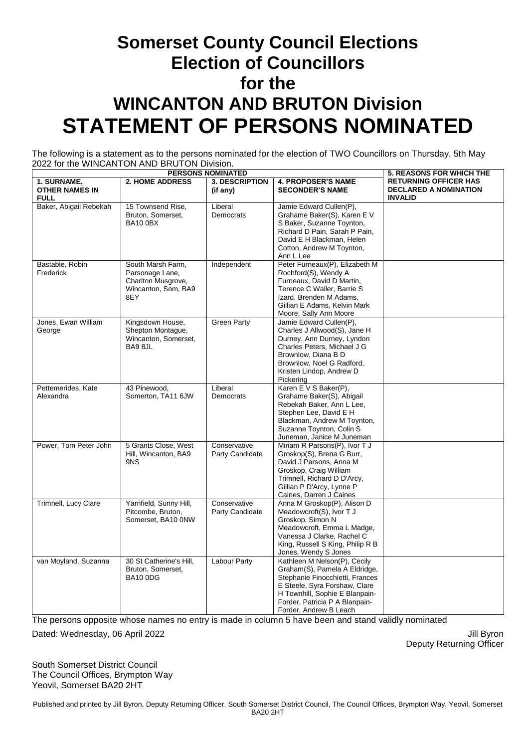# Somerset County Council Elections
# Election of Councillors
# for the
# WINCANTON AND BRUTON Division
# STATEMENT OF PERSONS NOMINATED

The following is a statement as to the persons nominated for the election of TWO Councillors on Thursday, 5th May 2022 for the WINCANTON AND BRUTON Division.

| PERSONS NOMINATED | | | | 5. REASONS FOR WHICH THE RETURNING OFFICER HAS DECLARED A NOMINATION INVALID |
|---|---|---|---|---|
| 1. SURNAME, OTHER NAMES IN FULL | 2. HOME ADDRESS | 3. DESCRIPTION (if any) | 4. PROPOSER'S NAME SECONDER'S NAME | |
| Baker, Abigail Rebekah | 15 Townsend Rise, Bruton, Somerset, BA10 0BX | Liberal Democrats | Jamie Edward Cullen(P), Grahame Baker(S), Karen E V S Baker, Suzanne Toynton, Richard D Pain, Sarah P Pain, David E H Blackman, Helen Cotton, Andrew M Toynton, Ann L Lee | |
| Bastable, Robin Frederick | South Marsh Farm, Parsonage Lane, Charlton Musgrove, Wincanton, Som, BA9 8EY | Independent | Peter Furneaux(P), Elizabeth M Rochford(S), Wendy A Furneaux, David D Martin, Terence C Waller, Barrie S Izard, Brenden M Adams, Gillian E Adams, Kelvin Mark Moore, Sally Ann Moore | |
| Jones, Ewan William George | Kingsdown House, Shepton Montague, Wincanton, Somerset, BA9 8JL | Green Party | Jamie Edward Cullen(P), Charles J Allwood(S), Jane H Durney, Ann Durney, Lyndon Charles Peters, Michael J G Brownlow, Diana B D Brownlow, Noel G Radford, Kristen Lindop, Andrew D Pickering | |
| Pettemerides, Kate Alexandra | 43 Pinewood, Somerton, TA11 6JW | Liberal Democrats | Karen E V S Baker(P), Grahame Baker(S), Abigail Rebekah Baker, Ann L Lee, Stephen Lee, David E H Blackman, Andrew M Toynton, Suzanne Toynton, Colin S Juneman, Janice M Juneman | |
| Power, Tom Peter John | 5 Grants Close, West Hill, Wincanton, BA9 9NS | Conservative Party Candidate | Miriam R Parsons(P), Ivor T J Groskop(S), Brena G Burr, David J Parsons, Anna M Groskop, Craig William Trimnell, Richard D D'Arcy, Gillian P D'Arcy, Lynne P Caines, Darren J Caines | |
| Trimnell, Lucy Clare | Yarnfield, Sunny Hill, Pitcombe, Bruton, Somerset, BA10 0NW | Conservative Party Candidate | Anna M Groskop(P), Alison D Meadowcroft(S), Ivor T J Groskop, Simon N Meadowcroft, Emma L Madge, Vanessa J Clarke, Rachel C King, Russell S King, Philip R B Jones, Wendy S Jones | |
| van Moyland, Suzanna | 30 St Catherine's Hill, Bruton, Somerset, BA10 0DG | Labour Party | Kathleen M Nelson(P), Cecily Graham(S), Pamela A Eldridge, Stephanie Finocchietti, Frances E Steele, Syra Forshaw, Clare H Townhill, Sophie E Blanpain-Forder, Patricia P A Blanpain-Forder, Andrew B Leach | |

The persons opposite whose names no entry is made in column 5 have been and stand validly nominated

Dated: Wednesday, 06 April 2022

Jill Byron
Deputy Returning Officer

South Somerset District Council
The Council Offices, Brympton Way
Yeovil, Somerset BA20 2HT

Published and printed by Jill Byron, Deputy Returning Officer, South Somerset District Council, The Council Offices, Brympton Way, Yeovil, Somerset BA20 2HT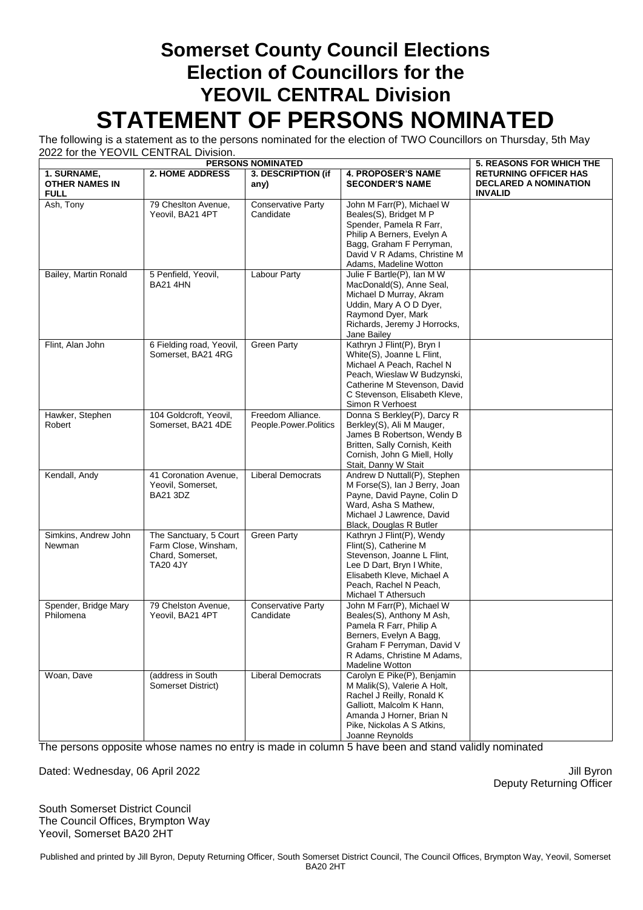# Somerset County Council Elections
# Election of Councillors for the
# YEOVIL CENTRAL Division
# STATEMENT OF PERSONS NOMINATED

The following is a statement as to the persons nominated for the election of TWO Councillors on Thursday, 5th May 2022 for the YEOVIL CENTRAL Division.

| PERSONS NOMINATED | | | | 5. REASONS FOR WHICH THE RETURNING OFFICER HAS DECLARED A NOMINATION INVALID |
|---|---|---|---|---|
| **1. SURNAME, OTHER NAMES IN FULL** | **2. HOME ADDRESS** | **3. DESCRIPTION (if any)** | **4. PROPOSER'S NAME SECONDER'S NAME** | |
| Ash, Tony | 79 Chesiton Avenue, Yeovil, BA21 4PT | Conservative Party Candidate | John M Farr(P), Michael W Beales(S), Bridget M P Spender, Pamela R Farr, Philip A Berners, Evelyn A Bagg, Graham F Perryman, David V R Adams, Christine M Adams, Madeline Wotton | |
| Bailey, Martin Ronald | 5 Penfield, Yeovil, BA21 4HN | Labour Party | Julie F Bartle(P), Ian M W MacDonald(S), Anne Seal, Michael D Murray, Akram Uddin, Mary A O D Dyer, Raymond Dyer, Mark Richards, Jeremy J Horrocks, Jane Bailey | |
| Flint, Alan John | 6 Fielding road, Yeovil, Somerset, BA21 4RG | Green Party | Kathryn J Flint(P), Bryn I White(S), Joanne L Flint, Michael A Peach, Rachel N Peach, Wieslaw W Budzynski, Catherine M Stevenson, David C Stevenson, Elisabeth Kleve, Simon R Verhoest | |
| Hawker, Stephen Robert | 104 Goldcroft, Yeovil, Somerset, BA21 4DE | Freedom Alliance. People.Power.Politics | Donna S Berkley(P), Darcy R Berkley(S), Ali M Mauger, James B Robertson, Wendy B Britten, Sally Cornish, Keith Cornish, John G Miell, Holly Stait, Danny W Stait | |
| Kendall, Andy | 41 Coronation Avenue, Yeovil, Somerset, BA21 3DZ | Liberal Democrats | Andrew D Nuttall(P), Stephen M Forse(S), Ian J Berry, Joan Payne, David Payne, Colin D Ward, Asha S Mathew, Michael J Lawrence, David Black, Douglas R Butler | |
| Simkins, Andrew John Newman | The Sanctuary, 5 Court Farm Close, Winsham, Chard, Somerset, TA20 4JY | Green Party | Kathryn J Flint(P), Wendy Flint(S), Catherine M Stevenson, Joanne L Flint, Lee D Dart, Bryn I White, Elisabeth Kleve, Michael A Peach, Rachel N Peach, Michael T Athersuch | |
| Spender, Bridge Mary Philomena | 79 Chelston Avenue, Yeovil, BA21 4PT | Conservative Party Candidate | John M Farr(P), Michael W Beales(S), Anthony M Ash, Pamela R Farr, Philip A Berners, Evelyn A Bagg, Graham F Perryman, David V R Adams, Christine M Adams, Madeline Wotton | |
| Woan, Dave | (address in South Somerset District) | Liberal Democrats | Carolyn E Pike(P), Benjamin M Malik(S), Valerie A Holt, Rachel J Reilly, Ronald K Galliott, Malcolm K Hann, Amanda J Horner, Brian N Pike, Nickolas A S Atkins, Joanne Reynolds | |

The persons opposite whose names no entry is made in column 5 have been and stand validly nominated

Dated: Wednesday, 06 April 2022

Jill Byron
Deputy Returning Officer

South Somerset District Council
The Council Offices, Brympton Way
Yeovil, Somerset BA20 2HT

Published and printed by Jill Byron, Deputy Returning Officer, South Somerset District Council, The Council Offices, Brympton Way, Yeovil, Somerset BA20 2HT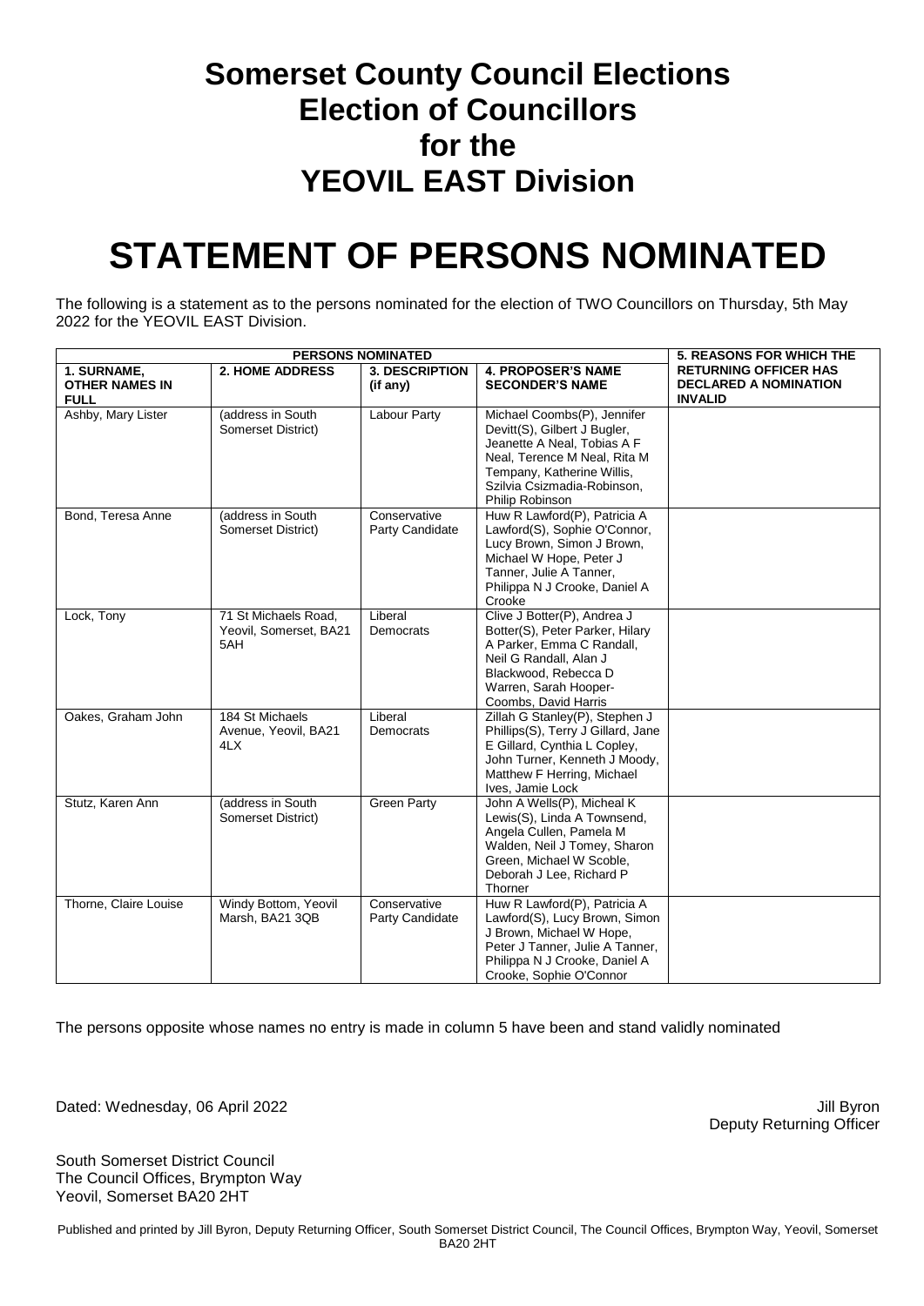# Somerset County Council Elections
# Election of Councillors
# for the
# YEOVIL EAST Division

# STATEMENT OF PERSONS NOMINATED

The following is a statement as to the persons nominated for the election of TWO Councillors on Thursday, 5th May 2022 for the YEOVIL EAST Division.

| PERSONS NOMINATED | | | | 5. REASONS FOR WHICH THE RETURNING OFFICER HAS DECLARED A NOMINATION INVALID |
|---|---|---|---|---|
| **1. SURNAME, OTHER NAMES IN FULL** | **2. HOME ADDRESS** | **3. DESCRIPTION (if any)** | **4. PROPOSER'S NAME SECONDER'S NAME** | |
| Ashby, Mary Lister | (address in South Somerset District) | Labour Party | Michael Coombs(P), Jennifer Devitt(S), Gilbert J Bugler, Jeanette A Neal, Tobias A F Neal, Terence M Neal, Rita M Tempany, Katherine Willis, Szilvia Csizmadia-Robinson, Philip Robinson | |
| Bond, Teresa Anne | (address in South Somerset District) | Conservative Party Candidate | Huw R Lawford(P), Patricia A Lawford(S), Sophie O'Connor, Lucy Brown, Simon J Brown, Michael W Hope, Peter J Tanner, Julie A Tanner, Philippa N J Crooke, Daniel A Crooke | |
| Lock, Tony | 71 St Michaels Road, Yeovil, Somerset, BA21 5AH | Liberal Democrats | Clive J Botter(P), Andrea J Botter(S), Peter Parker, Hilary A Parker, Emma C Randall, Neil G Randall, Alan J Blackwood, Rebecca D Warren, Sarah Hooper-Coombs, David Harris | |
| Oakes, Graham John | 184 St Michaels Avenue, Yeovil, BA21 4LX | Liberal Democrats | Zillah G Stanley(P), Stephen J Phillips(S), Terry J Gillard, Jane E Gillard, Cynthia L Copley, John Turner, Kenneth J Moody, Matthew F Herring, Michael Ives, Jamie Lock | |
| Stutz, Karen Ann | (address in South Somerset District) | Green Party | John A Wells(P), Micheal K Lewis(S), Linda A Townsend, Angela Cullen, Pamela M Walden, Neil J Tomey, Sharon Green, Michael W Scoble, Deborah J Lee, Richard P Thorner | |
| Thorne, Claire Louise | Windy Bottom, Yeovil Marsh, BA21 3QB | Conservative Party Candidate | Huw R Lawford(P), Patricia A Lawford(S), Lucy Brown, Simon J Brown, Michael W Hope, Peter J Tanner, Julie A Tanner, Philippa N J Crooke, Daniel A Crooke, Sophie O'Connor | |

The persons opposite whose names no entry is made in column 5 have been and stand validly nominated

Dated: Wednesday, 06 April 2022

Jill Byron
Deputy Returning Officer

South Somerset District Council
The Council Offices, Brympton Way
Yeovil, Somerset BA20 2HT

Published and printed by Jill Byron, Deputy Returning Officer, South Somerset District Council, The Council Offices, Brympton Way, Yeovil, Somerset BA20 2HT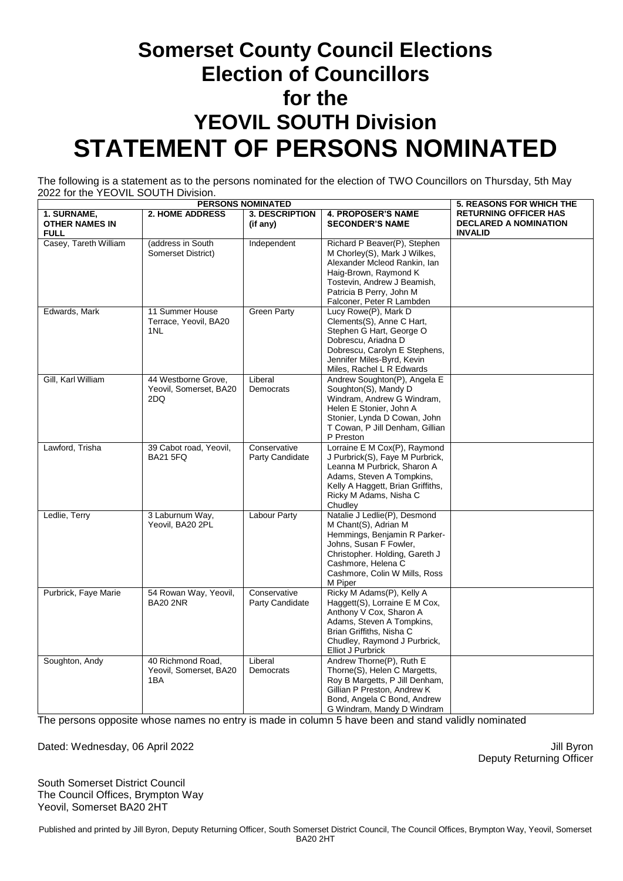# Somerset County Council Elections
# Election of Councillors
# for the
# YEOVIL SOUTH Division
# STATEMENT OF PERSONS NOMINATED

The following is a statement as to the persons nominated for the election of TWO Councillors on Thursday, 5th May 2022 for the YEOVIL SOUTH Division.

| PERSONS NOMINATED | | | | 5. REASONS FOR WHICH THE RETURNING OFFICER HAS DECLARED A NOMINATION INVALID |
|---|---|---|---|---|
| **1. SURNAME, OTHER NAMES IN FULL** | **2. HOME ADDRESS** | **3. DESCRIPTION (if any)** | **4. PROPOSER'S NAME SECONDER'S NAME** | |
| Casey, Tareth William | (address in South Somerset District) | Independent | Richard P Beaver(P), Stephen M Chorley(S), Mark J Wilkes, Alexander Mcleod Rankin, Ian Haig-Brown, Raymond K Tostevin, Andrew J Beamish, Patricia B Perry, John M Falconer, Peter R Lambden | |
| Edwards, Mark | 11 Summer House Terrace, Yeovil, BA20 1NL | Green Party | Lucy Rowe(P), Mark D Clements(S), Anne C Hart, Stephen G Hart, George O Dobrescu, Ariadna D Dobrescu, Carolyn E Stephens, Jennifer Miles-Byrd, Kevin Miles, Rachel L R Edwards | |
| Gill, Karl William | 44 Westborne Grove, Yeovil, Somerset, BA20 2DQ | Liberal Democrats | Andrew Soughton(P), Angela E Soughton(S), Mandy D Windram, Andrew G Windram, Helen E Stonier, John A Stonier, Lynda D Cowan, John T Cowan, P Jill Denham, Gillian P Preston | |
| Lawford, Trisha | 39 Cabot road, Yeovil, BA21 5FQ | Conservative Party Candidate | Lorraine E M Cox(P), Raymond J Purbrick(S), Faye M Purbrick, Leanna M Purbrick, Sharon A Adams, Steven A Tompkins, Kelly A Haggett, Brian Griffiths, Ricky M Adams, Nisha C Chudley | |
| Ledlie, Terry | 3 Laburnum Way, Yeovil, BA20 2PL | Labour Party | Natalie J Ledlie(P), Desmond M Chant(S), Adrian M Hemmings, Benjamin R Parker-Johns, Susan F Fowler, Christopher. Holding, Gareth J Cashmore, Helena C Cashmore, Colin W Mills, Ross M Piper | |
| Purbrick, Faye Marie | 54 Rowan Way, Yeovil, BA20 2NR | Conservative Party Candidate | Ricky M Adams(P), Kelly A Haggett(S), Lorraine E M Cox, Anthony V Cox, Sharon A Adams, Steven A Tompkins, Brian Griffiths, Nisha C Chudley, Raymond J Purbrick, Elliot J Purbrick | |
| Soughton, Andy | 40 Richmond Road, Yeovil, Somerset, BA20 1BA | Liberal Democrats | Andrew Thorne(P), Ruth E Thorne(S), Helen C Margetts, Roy B Margetts, P Jill Denham, Gillian P Preston, Andrew K Bond, Angela C Bond, Andrew G Windram, Mandy D Windram | |

The persons opposite whose names no entry is made in column 5 have been and stand validly nominated

Dated: Wednesday, 06 April 2022

Jill Byron
Deputy Returning Officer

South Somerset District Council
The Council Offices, Brympton Way
Yeovil, Somerset BA20 2HT

Published and printed by Jill Byron, Deputy Returning Officer, South Somerset District Council, The Council Offices, Brympton Way, Yeovil, Somerset BA20 2HT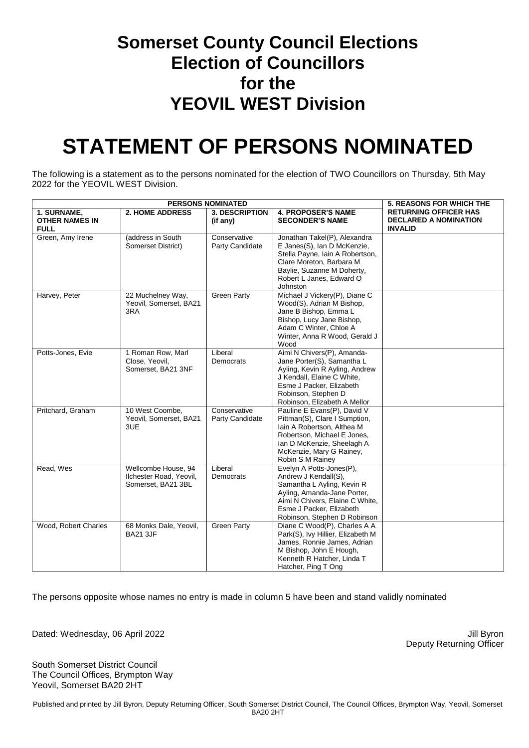# Somerset County Council Elections
# Election of Councillors
# for the
# YEOVIL WEST Division

# STATEMENT OF PERSONS NOMINATED

The following is a statement as to the persons nominated for the election of TWO Councillors on Thursday, 5th May 2022 for the YEOVIL WEST Division.

| PERSONS NOMINATED | | | | 5. REASONS FOR WHICH THE RETURNING OFFICER HAS DECLARED A NOMINATION INVALID |
|---|---|---|---|---|
| 1. SURNAME, OTHER NAMES IN FULL | 2. HOME ADDRESS | 3. DESCRIPTION (if any) | 4. PROPOSER'S NAME SECONDER'S NAME | |
| Green, Amy Irene | (address in South Somerset District) | Conservative Party Candidate | Jonathan Takel(P), Alexandra E Janes(S), Ian D McKenzie, Stella Payne, Iain A Robertson, Clare Moreton, Barbara M Baylie, Suzanne M Doherty, Robert L Janes, Edward O Johnston | |
| Harvey, Peter | 22 Muchelney Way, Yeovil, Somerset, BA21 3RA | Green Party | Michael J Vickery(P), Diane C Wood(S), Adrian M Bishop, Jane B Bishop, Emma L Bishop, Lucy Jane Bishop, Adam C Winter, Chloe A Winter, Anna R Wood, Gerald J Wood | |
| Potts-Jones, Evie | 1 Roman Row, Marl Close, Yeovil, Somerset, BA21 3NF | Liberal Democrats | Aimi N Chivers(P), Amanda-Jane Porter(S), Samantha L Ayling, Kevin R Ayling, Andrew J Kendall, Elaine C White, Esme J Packer, Elizabeth Robinson, Stephen D Robinson, Elizabeth A Mellor | |
| Pritchard, Graham | 10 West Coombe, Yeovil, Somerset, BA21 3UE | Conservative Party Candidate | Pauline E Evans(P), David V Pittman(S), Clare I Sumption, Iain A Robertson, Althea M Robertson, Michael E Jones, Ian D McKenzie, Sheelagh A McKenzie, Mary G Rainey, Robin S M Rainey | |
| Read, Wes | Wellcombe House, 94 Ilchester Road, Yeovil, Somerset, BA21 3BL | Liberal Democrats | Evelyn A Potts-Jones(P), Andrew J Kendall(S), Samantha L Ayling, Kevin R Ayling, Amanda-Jane Porter, Aimi N Chivers, Elaine C White, Esme J Packer, Elizabeth Robinson, Stephen D Robinson | |
| Wood, Robert Charles | 68 Monks Dale, Yeovil, BA21 3JF | Green Party | Diane C Wood(P), Charles A A Park(S), Ivy Hillier, Elizabeth M James, Ronnie James, Adrian M Bishop, John E Hough, Kenneth R Hatcher, Linda T Hatcher, Ping T Ong | |

The persons opposite whose names no entry is made in column 5 have been and stand validly nominated

Dated: Wednesday, 06 April 2022

Jill Byron
Deputy Returning Officer

South Somerset District Council
The Council Offices, Brympton Way
Yeovil, Somerset BA20 2HT

Published and printed by Jill Byron, Deputy Returning Officer, South Somerset District Council, The Council Offices, Brympton Way, Yeovil, Somerset BA20 2HT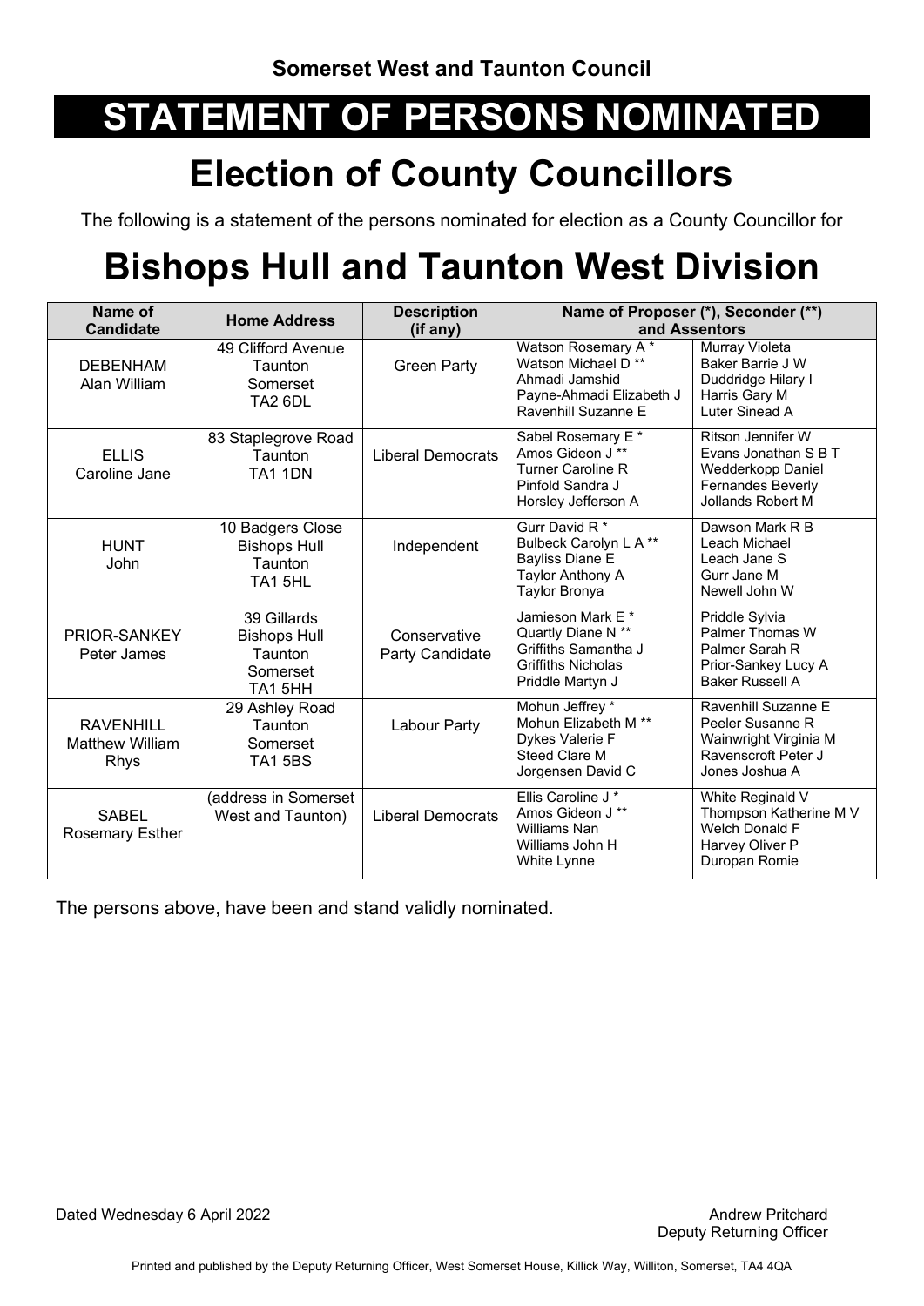**Somerset West and Taunton Council**

# STATEMENT OF PERSONS NOMINATED

## Election of County Councillors

The following is a statement of the persons nominated for election as a County Councillor for

# Bishops Hull and Taunton West Division

| Name of Candidate | Home Address | Description (if any) | Name of Proposer (*), Seconder (**) and Assentors | |
|---|---|---|---|---|
| DEBENHAM Alan William | 49 Clifford Avenue Taunton Somerset TA2 6DL | Green Party | Watson Rosemary A * Watson Michael D ** Ahmadi Jamshid Payne-Ahmadi Elizabeth J Ravenhill Suzanne E | Murray Violeta Baker Barrie J W Duddridge Hilary I Harris Gary M Luter Sinead A |
| ELLIS Caroline Jane | 83 Staplegrove Road Taunton TA1 1DN | Liberal Democrats | Sabel Rosemary E * Amos Gideon J ** Turner Caroline R Pinfold Sandra J Horsley Jefferson A | Ritson Jennifer W Evans Jonathan S B T Wedderkopp Daniel Fernandes Beverly Jollands Robert M |
| HUNT John | 10 Badgers Close Bishops Hull Taunton TA1 5HL | Independent | Gurr David R * Bulbeck Carolyn L A ** Bayliss Diane E Taylor Anthony A Taylor Bronya | Dawson Mark R B Leach Michael Leach Jane S Gurr Jane M Newell John W |
| PRIOR-SANKEY Peter James | 39 Gillards Bishops Hull Taunton Somerset TA1 5HH | Conservative Party Candidate | Jamieson Mark E * Quartly Diane N ** Griffiths Samantha J Griffiths Nicholas Priddle Martyn J | Priddle Sylvia Palmer Thomas W Palmer Sarah R Prior-Sankey Lucy A Baker Russell A |
| RAVENHILL Matthew William Rhys | 29 Ashley Road Taunton Somerset TA1 5BS | Labour Party | Mohun Jeffrey * Mohun Elizabeth M ** Dykes Valerie F Steed Clare M Jorgensen David C | Ravenhill Suzanne E Peeler Susanne R Wainwright Virginia M Ravenscroft Peter J Jones Joshua A |
| SABEL Rosemary Esther | (address in Somerset West and Taunton) | Liberal Democrats | Ellis Caroline J * Amos Gideon J ** Williams Nan Williams John H White Lynne | White Reginald V Thompson Katherine M V Welch Donald F Harvey Oliver P Duropan Romie |

The persons above, have been and stand validly nominated.

Dated Wednesday 6 April 2022

Andrew Pritchard
Deputy Returning Officer

Printed and published by the Deputy Returning Officer, West Somerset House, Killick Way, Williton, Somerset, TA4 4QA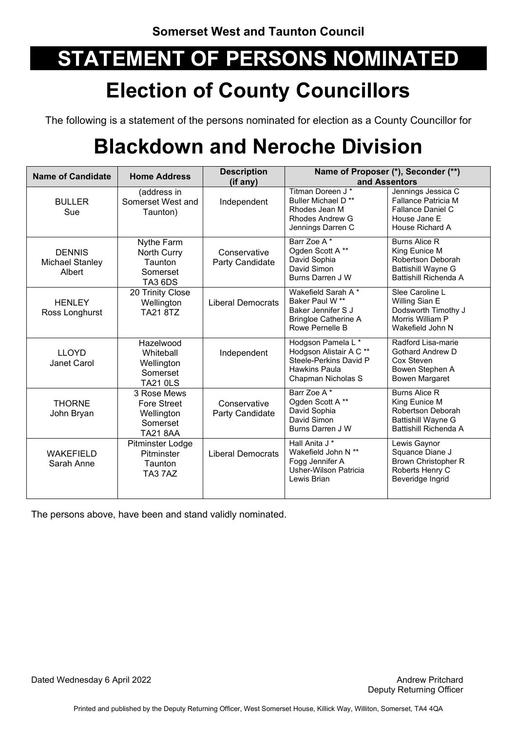**Somerset West and Taunton Council**

# STATEMENT OF PERSONS NOMINATED

# Election of County Councillors

The following is a statement of the persons nominated for election as a County Councillor for

# Blackdown and Neroche Division

| Name of Candidate | Home Address | Description (if any) | Name of Proposer (*), Seconder (**) and Assentors | |
|---|---|---|---|---|
| BULLER Sue | (address in Somerset West and Taunton) | Independent | Titman Doreen J * <br> Buller Michael D ** <br> Rhodes Jean M <br> Rhodes Andrew G <br> Jennings Darren C | Jennings Jessica C <br> Fallance Patricia M <br> Fallance Daniel C <br> House Jane E <br> House Richard A |
| DENNIS Michael Stanley Albert | Nythe Farm North Curry Taunton Somerset TA3 6DS | Conservative Party Candidate | Barr Zoe A * <br> Ogden Scott A ** <br> David Sophia <br> David Simon <br> Burns Darren J W | Burns Alice R <br> King Eunice M <br> Robertson Deborah <br> Battishill Wayne G <br> Battishill Richenda A |
| HENLEY Ross Longhurst | 20 Trinity Close Wellington TA21 8TZ | Liberal Democrats | Wakefield Sarah A * <br> Baker Paul W ** <br> Baker Jennifer S J <br> Bringloe Catherine A <br> Rowe Pernelle B | Slee Caroline L <br> Willing Sian E <br> Dodsworth Timothy J <br> Morris William P <br> Wakefield John N |
| LLOYD Janet Carol | Hazelwood Whiteball Wellington Somerset TA21 0LS | Independent | Hodgson Pamela L * <br> Hodgson Alistair A C ** <br> Steele-Perkins David P <br> Hawkins Paula <br> Chapman Nicholas S | Radford Lisa-marie <br> Gothard Andrew D <br> Cox Steven <br> Bowen Stephen A <br> Bowen Margaret |
| THORNE John Bryan | 3 Rose Mews Fore Street Wellington Somerset TA21 8AA | Conservative Party Candidate | Barr Zoe A * <br> Ogden Scott A ** <br> David Sophia <br> David Simon <br> Burns Darren J W | Burns Alice R <br> King Eunice M <br> Robertson Deborah <br> Battishill Wayne G <br> Battishill Richenda A |
| WAKEFIELD Sarah Anne | Pitminster Lodge Pitminster Taunton TA3 7AZ | Liberal Democrats | Hall Anita J * <br> Wakefield John N ** <br> Fogg Jennifer A <br> Usher-Wilson Patricia <br> Lewis Brian | Lewis Gaynor <br> Squance Diane J <br> Brown Christopher R <br> Roberts Henry C <br> Beveridge Ingrid |

The persons above, have been and stand validly nominated.

Dated Wednesday 6 April 2022

Andrew Pritchard
Deputy Returning Officer

Printed and published by the Deputy Returning Officer, West Somerset House, Killick Way, Williton, Somerset, TA4 4QA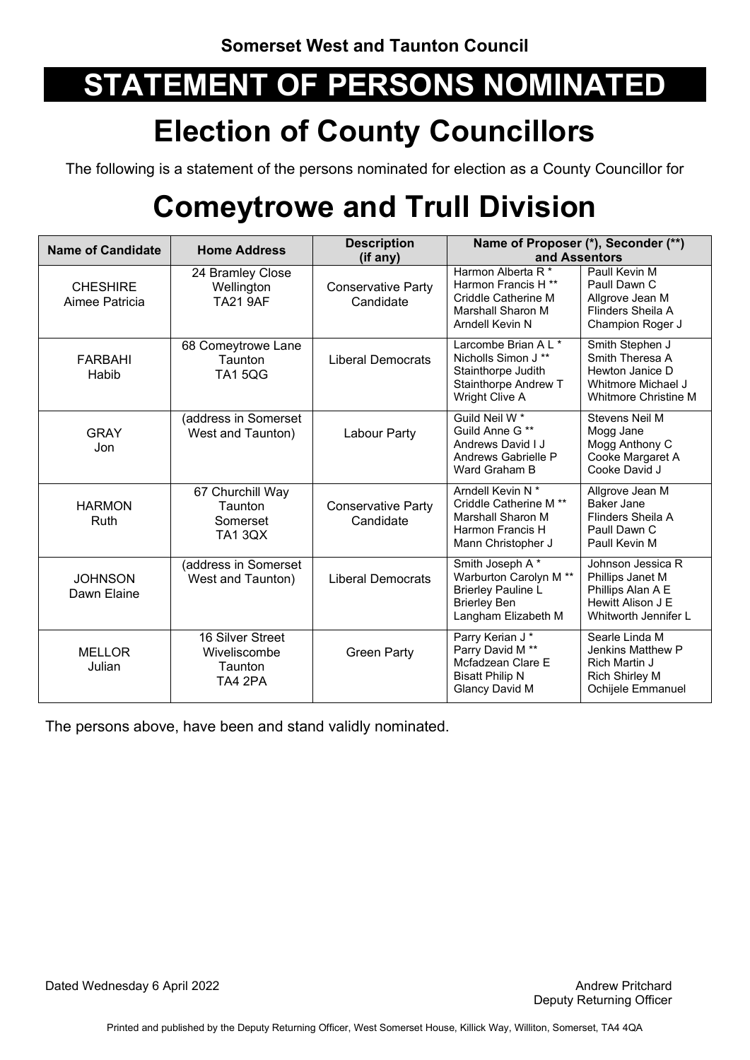Somerset West and Taunton Council

# STATEMENT OF PERSONS NOMINATED

# Election of County Councillors

The following is a statement of the persons nominated for election as a County Councillor for

# Comeytrowe and Trull Division

| Name of Candidate | Home Address | Description (if any) | Name of Proposer (*), Seconder (**) and Assentors | |
|---|---|---|---|---|
| CHESHIRE Aimee Patricia | 24 Bramley Close Wellington TA21 9AF | Conservative Party Candidate | Harmon Alberta R * Harmon Francis H ** Criddle Catherine M Marshall Sharon M Arndell Kevin N | Paull Kevin M Paull Dawn C Allgrove Jean M Flinders Sheila A Champion Roger J |
| FARBAHI Habib | 68 Comeytrowe Lane Taunton TA1 5QG | Liberal Democrats | Larcombe Brian A L * Nicholls Simon J ** Stainthorpe Judith Stainthorpe Andrew T Wright Clive A | Smith Stephen J Smith Theresa A Hewton Janice D Whitmore Michael J Whitmore Christine M |
| GRAY Jon | (address in Somerset West and Taunton) | Labour Party | Guild Neil W * Guild Anne G ** Andrews David I J Andrews Gabrielle P Ward Graham B | Stevens Neil M Mogg Jane Mogg Anthony C Cooke Margaret A Cooke David J |
| HARMON Ruth | 67 Churchill Way Taunton Somerset TA1 3QX | Conservative Party Candidate | Arndell Kevin N * Criddle Catherine M ** Marshall Sharon M Harmon Francis H Mann Christopher J | Allgrove Jean M Baker Jane Flinders Sheila A Paull Dawn C Paull Kevin M |
| JOHNSON Dawn Elaine | (address in Somerset West and Taunton) | Liberal Democrats | Smith Joseph A * Warburton Carolyn M ** Brierley Pauline L Brierley Ben Langham Elizabeth M | Johnson Jessica R Phillips Janet M Phillips Alan A E Hewitt Alison J E Whitworth Jennifer L |
| MELLOR Julian | 16 Silver Street Wiveliscombe Taunton TA4 2PA | Green Party | Parry Kerian J * Parry David M ** Mcfadzean Clare E Bisatt Philip N Glancy David M | Searle Linda M Jenkins Matthew P Rich Martin J Rich Shirley M Ochijele Emmanuel |

The persons above, have been and stand validly nominated.

Dated Wednesday 6 April 2022

Andrew Pritchard
Deputy Returning Officer

Printed and published by the Deputy Returning Officer, West Somerset House, Killick Way, Williton, Somerset, TA4 4QA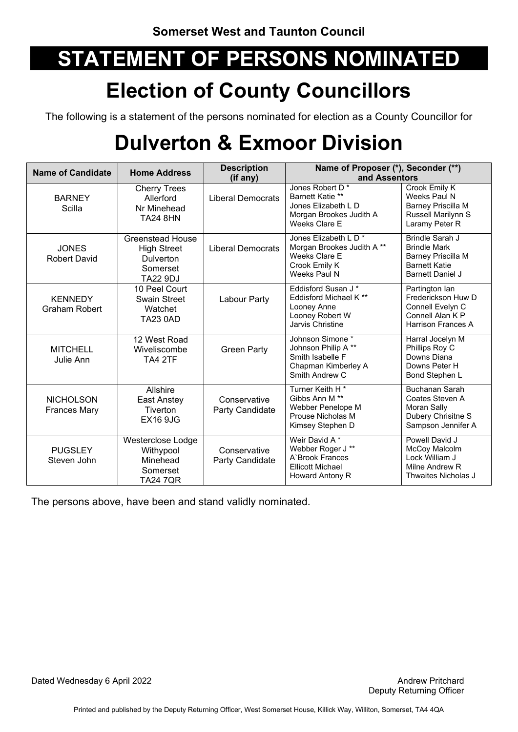Somerset West and Taunton Council

# STATEMENT OF PERSONS NOMINATED

## Election of County Councillors

The following is a statement of the persons nominated for election as a County Councillor for

# Dulverton & Exmoor Division

| Name of Candidate | Home Address | Description (if any) | Name of Proposer (*), Seconder (**) and Assentors | |
|---|---|---|---|---|
| BARNEY Scilla | Cherry Trees Allerford Nr Minehead TA24 8HN | Liberal Democrats | Jones Robert D *<br>Barnett Katie **<br>Jones Elizabeth L D<br>Morgan Brookes Judith A<br>Weeks Clare E | Crook Emily K<br>Weeks Paul N<br>Barney Priscilla M<br>Russell Marilynn S<br>Laramy Peter R |
| JONES Robert David | Greenstead House High Street Dulverton Somerset TA22 9DJ | Liberal Democrats | Jones Elizabeth L D *<br>Morgan Brookes Judith A **<br>Weeks Clare E<br>Crook Emily K<br>Weeks Paul N | Brindle Sarah J<br>Brindle Mark<br>Barney Priscilla M<br>Barnett Katie<br>Barnett Daniel J |
| KENNEDY Graham Robert | 10 Peel Court Swain Street Watchet TA23 0AD | Labour Party | Eddisford Susan J *<br>Eddisford Michael K **<br>Looney Anne<br>Looney Robert W<br>Jarvis Christine | Partington Ian<br>Frederickson Huw D<br>Connell Evelyn C<br>Connell Alan K P<br>Harrison Frances A |
| MITCHELL Julie Ann | 12 West Road Wiveliscombe TA4 2TF | Green Party | Johnson Simone *<br>Johnson Philip A **<br>Smith Isabelle F<br>Chapman Kimberley A<br>Smith Andrew C | Harral Jocelyn M<br>Phillips Roy C<br>Downs Diana<br>Downs Peter H<br>Bond Stephen L |
| NICHOLSON Frances Mary | Allshire East Anstey Tiverton EX16 9JG | Conservative Party Candidate | Turner Keith H *<br>Gibbs Ann M **<br>Webber Penelope M<br>Prouse Nicholas M<br>Kimsey Stephen D | Buchanan Sarah<br>Coates Steven A<br>Moran Sally<br>Dubery Chrisitne S<br>Sampson Jennifer A |
| PUGSLEY Steven John | Westerclose Lodge Withypool Minehead Somerset TA24 7QR | Conservative Party Candidate | Weir David A *<br>Webber Roger J **<br>A`Brook Frances<br>Ellicott Michael<br>Howard Antony R | Powell David J<br>McCoy Malcolm<br>Lock William J<br>Milne Andrew R<br>Thwaites Nicholas J |

The persons above, have been and stand validly nominated.

Dated Wednesday 6 April 2022

Andrew Pritchard
Deputy Returning Officer

Printed and published by the Deputy Returning Officer, West Somerset House, Killick Way, Williton, Somerset, TA4 4QA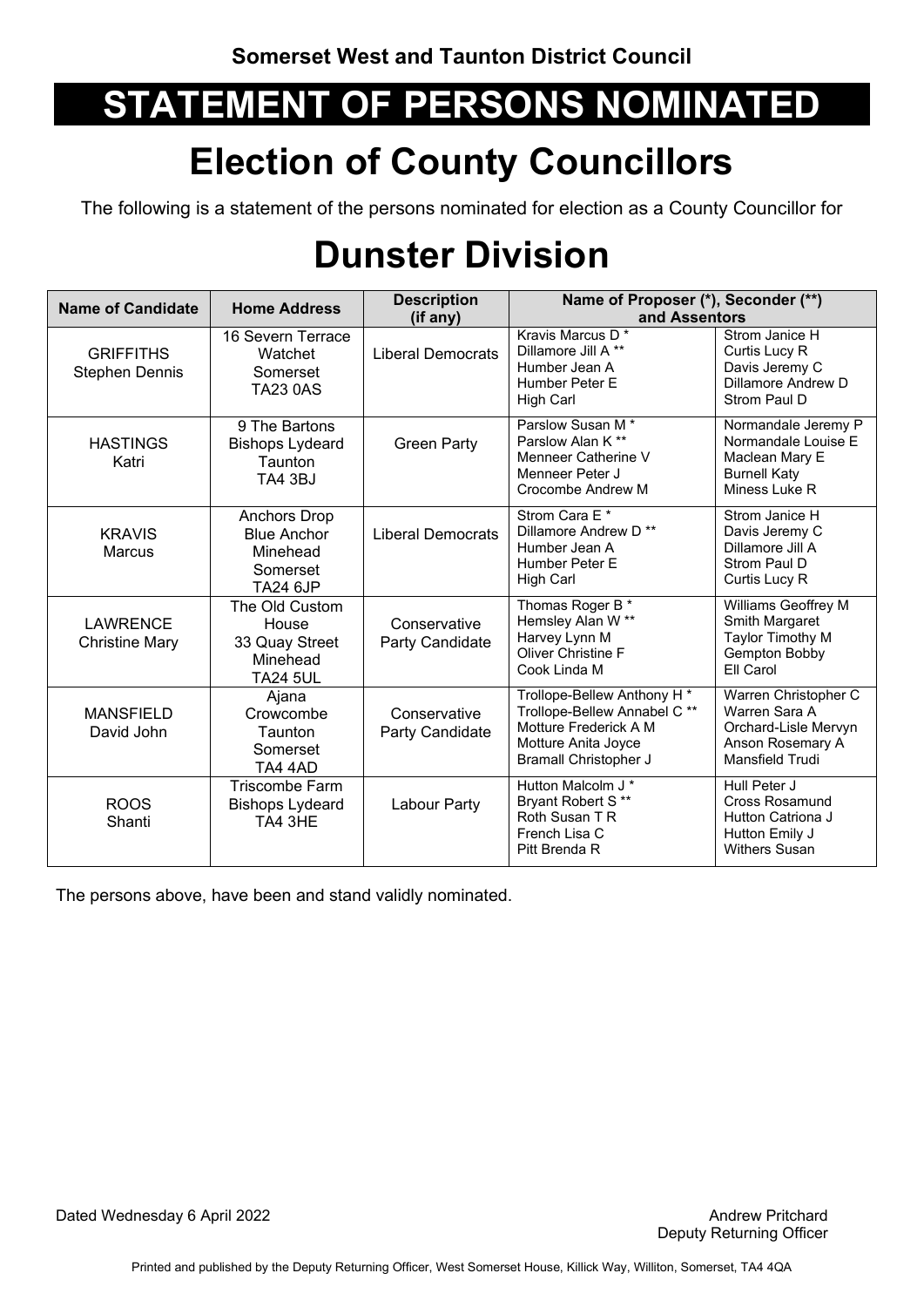**Somerset West and Taunton District Council**

# STATEMENT OF PERSONS NOMINATED

# Election of County Councillors

The following is a statement of the persons nominated for election as a County Councillor for

# Dunster Division

| Name of Candidate | Home Address | Description (if any) | Name of Proposer (*), Seconder (**) and Assentors | |
|---|---|---|---|---|
| GRIFFITHS Stephen Dennis | 16 Severn Terrace Watchet Somerset TA23 0AS | Liberal Democrats | Kravis Marcus D * Dillamore Jill A ** Humber Jean A Humber Peter E High Carl | Strom Janice H Curtis Lucy R Davis Jeremy C Dillamore Andrew D Strom Paul D |
| HASTINGS Katri | 9 The Bartons Bishops Lydeard Taunton TA4 3BJ | Green Party | Parslow Susan M * Parslow Alan K ** Menneer Catherine V Menneer Peter J Crocombe Andrew M | Normandale Jeremy P Normandale Louise E Maclean Mary E Burnell Katy Miness Luke R |
| KRAVIS Marcus | Anchors Drop Blue Anchor Minehead Somerset TA24 6JP | Liberal Democrats | Strom Cara E * Dillamore Andrew D ** Humber Jean A Humber Peter E High Carl | Strom Janice H Davis Jeremy C Dillamore Jill A Strom Paul D Curtis Lucy R |
| LAWRENCE Christine Mary | The Old Custom House 33 Quay Street Minehead TA24 5UL | Conservative Party Candidate | Thomas Roger B * Hemsley Alan W ** Harvey Lynn M Oliver Christine F Cook Linda M | Williams Geoffrey M Smith Margaret Taylor Timothy M Gempton Bobby Ell Carol |
| MANSFIELD David John | Ajana Crowcombe Taunton Somerset TA4 4AD | Conservative Party Candidate | Trollope-Bellew Anthony H * Trollope-Bellew Annabel C ** Motture Frederick A M Motture Anita Joyce Bramall Christopher J | Warren Christopher C Warren Sara A Orchard-Lisle Mervyn Anson Rosemary A Mansfield Trudi |
| ROOS Shanti | Triscombe Farm Bishops Lydeard TA4 3HE | Labour Party | Hutton Malcolm J * Bryant Robert S ** Roth Susan T R French Lisa C Pitt Brenda R | Hull Peter J Cross Rosamund Hutton Catriona J Hutton Emily J Withers Susan |

The persons above, have been and stand validly nominated.

Dated Wednesday 6 April 2022

Andrew Pritchard
Deputy Returning Officer

Printed and published by the Deputy Returning Officer, West Somerset House, Killick Way, Williton, Somerset, TA4 4QA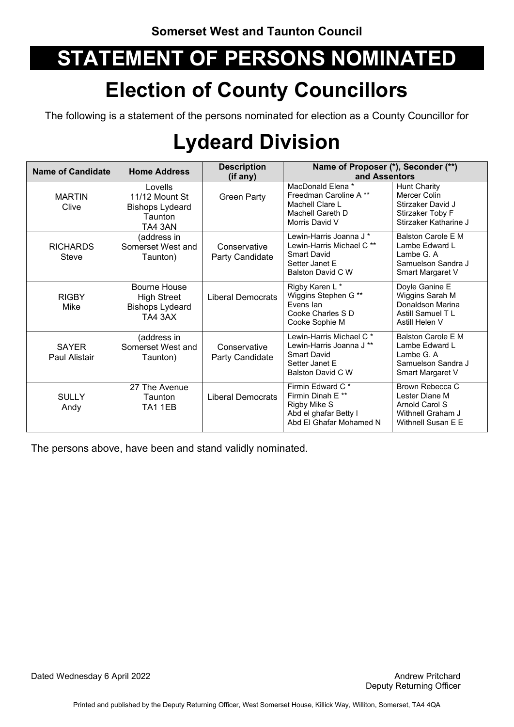**Somerset West and Taunton Council**

# STATEMENT OF PERSONS NOMINATED

## Election of County Councillors

The following is a statement of the persons nominated for election as a County Councillor for

# Lydeard Division

| Name of Candidate | Home Address | Description (if any) | Name of Proposer (*), Seconder (**) and Assentors | |
|---|---|---|---|---|
| MARTIN Clive | Lovells 11/12 Mount St Bishops Lydeard Taunton TA4 3AN | Green Party | MacDonald Elena * Freedman Caroline A ** Machell Clare L Machell Gareth D Morris David V | Hunt Charity Mercer Colin Stirzaker David J Stirzaker Toby F Stirzaker Katharine J |
| RICHARDS Steve | (address in Somerset West and Taunton) | Conservative Party Candidate | Lewin-Harris Joanna J * Lewin-Harris Michael C ** Smart David Setter Janet E Balston David C W | Balston Carole E M Lambe Edward L Lambe G. A Samuelson Sandra J Smart Margaret V |
| RIGBY Mike | Bourne House High Street Bishops Lydeard TA4 3AX | Liberal Democrats | Rigby Karen L * Wiggins Stephen G ** Evens Ian Cooke Charles S D Cooke Sophie M | Doyle Ganine E Wiggins Sarah M Donaldson Marina Astill Samuel T L Astill Helen V |
| SAYER Paul Alistair | (address in Somerset West and Taunton) | Conservative Party Candidate | Lewin-Harris Michael C * Lewin-Harris Joanna J ** Smart David Setter Janet E Balston David C W | Balston Carole E M Lambe Edward L Lambe G. A Samuelson Sandra J Smart Margaret V |
| SULLY Andy | 27 The Avenue Taunton TA1 1EB | Liberal Democrats | Firmin Edward C * Firmin Dinah E ** Rigby Mike S Abd el ghafar Betty I Abd El Ghafar Mohamed N | Brown Rebecca C Lester Diane M Arnold Carol S Withnell Graham J Withnell Susan E E |

The persons above, have been and stand validly nominated.

Dated Wednesday 6 April 2022

Andrew Pritchard
Deputy Returning Officer

Printed and published by the Deputy Returning Officer, West Somerset House, Killick Way, Williton, Somerset, TA4 4QA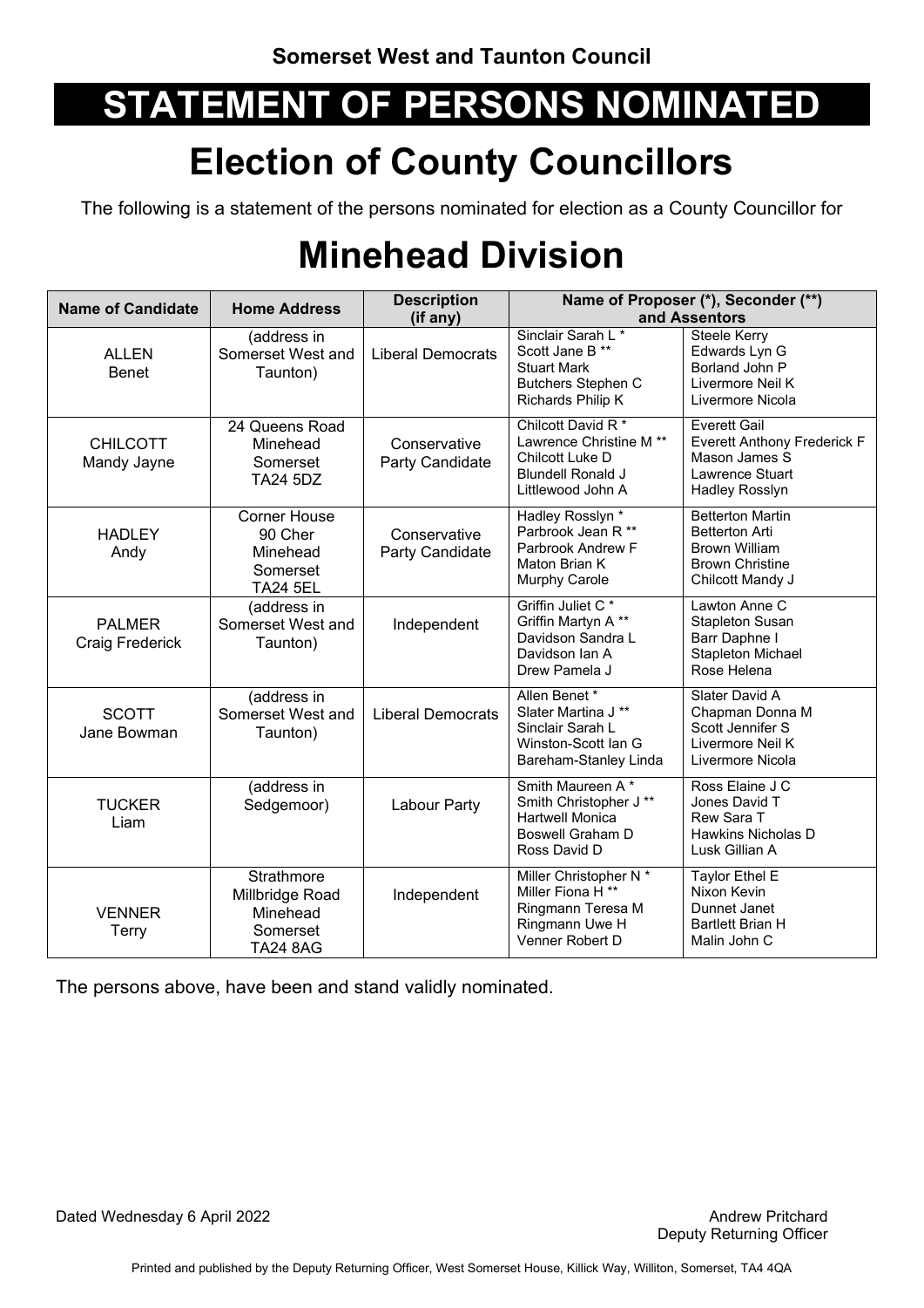**Somerset West and Taunton Council**

# STATEMENT OF PERSONS NOMINATED

# Election of County Councillors

The following is a statement of the persons nominated for election as a County Councillor for

# Minehead Division

| Name of Candidate | Home Address | Description (if any) | Name of Proposer (*), Seconder (**) and Assentors | |
|---|---|---|---|---|
| ALLEN Benet | (address in Somerset West and Taunton) | Liberal Democrats | Sinclair Sarah L * Scott Jane B ** Stuart Mark Butchers Stephen C Richards Philip K | Steele Kerry Edwards Lyn G Borland John P Livermore Neil K Livermore Nicola |
| CHILCOTT Mandy Jayne | 24 Queens Road Minehead Somerset TA24 5DZ | Conservative Party Candidate | Chilcott David R * Lawrence Christine M ** Chilcott Luke D Blundell Ronald J Littlewood John A | Everett Gail Everett Anthony Frederick F Mason James S Lawrence Stuart Hadley Rosslyn |
| HADLEY Andy | Corner House 90 Cher Minehead Somerset TA24 5EL | Conservative Party Candidate | Hadley Rosslyn * Parbrook Jean R ** Parbrook Andrew F Maton Brian K Murphy Carole | Betterton Martin Betterton Arti Brown William Brown Christine Chilcott Mandy J |
| PALMER Craig Frederick | (address in Somerset West and Taunton) | Independent | Griffin Juliet C * Griffin Martyn A ** Davidson Sandra L Davidson Ian A Drew Pamela J | Lawton Anne C Stapleton Susan Barr Daphne I Stapleton Michael Rose Helena |
| SCOTT Jane Bowman | (address in Somerset West and Taunton) | Liberal Democrats | Allen Benet * Slater Martina J ** Sinclair Sarah L Winston-Scott Ian G Bareham-Stanley Linda | Slater David A Chapman Donna M Scott Jennifer S Livermore Neil K Livermore Nicola |
| TUCKER Liam | (address in Sedgemoor) | Labour Party | Smith Maureen A * Smith Christopher J ** Hartwell Monica Boswell Graham D Ross David D | Ross Elaine J C Jones David T Rew Sara T Hawkins Nicholas D Lusk Gillian A |
| VENNER Terry | Strathmore Millbridge Road Minehead Somerset TA24 8AG | Independent | Miller Christopher N * Miller Fiona H ** Ringmann Teresa M Ringmann Uwe H Venner Robert D | Taylor Ethel E Nixon Kevin Dunnet Janet Bartlett Brian H Malin John C |

The persons above, have been and stand validly nominated.

Dated Wednesday 6 April 2022

Andrew Pritchard
Deputy Returning Officer

Printed and published by the Deputy Returning Officer, West Somerset House, Killick Way, Williton, Somerset, TA4 4QA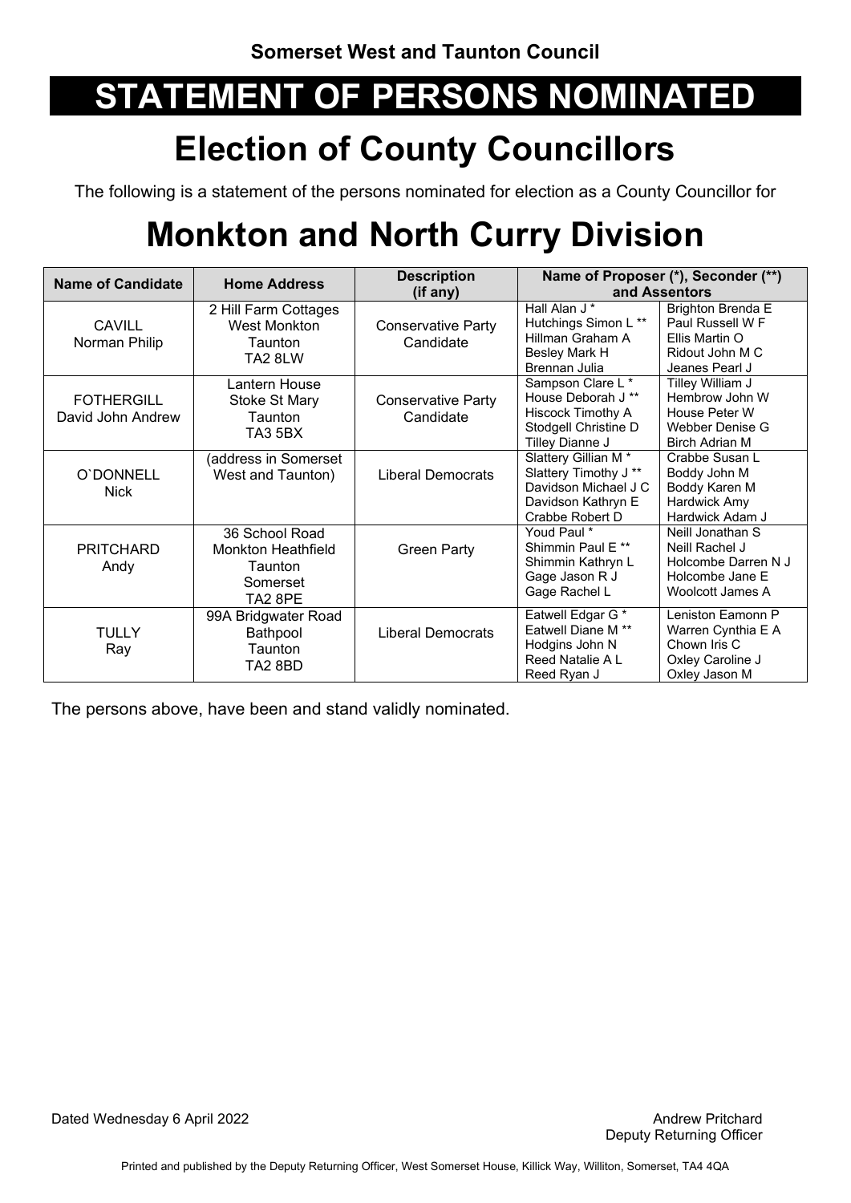**Somerset West and Taunton Council**

# STATEMENT OF PERSONS NOMINATED

## Election of County Councillors

The following is a statement of the persons nominated for election as a County Councillor for

# Monkton and North Curry Division

| Name of Candidate | Home Address | Description (if any) | Name of Proposer (*), Seconder (**) and Assentors | |
|---|---|---|---|---|
| CAVILL Norman Philip | 2 Hill Farm Cottages West Monkton Taunton TA2 8LW | Conservative Party Candidate | Hall Alan J * Hutchings Simon L ** Hillman Graham A Besley Mark H Brennan Julia | Brighton Brenda E Paul Russell W F Ellis Martin O Ridout John M C Jeanes Pearl J |
| FOTHERGILL David John Andrew | Lantern House Stoke St Mary Taunton TA3 5BX | Conservative Party Candidate | Sampson Clare L * House Deborah J ** Hiscock Timothy A Stodgell Christine D Tilley Dianne J | Tilley William J Hembrow John W House Peter W Webber Denise G Birch Adrian M |
| O`DONNELL Nick | (address in Somerset West and Taunton) | Liberal Democrats | Slattery Gillian M * Slattery Timothy J ** Davidson Michael J C Davidson Kathryn E Crabbe Robert D | Crabbe Susan L Boddy John M Boddy Karen M Hardwick Amy Hardwick Adam J |
| PRITCHARD Andy | 36 School Road Monkton Heathfield Taunton Somerset TA2 8PE | Green Party | Youd Paul * Shimmin Paul E ** Shimmin Kathryn L Gage Jason R J Gage Rachel L | Neill Jonathan S Neill Rachel J Holcombe Darren N J Holcombe Jane E Woolcott James A |
| TULLY Ray | 99A Bridgwater Road Bathpool Taunton TA2 8BD | Liberal Democrats | Eatwell Edgar G * Eatwell Diane M ** Hodgins John N Reed Natalie A L Reed Ryan J | Leniston Eamonn P Warren Cynthia E A Chown Iris C Oxley Caroline J Oxley Jason M |

The persons above, have been and stand validly nominated.

Dated Wednesday 6 April 2022

Andrew Pritchard
Deputy Returning Officer

Printed and published by the Deputy Returning Officer, West Somerset House, Killick Way, Williton, Somerset, TA4 4QA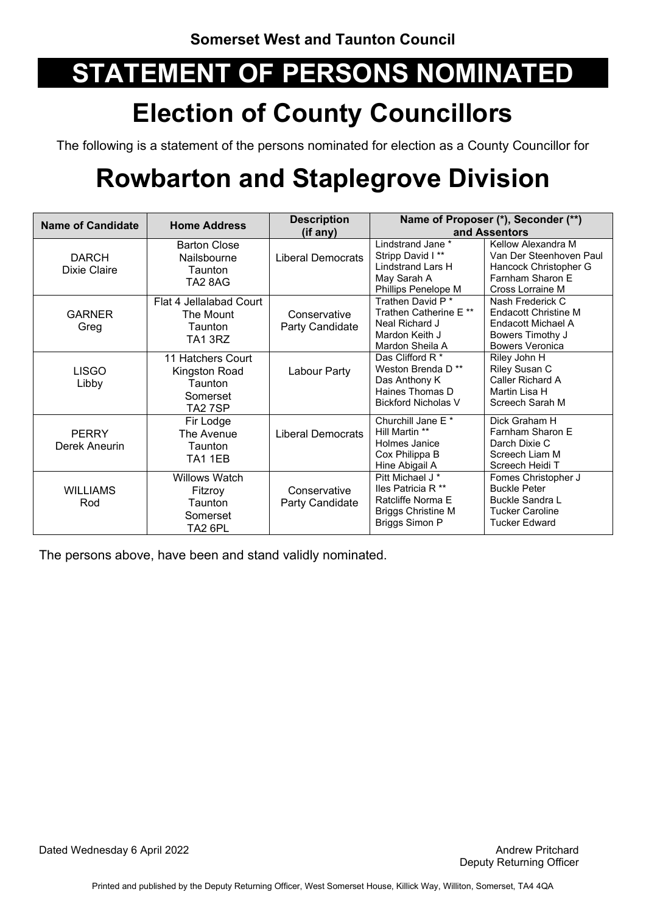**Somerset West and Taunton Council**

# STATEMENT OF PERSONS NOMINATED

# Election of County Councillors

The following is a statement of the persons nominated for election as a County Councillor for

# Rowbarton and Staplegrove Division

| Name of Candidate | Home Address | Description (if any) | Name of Proposer (*), Seconder (**) and Assentors | |
|---|---|---|---|---|
| DARCH Dixie Claire | Barton Close Nailsbourne Taunton TA2 8AG | Liberal Democrats | Lindstrand Jane * Stripp David I ** Lindstrand Lars H May Sarah A Phillips Penelope M | Kellow Alexandra M Van Der Steenhoven Paul Hancock Christopher G Farnham Sharon E Cross Lorraine M |
| GARNER Greg | Flat 4 Jellalabad Court The Mount Taunton TA1 3RZ | Conservative Party Candidate | Trathen David P * Trathen Catherine E ** Neal Richard J Mardon Keith J Mardon Sheila A | Nash Frederick C Endacott Christine M Endacott Michael A Bowers Timothy J Bowers Veronica |
| LISGO Libby | 11 Hatchers Court Kingston Road Taunton Somerset TA2 7SP | Labour Party | Das Clifford R * Weston Brenda D ** Das Anthony K Haines Thomas D Bickford Nicholas V | Riley John H Riley Susan C Caller Richard A Martin Lisa H Screech Sarah M |
| PERRY Derek Aneurin | Fir Lodge The Avenue Taunton TA1 1EB | Liberal Democrats | Churchill Jane E * Hill Martin ** Holmes Janice Cox Philippa B Hine Abigail A | Dick Graham H Farnham Sharon E Darch Dixie C Screech Liam M Screech Heidi T |
| WILLIAMS Rod | Willows Watch Fitzroy Taunton Somerset TA2 6PL | Conservative Party Candidate | Pitt Michael J * Iles Patricia R ** Ratcliffe Norma E Briggs Christine M Briggs Simon P | Fomes Christopher J Buckle Peter Buckle Sandra L Tucker Caroline Tucker Edward |

The persons above, have been and stand validly nominated.

Dated Wednesday 6 April 2022

Andrew Pritchard
Deputy Returning Officer

Printed and published by the Deputy Returning Officer, West Somerset House, Killick Way, Williton, Somerset, TA4 4QA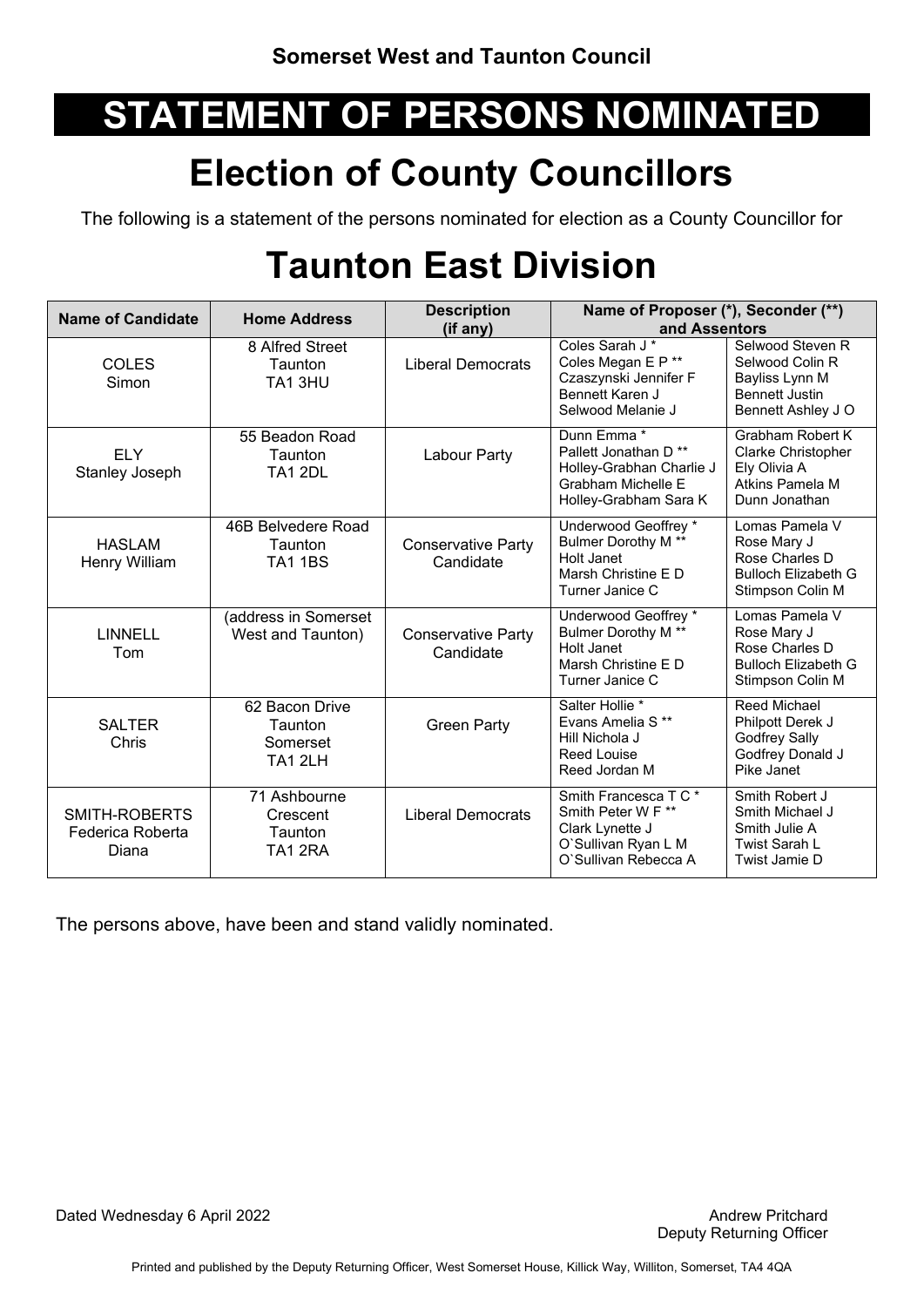**Somerset West and Taunton Council**

# STATEMENT OF PERSONS NOMINATED

# Election of County Councillors

The following is a statement of the persons nominated for election as a County Councillor for

# Taunton East Division

| Name of Candidate | Home Address | Description (if any) | Name of Proposer (*), Seconder (**) and Assentors | |
|---|---|---|---|---|
| COLES Simon | 8 Alfred Street Taunton TA1 3HU | Liberal Democrats | Coles Sarah J * Coles Megan E P ** Czaszynski Jennifer F Bennett Karen J Selwood Melanie J | Selwood Steven R Selwood Colin R Bayliss Lynn M Bennett Justin Bennett Ashley J O |
| ELY Stanley Joseph | 55 Beadon Road Taunton TA1 2DL | Labour Party | Dunn Emma * Pallett Jonathan D ** Holley-Grabhan Charlie J Grabham Michelle E Holley-Grabham Sara K | Grabham Robert K Clarke Christopher Ely Olivia A Atkins Pamela M Dunn Jonathan |
| HASLAM Henry William | 46B Belvedere Road Taunton TA1 1BS | Conservative Party Candidate | Underwood Geoffrey * Bulmer Dorothy M ** Holt Janet Marsh Christine E D Turner Janice C | Lomas Pamela V Rose Mary J Rose Charles D Bulloch Elizabeth G Stimpson Colin M |
| LINNELL Tom | (address in Somerset West and Taunton) | Conservative Party Candidate | Underwood Geoffrey * Bulmer Dorothy M ** Holt Janet Marsh Christine E D Turner Janice C | Lomas Pamela V Rose Mary J Rose Charles D Bulloch Elizabeth G Stimpson Colin M |
| SALTER Chris | 62 Bacon Drive Taunton Somerset TA1 2LH | Green Party | Salter Hollie * Evans Amelia S ** Hill Nichola J Reed Louise Reed Jordan M | Reed Michael Philpott Derek J Godfrey Sally Godfrey Donald J Pike Janet |
| SMITH-ROBERTS Federica Roberta Diana | 71 Ashbourne Crescent Taunton TA1 2RA | Liberal Democrats | Smith Francesca T C * Smith Peter W F ** Clark Lynette J O`Sullivan Ryan L M O`Sullivan Rebecca A | Smith Robert J Smith Michael J Smith Julie A Twist Sarah L Twist Jamie D |

The persons above, have been and stand validly nominated.

Dated Wednesday 6 April 2022

Andrew Pritchard
Deputy Returning Officer

Printed and published by the Deputy Returning Officer, West Somerset House, Killick Way, Williton, Somerset, TA4 4QA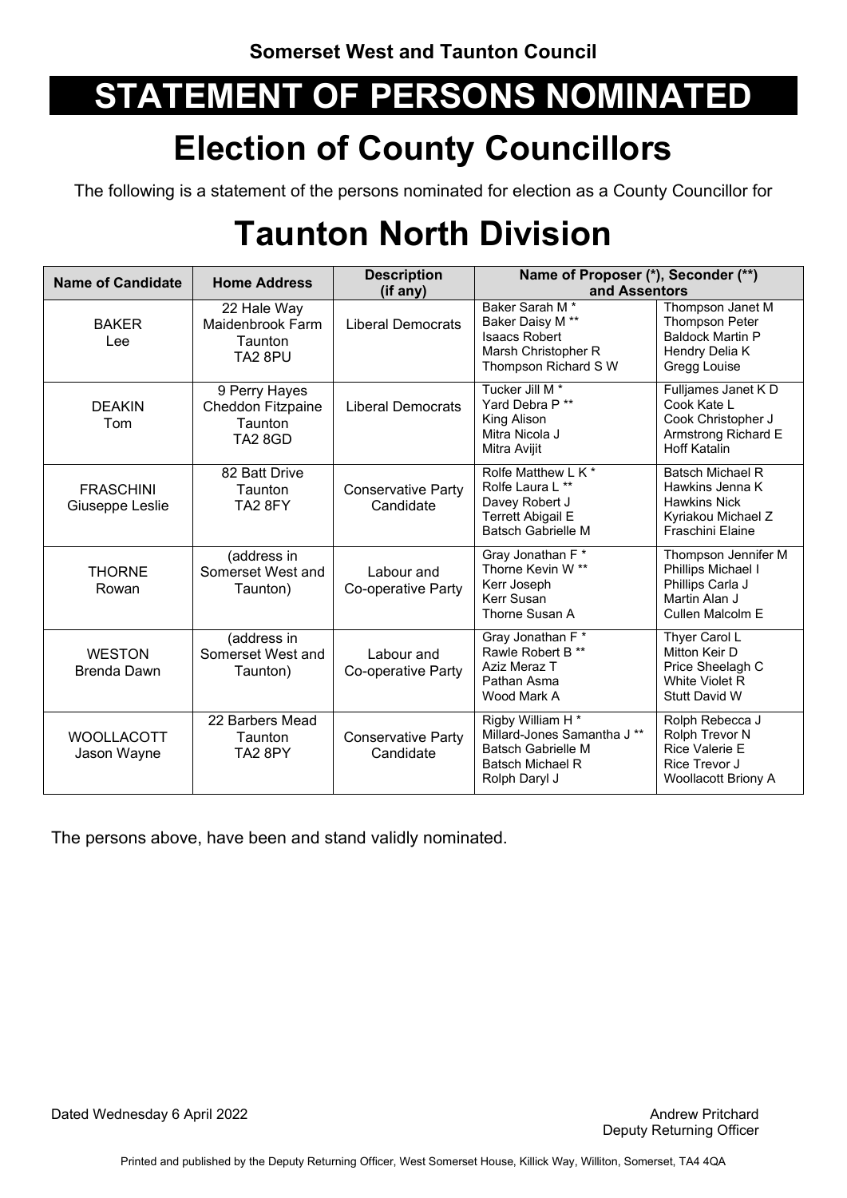Somerset West and Taunton Council

# STATEMENT OF PERSONS NOMINATED

# Election of County Councillors

The following is a statement of the persons nominated for election as a County Councillor for

# Taunton North Division

| Name of Candidate | Home Address | Description (if any) | Name of Proposer (*), Seconder (**) and Assentors | |
|---|---|---|---|---|
| BAKER Lee | 22 Hale Way Maidenbrook Farm Taunton TA2 8PU | Liberal Democrats | Baker Sarah M * Baker Daisy M ** Isaacs Robert Marsh Christopher R Thompson Richard S W | Thompson Janet M Thompson Peter Baldock Martin P Hendry Delia K Gregg Louise |
| DEAKIN Tom | 9 Perry Hayes Cheddon Fitzpaine Taunton TA2 8GD | Liberal Democrats | Tucker Jill M * Yard Debra P ** King Alison Mitra Nicola J Mitra Avijit | Fulljames Janet K D Cook Kate L Cook Christopher J Armstrong Richard E Hoff Katalin |
| FRASCHINI Giuseppe Leslie | 82 Batt Drive Taunton TA2 8FY | Conservative Party Candidate | Rolfe Matthew L K * Rolfe Laura L ** Davey Robert J Terrett Abigail E Batsch Gabrielle M | Batsch Michael R Hawkins Jenna K Hawkins Nick Kyriakou Michael Z Fraschini Elaine |
| THORNE Rowan | (address in Somerset West and Taunton) | Labour and Co-operative Party | Gray Jonathan F * Thorne Kevin W ** Kerr Joseph Kerr Susan Thorne Susan A | Thompson Jennifer M Phillips Michael I Phillips Carla J Martin Alan J Cullen Malcolm E |
| WESTON Brenda Dawn | (address in Somerset West and Taunton) | Labour and Co-operative Party | Gray Jonathan F * Rawle Robert B ** Aziz Meraz T Pathan Asma Wood Mark A | Thyer Carol L Mitton Keir D Price Sheelagh C White Violet R Stutt David W |
| WOOLLACOTT Jason Wayne | 22 Barbers Mead Taunton TA2 8PY | Conservative Party Candidate | Rigby William H * Millard-Jones Samantha J ** Batsch Gabrielle M Batsch Michael R Rolph Daryl J | Rolph Rebecca J Rolph Trevor N Rice Valerie E Rice Trevor J Woollacott Briony A |

The persons above, have been and stand validly nominated.

Dated Wednesday 6 April 2022

Andrew Pritchard
Deputy Returning Officer

Printed and published by the Deputy Returning Officer, West Somerset House, Killick Way, Williton, Somerset, TA4 4QA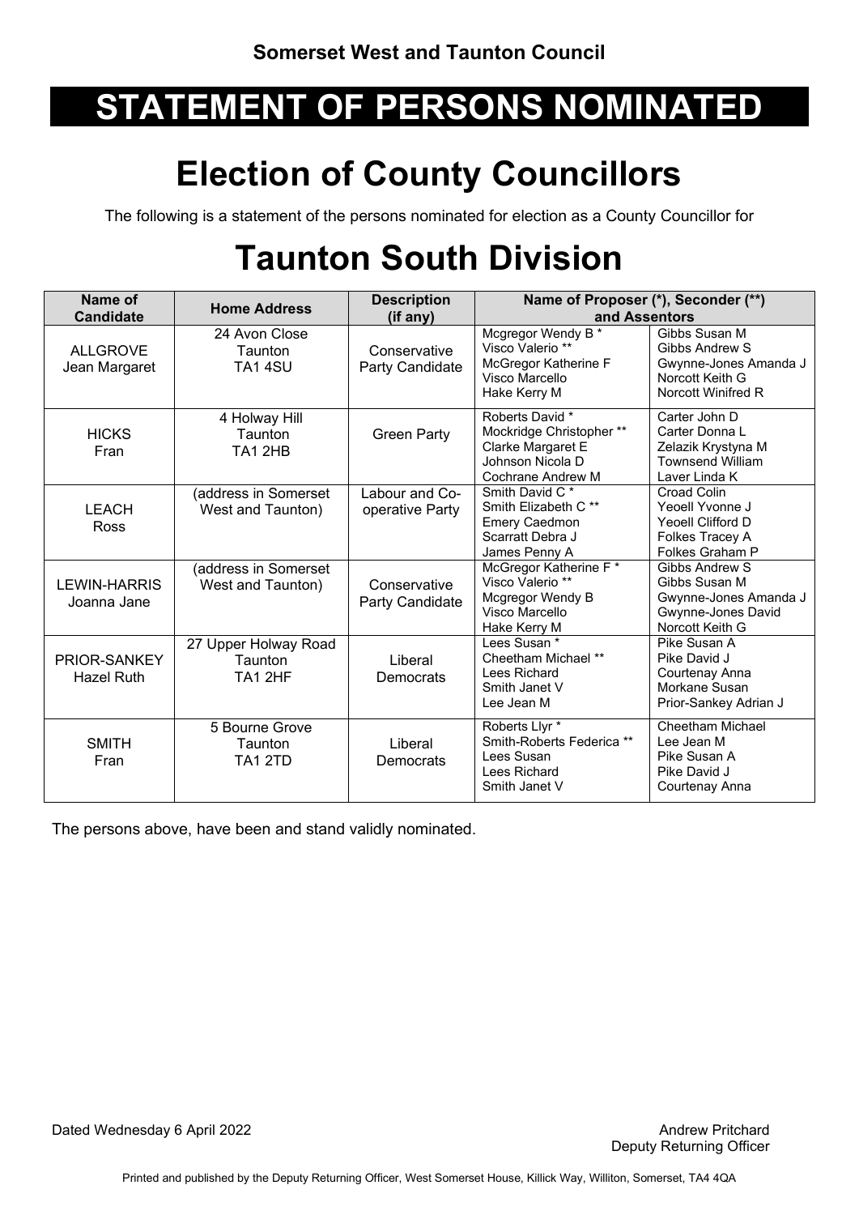Somerset West and Taunton Council

# STATEMENT OF PERSONS NOMINATED

# Election of County Councillors

The following is a statement of the persons nominated for election as a County Councillor for

# Taunton South Division

| Name of Candidate | Home Address | Description (if any) | Name of Proposer (*), Seconder (**) and Assentors | |
|---|---|---|---|---|
| ALLGROVE Jean Margaret | 24 Avon Close Taunton TA1 4SU | Conservative Party Candidate | Mcgregor Wendy B *<br>Visco Valerio **<br>McGregor Katherine F<br>Visco Marcello<br>Hake Kerry M | Gibbs Susan M<br>Gibbs Andrew S<br>Gwynne-Jones Amanda J<br>Norcott Keith G<br>Norcott Winifred R |
| HICKS Fran | 4 Holway Hill Taunton TA1 2HB | Green Party | Roberts David *<br>Mockridge Christopher **<br>Clarke Margaret E<br>Johnson Nicola D<br>Cochrane Andrew M | Carter John D<br>Carter Donna L<br>Zelazik Krystyna M<br>Townsend William<br>Laver Linda K |
| LEACH Ross | (address in Somerset West and Taunton) | Labour and Co-operative Party | Smith David C *<br>Smith Elizabeth C **<br>Emery Caedmon<br>Scarratt Debra J<br>James Penny A | Croad Colin<br>Yeoell Yvonne J<br>Yeoell Clifford D<br>Folkes Tracey A<br>Folkes Graham P |
| LEWIN-HARRIS Joanna Jane | (address in Somerset West and Taunton) | Conservative Party Candidate | McGregor Katherine F *<br>Visco Valerio **<br>Mcgregor Wendy B<br>Visco Marcello<br>Hake Kerry M | Gibbs Andrew S<br>Gibbs Susan M<br>Gwynne-Jones Amanda J<br>Gwynne-Jones David<br>Norcott Keith G |
| PRIOR-SANKEY Hazel Ruth | 27 Upper Holway Road Taunton TA1 2HF | Liberal Democrats | Lees Susan *<br>Cheetham Michael **<br>Lees Richard<br>Smith Janet V<br>Lee Jean M | Pike Susan A<br>Pike David J<br>Courtenay Anna<br>Morkane Susan<br>Prior-Sankey Adrian J |
| SMITH Fran | 5 Bourne Grove Taunton TA1 2TD | Liberal Democrats | Roberts Llyr *<br>Smith-Roberts Federica **<br>Lees Susan<br>Lees Richard<br>Smith Janet V | Cheetham Michael<br>Lee Jean M<br>Pike Susan A<br>Pike David J<br>Courtenay Anna |

The persons above, have been and stand validly nominated.

Dated Wednesday 6 April 2022

Andrew Pritchard
Deputy Returning Officer

Printed and published by the Deputy Returning Officer, West Somerset House, Killick Way, Williton, Somerset, TA4 4QA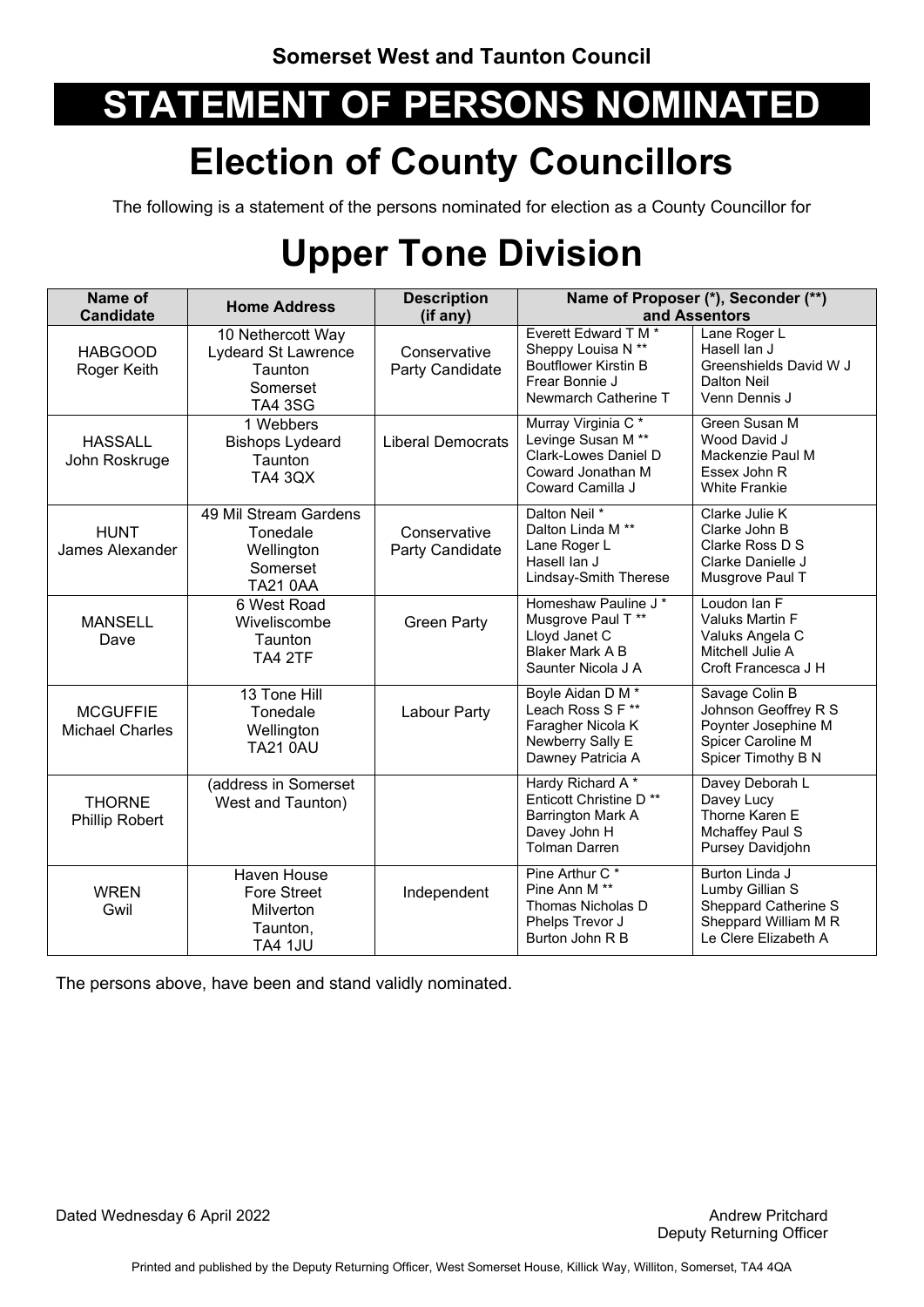**Somerset West and Taunton Council**

# STATEMENT OF PERSONS NOMINATED

# Election of County Councillors

The following is a statement of the persons nominated for election as a County Councillor for

# Upper Tone Division

| Name of Candidate | Home Address | Description (if any) | Name of Proposer (*), Seconder (**) and Assentors | |
|---|---|---|---|---|
| HABGOOD Roger Keith | 10 Nethercott Way Lydeard St Lawrence Taunton Somerset TA4 3SG | Conservative Party Candidate | Everett Edward T M * Sheppy Louisa N ** Boutflower Kirstin B Frear Bonnie J Newmarch Catherine T | Lane Roger L Hasell Ian J Greenshields David W J Dalton Neil Venn Dennis J |
| HASSALL John Roskruge | 1 Webbers Bishops Lydeard Taunton TA4 3QX | Liberal Democrats | Murray Virginia C * Levinge Susan M ** Clark-Lowes Daniel D Coward Jonathan M Coward Camilla J | Green Susan M Wood David J Mackenzie Paul M Essex John R White Frankie |
| HUNT James Alexander | 49 Mil Stream Gardens Tonedale Wellington Somerset TA21 0AA | Conservative Party Candidate | Dalton Neil * Dalton Linda M ** Lane Roger L Hasell Ian J Lindsay-Smith Therese | Clarke Julie K Clarke John B Clarke Ross D S Clarke Danielle J Musgrove Paul T |
| MANSELL Dave | 6 West Road Wiveliscombe Taunton TA4 2TF | Green Party | Homeshaw Pauline J * Musgrove Paul T ** Lloyd Janet C Blaker Mark A B Saunter Nicola J A | Loudon Ian F Valuks Martin F Valuks Angela C Mitchell Julie A Croft Francesca J H |
| MCGUFFIE Michael Charles | 13 Tone Hill Tonedale Wellington TA21 0AU | Labour Party | Boyle Aidan D M * Leach Ross S F ** Faragher Nicola K Newberry Sally E Dawney Patricia A | Savage Colin B Johnson Geoffrey R S Poynter Josephine M Spicer Caroline M Spicer Timothy B N |
| THORNE Phillip Robert | (address in Somerset West and Taunton) | | Hardy Richard A * Enticott Christine D ** Barrington Mark A Davey John H Tolman Darren | Davey Deborah L Davey Lucy Thorne Karen E Mchaffey Paul S Pursey Davidjohn |
| WREN Gwil | Haven House Fore Street Milverton Taunton, TA4 1JU | Independent | Pine Arthur C * Pine Ann M ** Thomas Nicholas D Phelps Trevor J Burton John R B | Burton Linda J Lumby Gillian S Sheppard Catherine S Sheppard William M R Le Clere Elizabeth A |

The persons above, have been and stand validly nominated.

Dated Wednesday 6 April 2022

Andrew Pritchard
Deputy Returning Officer

Printed and published by the Deputy Returning Officer, West Somerset House, Killick Way, Williton, Somerset, TA4 4QA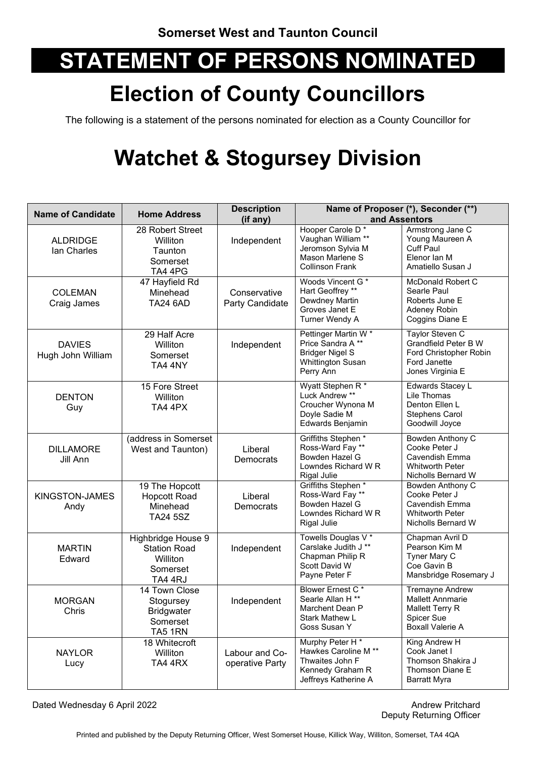**Somerset West and Taunton Council**

# STATEMENT OF PERSONS NOMINATED

# Election of County Councillors

The following is a statement of the persons nominated for election as a County Councillor for

# Watchet & Stogursey Division

| Name of Candidate | Home Address | Description (if any) | Name of Proposer (*), Seconder (**) and Assentors | |
|---|---|---|---|---|
| ALDRIDGE Ian Charles | 28 Robert Street Williton Taunton Somerset TA4 4PG | Independent | Hooper Carole D * Vaughan William ** Jeromson Sylvia M Mason Marlene S Collinson Frank | Armstrong Jane C Young Maureen A Cuff Paul Elenor Ian M Amatiello Susan J |
| COLEMAN Craig James | 47 Hayfield Rd Minehead TA24 6AD | Conservative Party Candidate | Woods Vincent G * Hart Geoffrey ** Dewdney Martin Groves Janet E Turner Wendy A | McDonald Robert C Searle Paul Roberts June E Adeney Robin Coggins Diane E |
| DAVIES Hugh John William | 29 Half Acre Williton Somerset TA4 4NY | Independent | Pettinger Martin W * Price Sandra A ** Bridger Nigel S Whittington Susan Perry Ann | Taylor Steven C Grandfield Peter B W Ford Christopher Robin Ford Janette Jones Virginia E |
| DENTON Guy | 15 Fore Street Williton TA4 4PX | | Wyatt Stephen R * Luck Andrew ** Croucher Wynona M Doyle Sadie M Edwards Benjamin | Edwards Stacey L Lile Thomas Denton Ellen L Stephens Carol Goodwill Joyce |
| DILLAMORE Jill Ann | (address in Somerset West and Taunton) | Liberal Democrats | Griffiths Stephen * Ross-Ward Fay ** Bowden Hazel G Lowndes Richard W R Rigal Julie | Bowden Anthony C Cooke Peter J Cavendish Emma Whitworth Peter Nicholls Bernard W |
| KINGSTON-JAMES Andy | 19 The Hopcott Hopcott Road Minehead TA24 5SZ | Liberal Democrats | Griffiths Stephen * Ross-Ward Fay ** Bowden Hazel G Lowndes Richard W R Rigal Julie | Bowden Anthony C Cooke Peter J Cavendish Emma Whitworth Peter Nicholls Bernard W |
| MARTIN Edward | Highbridge House 9 Station Road Williton Somerset TA4 4RJ | Independent | Towells Douglas V * Carslake Judith J ** Chapman Philip R Scott David W Payne Peter F | Chapman Avril D Pearson Kim M Tyner Mary C Coe Gavin B Mansbridge Rosemary J |
| MORGAN Chris | 14 Town Close Stogursey Bridgwater Somerset TA5 1RN | Independent | Blower Ernest C * Searle Allan H ** Marchent Dean P Stark Mathew L Goss Susan Y | Tremayne Andrew Mallett Annmarie Mallett Terry R Spicer Sue Boxall Valerie A |
| NAYLOR Lucy | 18 Whitecroft Williton TA4 4RX | Labour and Co-operative Party | Murphy Peter H * Hawkes Caroline M ** Thwaites John F Kennedy Graham R Jeffreys Katherine A | King Andrew H Cook Janet I Thomson Shakira J Thomson Diane E Barratt Myra |

Dated Wednesday 6 April 2022

Andrew Pritchard
Deputy Returning Officer

Printed and published by the Deputy Returning Officer, West Somerset House, Killick Way, Williton, Somerset, TA4 4QA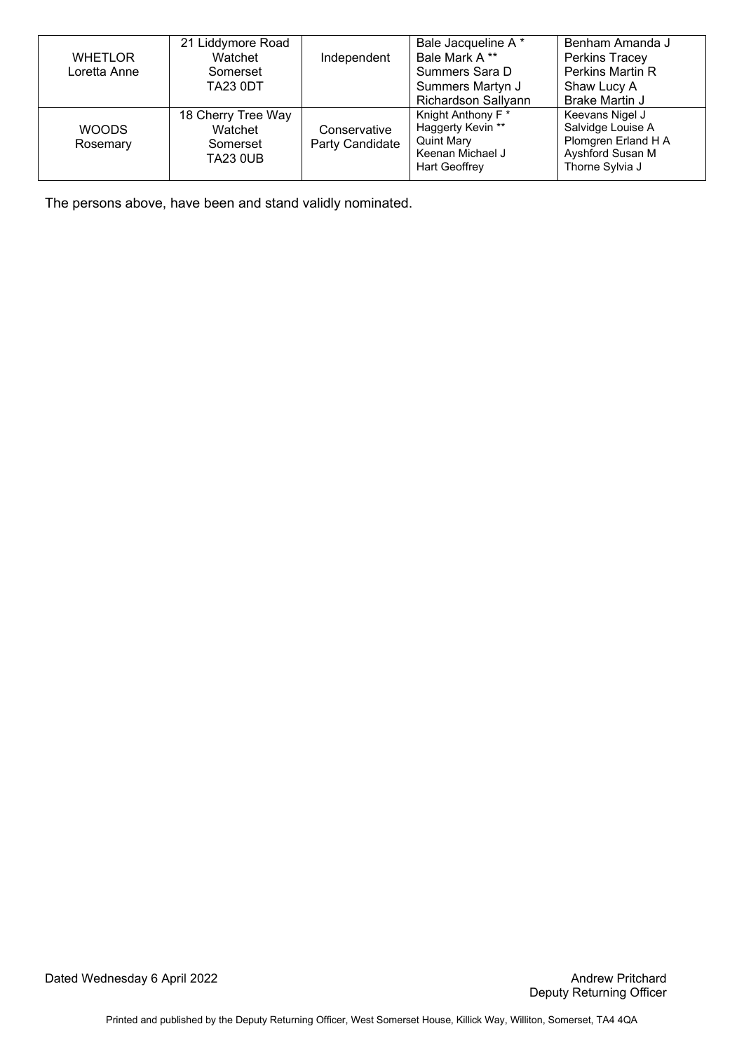| WHETLOR Loretta Anne | 21 Liddymore Road Watchet Somerset TA23 0DT | Independent | Bale Jacqueline A * Bale Mark A ** Summers Sara D Summers Martyn J Richardson Sallyann | Benham Amanda J Perkins Tracey Perkins Martin R Shaw Lucy A Brake Martin J |
|---|---|---|---|---|
| WOODS Rosemary | 18 Cherry Tree Way Watchet Somerset TA23 0UB | Conservative Party Candidate | Knight Anthony F * Haggerty Kevin ** Quint Mary Keenan Michael J Hart Geoffrey | Keevans Nigel J Salvidge Louise A Plomgren Erland H A Ayshford Susan M Thorne Sylvia J |

The persons above, have been and stand validly nominated.

Dated Wednesday 6 April 2022

Andrew Pritchard
Deputy Returning Officer

Printed and published by the Deputy Returning Officer, West Somerset House, Killick Way, Williton, Somerset, TA4 4QA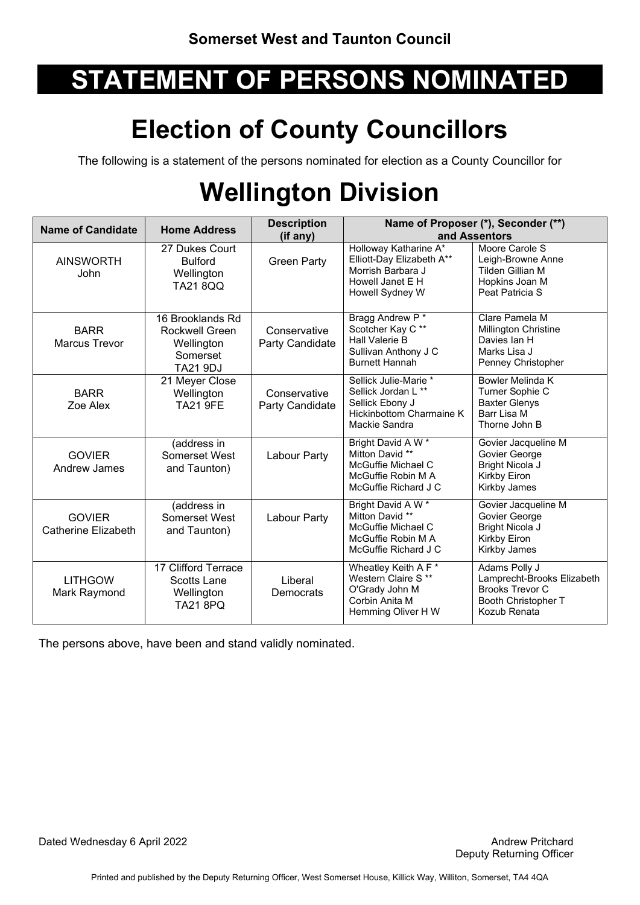**Somerset West and Taunton Council**

# STATEMENT OF PERSONS NOMINATED

# Election of County Councillors

The following is a statement of the persons nominated for election as a County Councillor for

# Wellington Division

| Name of Candidate | Home Address | Description (if any) | Name of Proposer (*), Seconder (**) and Assentors | |
|---|---|---|---|---|
| AINSWORTH John | 27 Dukes Court Bulford Wellington TA21 8QQ | Green Party | Holloway Katharine A* Elliott-Day Elizabeth A** Morrish Barbara J Howell Janet E H Howell Sydney W | Moore Carole S Leigh-Browne Anne Tilden Gillian M Hopkins Joan M Peat Patricia S |
| BARR Marcus Trevor | 16 Brooklands Rd Rockwell Green Wellington Somerset TA21 9DJ | Conservative Party Candidate | Bragg Andrew P * Scotcher Kay C ** Hall Valerie B Sullivan Anthony J C Burnett Hannah | Clare Pamela M Millington Christine Davies Ian H Marks Lisa J Penney Christopher |
| BARR Zoe Alex | 21 Meyer Close Wellington TA21 9FE | Conservative Party Candidate | Sellick Julie-Marie * Sellick Jordan L ** Sellick Ebony J Hickinbottom Charmaine K Mackie Sandra | Bowler Melinda K Turner Sophie C Baxter Glenys Barr Lisa M Thorne John B |
| GOVIER Andrew James | (address in Somerset West and Taunton) | Labour Party | Bright David A W * Mitton David ** McGuffie Michael C McGuffie Robin M A McGuffie Richard J C | Govier Jacqueline M Govier George Bright Nicola J Kirkby Eiron Kirkby James |
| GOVIER Catherine Elizabeth | (address in Somerset West and Taunton) | Labour Party | Bright David A W * Mitton David ** McGuffie Michael C McGuffie Robin M A McGuffie Richard J C | Govier Jacqueline M Govier George Bright Nicola J Kirkby Eiron Kirkby James |
| LITHGOW Mark Raymond | 17 Clifford Terrace Scotts Lane Wellington TA21 8PQ | Liberal Democrats | Wheatley Keith A F * Western Claire S ** O'Grady John M Corbin Anita M Hemming Oliver H W | Adams Polly J Lamprecht-Brooks Elizabeth Brooks Trevor C Booth Christopher T Kozub Renata |

The persons above, have been and stand validly nominated.

Dated Wednesday 6 April 2022

Andrew Pritchard
Deputy Returning Officer

Printed and published by the Deputy Returning Officer, West Somerset House, Killick Way, Williton, Somerset, TA4 4QA